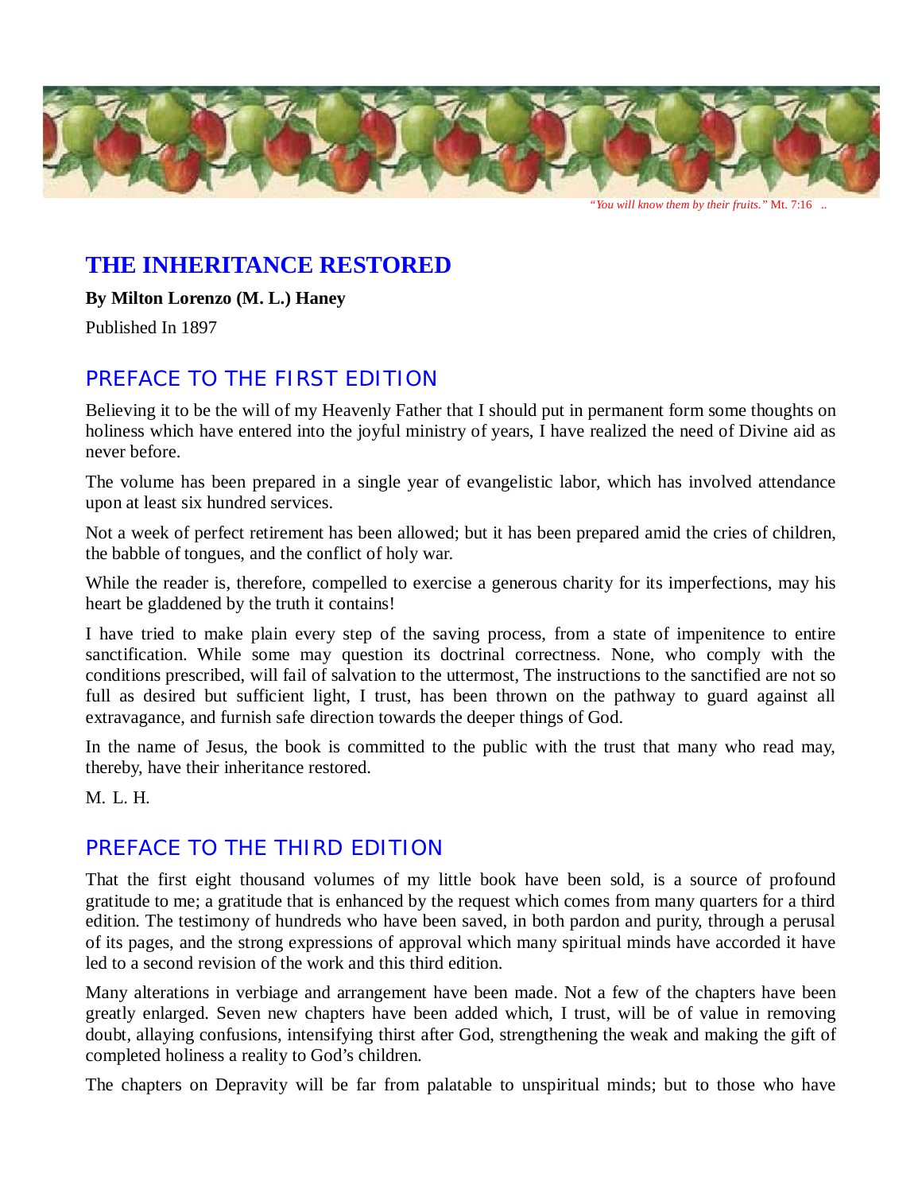*"You will know them by their fruits."* Mt. 7:16 ..

# THE INHERITANCE RESTORED

**By Milton Lorenzo (M. L.) Haney**

Published In 1897

## PREFACE TO THE FIRST EDITION

Believing it to be the will of my Heavenly Father that I should put in permanent form some thoughts on holiness which have entered into the joyful ministry of years, I have realized the need of Divine aid as never before.

The volume has been prepared in a single year of evangelistic labor, which has involved attendance upon at least six hundred services.

Not a week of perfect retirement has been allowed; but it has been prepared amid the cries of children, the babble of tongues, and the conflict of holy war.

While the reader is, therefore, compelled to exercise a generous charity for its imperfections, may his heart be gladdened by the truth it contains!

I have tried to make plain every step of the saving process, from a state of impenitence to entire sanctification. While some may question its doctrinal correctness. None, who comply with the conditions prescribed, will fail of salvation to the uttermost, The instructions to the sanctified are not so full as desired but sufficient light, I trust, has been thrown on the pathway to guard against all extravagance, and furnish safe direction towards the deeper things of God.

In the name of Jesus, the book is committed to the public with the trust that many who read may, thereby, have their inheritance restored.

M. L. H.

## PREFACE TO THE THIRD EDITION

That the first eight thousand volumes of my little book have been sold, is a source of profound gratitude to me; a gratitude that is enhanced by the request which comes from many quarters for a third edition. The testimony of hundreds who have been saved, in both pardon and purity, through a perusal of its pages, and the strong expressions of approval which many spiritual minds have accorded it have led to a second revision of the work and this third edition.

Many alterations in verbiage and arrangement have been made. Not a few of the chapters have been greatly enlarged. Seven new chapters have been added which, I trust, will be of value in removing doubt, allaying confusions, intensifying thirst after God, strengthening the weak and making the gift of completed holiness a reality to God's children.

The chapters on Depravity will be far from palatable to unspiritual minds; but to those who have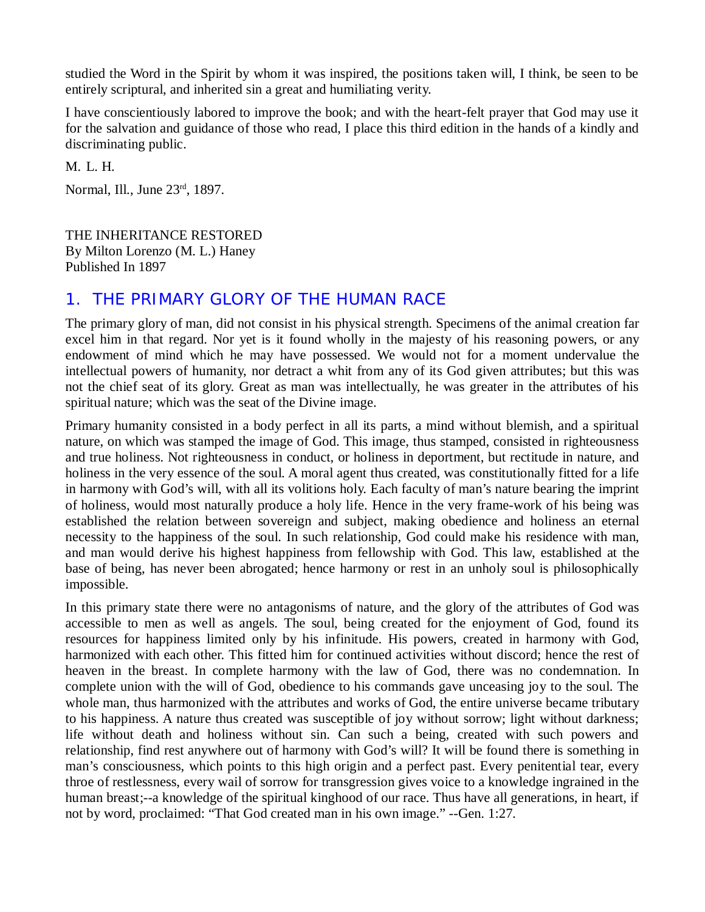studied the Word in the Spirit by whom it was inspired, the positions taken will, I think, be seen to be entirely scriptural, and inherited sin a great and humiliating verity.

I have conscientiously labored to improve the book; and with the heart-felt prayer that God may use it for the salvation and guidance of those who read, I place this third edition in the hands of a kindly and discriminating public.

M. L. H.

Normal, Ill., June 23rd, 1897.

THE INHERITANCE RESTORED
By Milton Lorenzo (M. L.) Haney
Published In 1897

## 1. THE PRIMARY GLORY OF THE HUMAN RACE

The primary glory of man, did not consist in his physical strength. Specimens of the animal creation far excel him in that regard. Nor yet is it found wholly in the majesty of his reasoning powers, or any endowment of mind which he may have possessed. We would not for a moment undervalue the intellectual powers of humanity, nor detract a whit from any of its God given attributes; but this was not the chief seat of its glory. Great as man was intellectually, he was greater in the attributes of his spiritual nature; which was the seat of the Divine image.

Primary humanity consisted in a body perfect in all its parts, a mind without blemish, and a spiritual nature, on which was stamped the image of God. This image, thus stamped, consisted in righteousness and true holiness. Not righteousness in conduct, or holiness in deportment, but rectitude in nature, and holiness in the very essence of the soul. A moral agent thus created, was constitutionally fitted for a life in harmony with God's will, with all its volitions holy. Each faculty of man's nature bearing the imprint of holiness, would most naturally produce a holy life. Hence in the very frame-work of his being was established the relation between sovereign and subject, making obedience and holiness an eternal necessity to the happiness of the soul. In such relationship, God could make his residence with man, and man would derive his highest happiness from fellowship with God. This law, established at the base of being, has never been abrogated; hence harmony or rest in an unholy soul is philosophically impossible.

In this primary state there were no antagonisms of nature, and the glory of the attributes of God was accessible to men as well as angels. The soul, being created for the enjoyment of God, found its resources for happiness limited only by his infinitude. His powers, created in harmony with God, harmonized with each other. This fitted him for continued activities without discord; hence the rest of heaven in the breast. In complete harmony with the law of God, there was no condemnation. In complete union with the will of God, obedience to his commands gave unceasing joy to the soul. The whole man, thus harmonized with the attributes and works of God, the entire universe became tributary to his happiness. A nature thus created was susceptible of joy without sorrow; light without darkness; life without death and holiness without sin. Can such a being, created with such powers and relationship, find rest anywhere out of harmony with God's will? It will be found there is something in man's consciousness, which points to this high origin and a perfect past. Every penitential tear, every throe of restlessness, every wail of sorrow for transgression gives voice to a knowledge ingrained in the human breast;--a knowledge of the spiritual kinghood of our race. Thus have all generations, in heart, if not by word, proclaimed: "That God created man in his own image." --Gen. 1:27.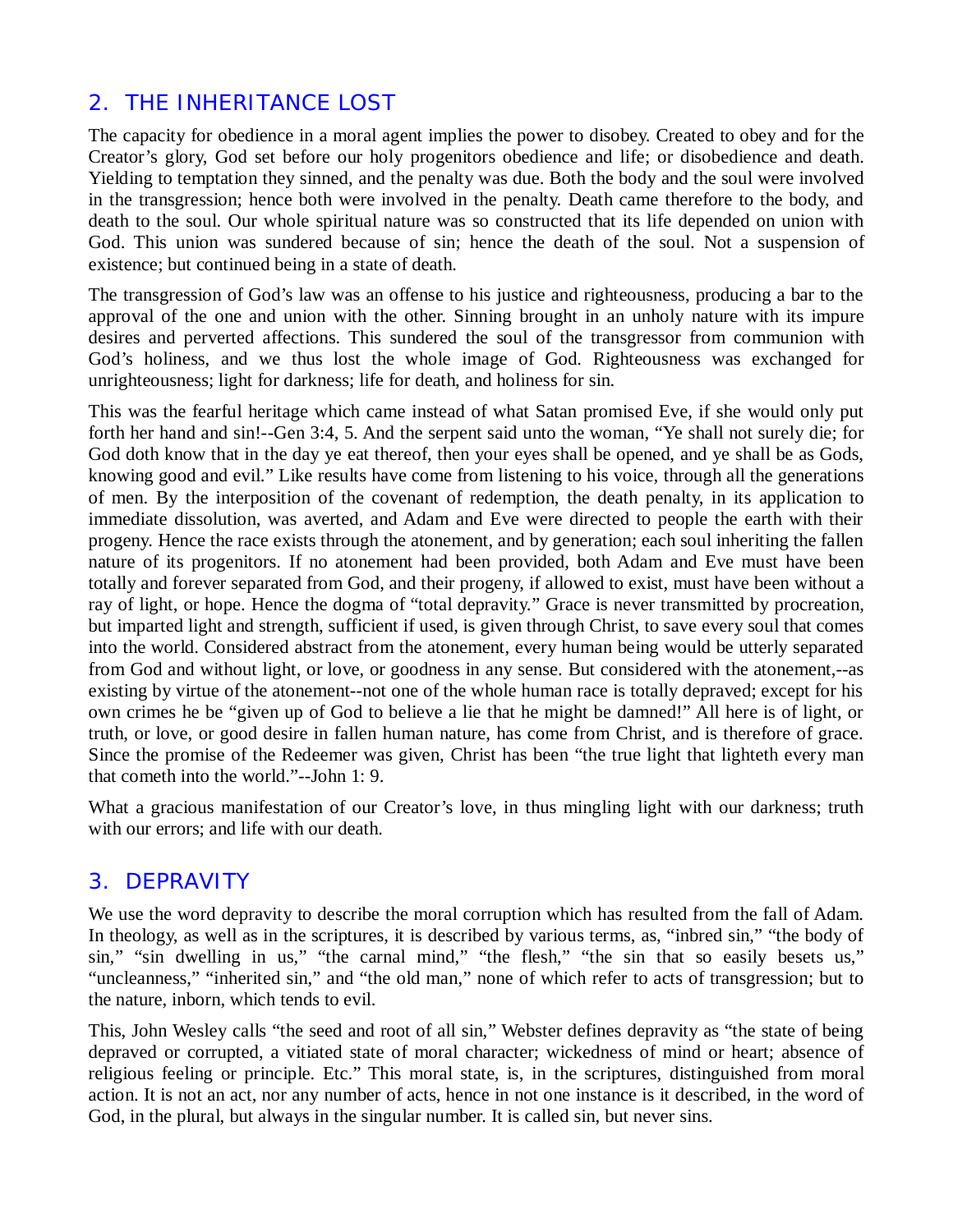## 2. THE INHERITANCE LOST

The capacity for obedience in a moral agent implies the power to disobey. Created to obey and for the Creator's glory, God set before our holy progenitors obedience and life; or disobedience and death. Yielding to temptation they sinned, and the penalty was due. Both the body and the soul were involved in the transgression; hence both were involved in the penalty. Death came therefore to the body, and death to the soul. Our whole spiritual nature was so constructed that its life depended on union with God. This union was sundered because of sin; hence the death of the soul. Not a suspension of existence; but continued being in a state of death.

The transgression of God's law was an offense to his justice and righteousness, producing a bar to the approval of the one and union with the other. Sinning brought in an unholy nature with its impure desires and perverted affections. This sundered the soul of the transgressor from communion with God's holiness, and we thus lost the whole image of God. Righteousness was exchanged for unrighteousness; light for darkness; life for death, and holiness for sin.

This was the fearful heritage which came instead of what Satan promised Eve, if she would only put forth her hand and sin!--Gen 3:4, 5. And the serpent said unto the woman, "Ye shall not surely die; for God doth know that in the day ye eat thereof, then your eyes shall be opened, and ye shall be as Gods, knowing good and evil." Like results have come from listening to his voice, through all the generations of men. By the interposition of the covenant of redemption, the death penalty, in its application to immediate dissolution, was averted, and Adam and Eve were directed to people the earth with their progeny. Hence the race exists through the atonement, and by generation; each soul inheriting the fallen nature of its progenitors. If no atonement had been provided, both Adam and Eve must have been totally and forever separated from God, and their progeny, if allowed to exist, must have been without a ray of light, or hope. Hence the dogma of "total depravity." Grace is never transmitted by procreation, but imparted light and strength, sufficient if used, is given through Christ, to save every soul that comes into the world. Considered abstract from the atonement, every human being would be utterly separated from God and without light, or love, or goodness in any sense. But considered with the atonement,--as existing by virtue of the atonement--not one of the whole human race is totally depraved; except for his own crimes he be "given up of God to believe a lie that he might be damned!" All here is of light, or truth, or love, or good desire in fallen human nature, has come from Christ, and is therefore of grace. Since the promise of the Redeemer was given, Christ has been "the true light that lighteth every man that cometh into the world."--John 1: 9.

What a gracious manifestation of our Creator's love, in thus mingling light with our darkness; truth with our errors; and life with our death.

## 3. DEPRAVITY

We use the word depravity to describe the moral corruption which has resulted from the fall of Adam. In theology, as well as in the scriptures, it is described by various terms, as, "inbred sin," "the body of sin," "sin dwelling in us," "the carnal mind," "the flesh," "the sin that so easily besets us," "uncleanness," "inherited sin," and "the old man," none of which refer to acts of transgression; but to the nature, inborn, which tends to evil.

This, John Wesley calls "the seed and root of all sin," Webster defines depravity as "the state of being depraved or corrupted, a vitiated state of moral character; wickedness of mind or heart; absence of religious feeling or principle. Etc." This moral state, is, in the scriptures, distinguished from moral action. It is not an act, nor any number of acts, hence in not one instance is it described, in the word of God, in the plural, but always in the singular number. It is called sin, but never sins.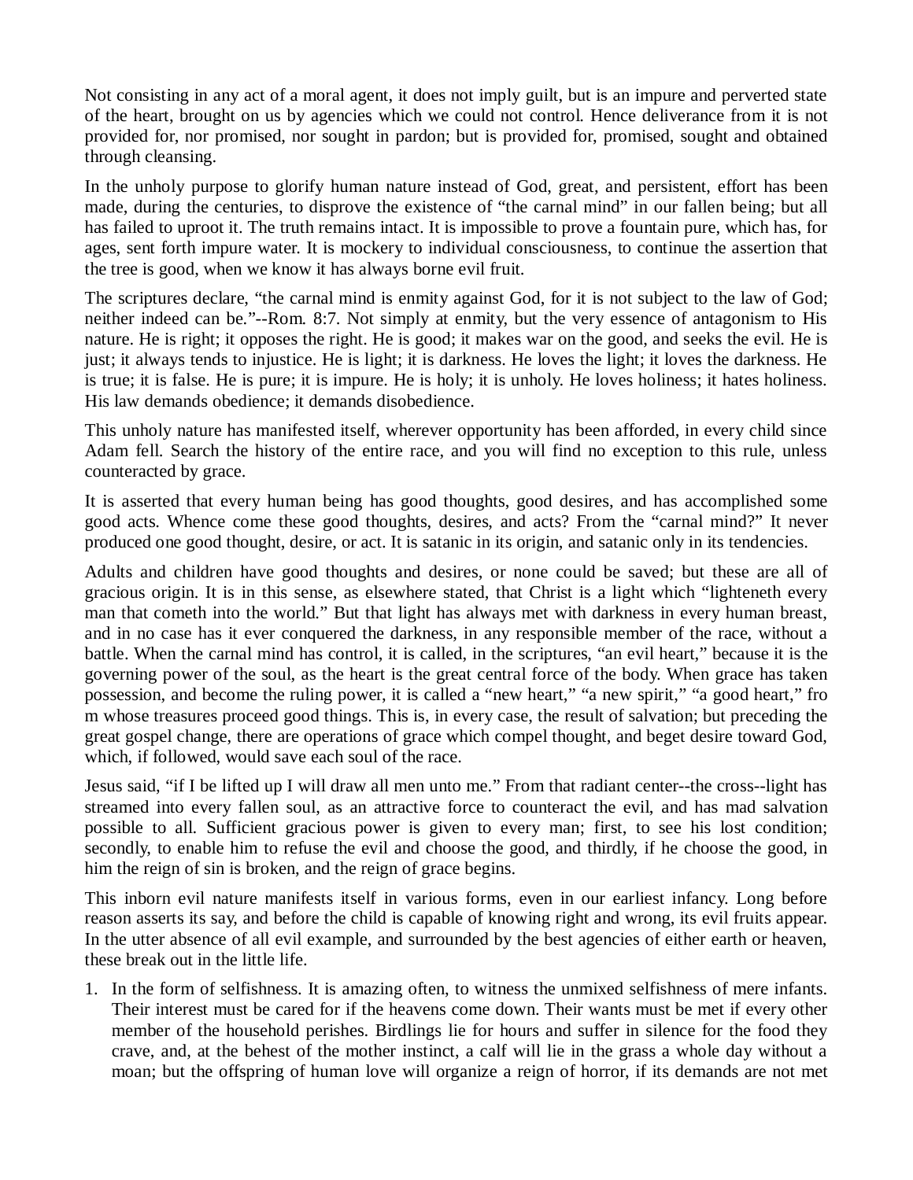Not consisting in any act of a moral agent, it does not imply guilt, but is an impure and perverted state of the heart, brought on us by agencies which we could not control. Hence deliverance from it is not provided for, nor promised, nor sought in pardon; but is provided for, promised, sought and obtained through cleansing.

In the unholy purpose to glorify human nature instead of God, great, and persistent, effort has been made, during the centuries, to disprove the existence of "the carnal mind" in our fallen being; but all has failed to uproot it. The truth remains intact. It is impossible to prove a fountain pure, which has, for ages, sent forth impure water. It is mockery to individual consciousness, to continue the assertion that the tree is good, when we know it has always borne evil fruit.

The scriptures declare, "the carnal mind is enmity against God, for it is not subject to the law of God; neither indeed can be."--Rom. 8:7. Not simply at enmity, but the very essence of antagonism to His nature. He is right; it opposes the right. He is good; it makes war on the good, and seeks the evil. He is just; it always tends to injustice. He is light; it is darkness. He loves the light; it loves the darkness. He is true; it is false. He is pure; it is impure. He is holy; it is unholy. He loves holiness; it hates holiness. His law demands obedience; it demands disobedience.

This unholy nature has manifested itself, wherever opportunity has been afforded, in every child since Adam fell. Search the history of the entire race, and you will find no exception to this rule, unless counteracted by grace.

It is asserted that every human being has good thoughts, good desires, and has accomplished some good acts. Whence come these good thoughts, desires, and acts? From the "carnal mind?" It never produced one good thought, desire, or act. It is satanic in its origin, and satanic only in its tendencies.

Adults and children have good thoughts and desires, or none could be saved; but these are all of gracious origin. It is in this sense, as elsewhere stated, that Christ is a light which "lighteneth every man that cometh into the world." But that light has always met with darkness in every human breast, and in no case has it ever conquered the darkness, in any responsible member of the race, without a battle. When the carnal mind has control, it is called, in the scriptures, "an evil heart," because it is the governing power of the soul, as the heart is the great central force of the body. When grace has taken possession, and become the ruling power, it is called a "new heart," "a new spirit," "a good heart," fro m whose treasures proceed good things. This is, in every case, the result of salvation; but preceding the great gospel change, there are operations of grace which compel thought, and beget desire toward God, which, if followed, would save each soul of the race.

Jesus said, "if I be lifted up I will draw all men unto me." From that radiant center--the cross--light has streamed into every fallen soul, as an attractive force to counteract the evil, and has mad salvation possible to all. Sufficient gracious power is given to every man; first, to see his lost condition; secondly, to enable him to refuse the evil and choose the good, and thirdly, if he choose the good, in him the reign of sin is broken, and the reign of grace begins.

This inborn evil nature manifests itself in various forms, even in our earliest infancy. Long before reason asserts its say, and before the child is capable of knowing right and wrong, its evil fruits appear. In the utter absence of all evil example, and surrounded by the best agencies of either earth or heaven, these break out in the little life.

1. In the form of selfishness. It is amazing often, to witness the unmixed selfishness of mere infants. Their interest must be cared for if the heavens come down. Their wants must be met if every other member of the household perishes. Birdlings lie for hours and suffer in silence for the food they crave, and, at the behest of the mother instinct, a calf will lie in the grass a whole day without a moan; but the offspring of human love will organize a reign of horror, if its demands are not met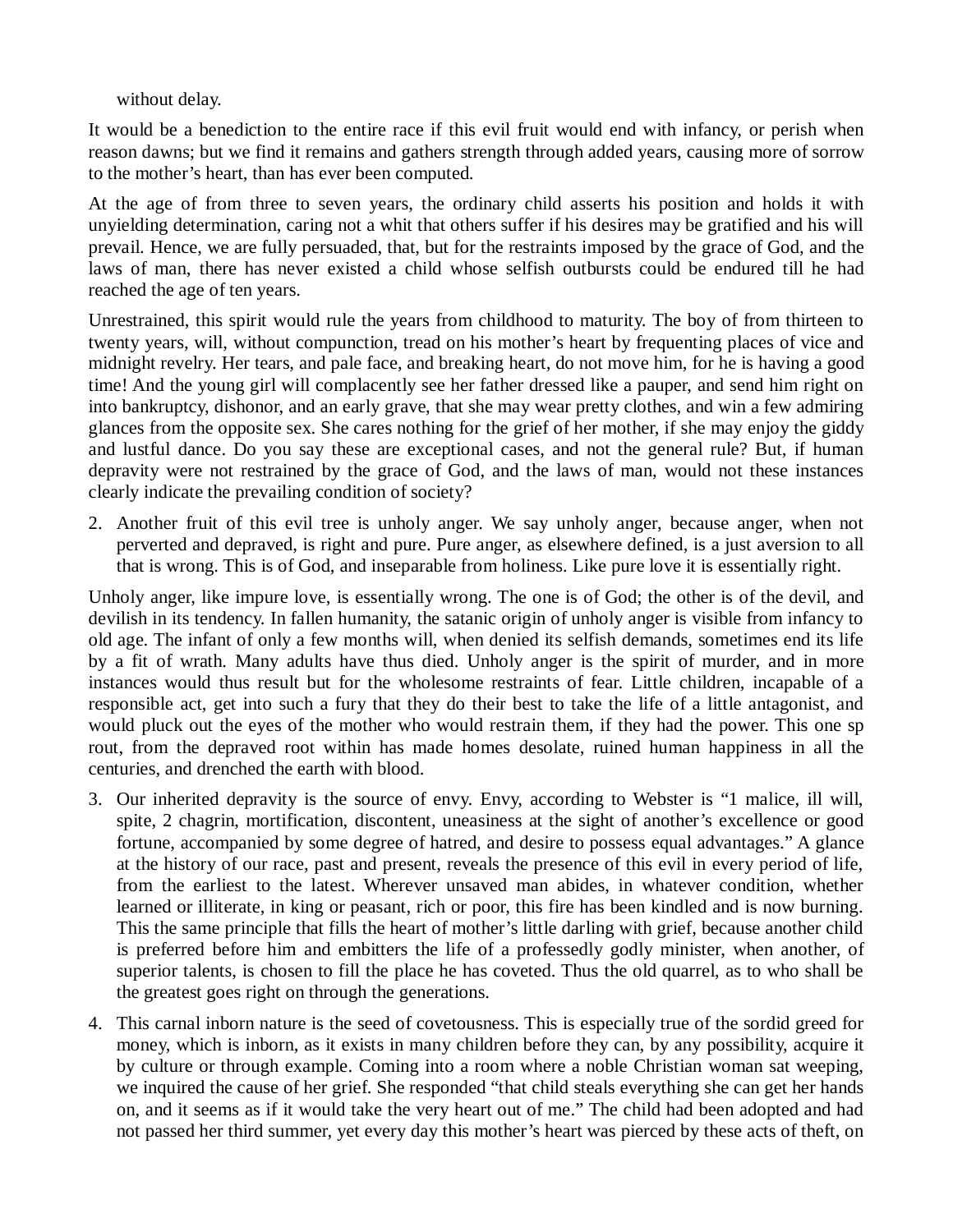without delay.

It would be a benediction to the entire race if this evil fruit would end with infancy, or perish when reason dawns; but we find it remains and gathers strength through added years, causing more of sorrow to the mother's heart, than has ever been computed.

At the age of from three to seven years, the ordinary child asserts his position and holds it with unyielding determination, caring not a whit that others suffer if his desires may be gratified and his will prevail. Hence, we are fully persuaded, that, but for the restraints imposed by the grace of God, and the laws of man, there has never existed a child whose selfish outbursts could be endured till he had reached the age of ten years.

Unrestrained, this spirit would rule the years from childhood to maturity. The boy of from thirteen to twenty years, will, without compunction, tread on his mother's heart by frequenting places of vice and midnight revelry. Her tears, and pale face, and breaking heart, do not move him, for he is having a good time! And the young girl will complacently see her father dressed like a pauper, and send him right on into bankruptcy, dishonor, and an early grave, that she may wear pretty clothes, and win a few admiring glances from the opposite sex. She cares nothing for the grief of her mother, if she may enjoy the giddy and lustful dance. Do you say these are exceptional cases, and not the general rule? But, if human depravity were not restrained by the grace of God, and the laws of man, would not these instances clearly indicate the prevailing condition of society?

2. Another fruit of this evil tree is unholy anger. We say unholy anger, because anger, when not perverted and depraved, is right and pure. Pure anger, as elsewhere defined, is a just aversion to all that is wrong. This is of God, and inseparable from holiness. Like pure love it is essentially right.

Unholy anger, like impure love, is essentially wrong. The one is of God; the other is of the devil, and devilish in its tendency. In fallen humanity, the satanic origin of unholy anger is visible from infancy to old age. The infant of only a few months will, when denied its selfish demands, sometimes end its life by a fit of wrath. Many adults have thus died. Unholy anger is the spirit of murder, and in more instances would thus result but for the wholesome restraints of fear. Little children, incapable of a responsible act, get into such a fury that they do their best to take the life of a little antagonist, and would pluck out the eyes of the mother who would restrain them, if they had the power. This one sp rout, from the depraved root within has made homes desolate, ruined human happiness in all the centuries, and drenched the earth with blood.

3. Our inherited depravity is the source of envy. Envy, according to Webster is "1 malice, ill will, spite, 2 chagrin, mortification, discontent, uneasiness at the sight of another's excellence or good fortune, accompanied by some degree of hatred, and desire to possess equal advantages." A glance at the history of our race, past and present, reveals the presence of this evil in every period of life, from the earliest to the latest. Wherever unsaved man abides, in whatever condition, whether learned or illiterate, in king or peasant, rich or poor, this fire has been kindled and is now burning. This the same principle that fills the heart of mother's little darling with grief, because another child is preferred before him and embitters the life of a professedly godly minister, when another, of superior talents, is chosen to fill the place he has coveted. Thus the old quarrel, as to who shall be the greatest goes right on through the generations.

4. This carnal inborn nature is the seed of covetousness. This is especially true of the sordid greed for money, which is inborn, as it exists in many children before they can, by any possibility, acquire it by culture or through example. Coming into a room where a noble Christian woman sat weeping, we inquired the cause of her grief. She responded "that child steals everything she can get her hands on, and it seems as if it would take the very heart out of me." The child had been adopted and had not passed her third summer, yet every day this mother's heart was pierced by these acts of theft, on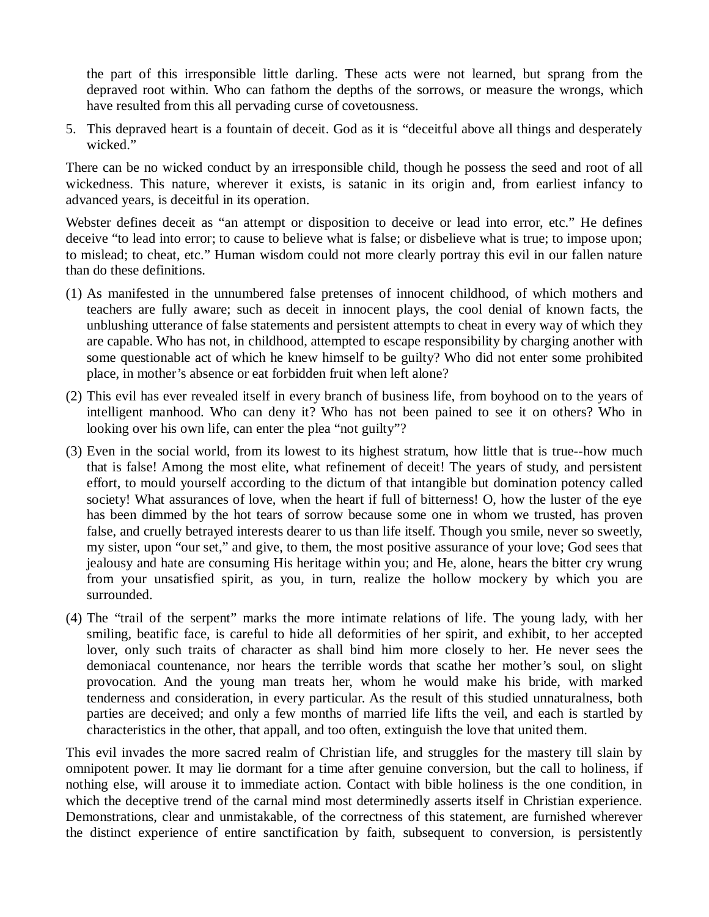the part of this irresponsible little darling. These acts were not learned, but sprang from the depraved root within. Who can fathom the depths of the sorrows, or measure the wrongs, which have resulted from this all pervading curse of covetousness.

5. This depraved heart is a fountain of deceit. God as it is "deceitful above all things and desperately wicked."

There can be no wicked conduct by an irresponsible child, though he possess the seed and root of all wickedness. This nature, wherever it exists, is satanic in its origin and, from earliest infancy to advanced years, is deceitful in its operation.

Webster defines deceit as "an attempt or disposition to deceive or lead into error, etc." He defines deceive "to lead into error; to cause to believe what is false; or disbelieve what is true; to impose upon; to mislead; to cheat, etc." Human wisdom could not more clearly portray this evil in our fallen nature than do these definitions.

(1) As manifested in the unnumbered false pretenses of innocent childhood, of which mothers and teachers are fully aware; such as deceit in innocent plays, the cool denial of known facts, the unblushing utterance of false statements and persistent attempts to cheat in every way of which they are capable. Who has not, in childhood, attempted to escape responsibility by charging another with some questionable act of which he knew himself to be guilty? Who did not enter some prohibited place, in mother's absence or eat forbidden fruit when left alone?

(2) This evil has ever revealed itself in every branch of business life, from boyhood on to the years of intelligent manhood. Who can deny it? Who has not been pained to see it on others? Who in looking over his own life, can enter the plea "not guilty"?

(3) Even in the social world, from its lowest to its highest stratum, how little that is true--how much that is false! Among the most elite, what refinement of deceit! The years of study, and persistent effort, to mould yourself according to the dictum of that intangible but domination potency called society! What assurances of love, when the heart if full of bitterness! O, how the luster of the eye has been dimmed by the hot tears of sorrow because some one in whom we trusted, has proven false, and cruelly betrayed interests dearer to us than life itself. Though you smile, never so sweetly, my sister, upon "our set," and give, to them, the most positive assurance of your love; God sees that jealousy and hate are consuming His heritage within you; and He, alone, hears the bitter cry wrung from your unsatisfied spirit, as you, in turn, realize the hollow mockery by which you are surrounded.

(4) The "trail of the serpent" marks the more intimate relations of life. The young lady, with her smiling, beatific face, is careful to hide all deformities of her spirit, and exhibit, to her accepted lover, only such traits of character as shall bind him more closely to her. He never sees the demoniacal countenance, nor hears the terrible words that scathe her mother's soul, on slight provocation. And the young man treats her, whom he would make his bride, with marked tenderness and consideration, in every particular. As the result of this studied unnaturalness, both parties are deceived; and only a few months of married life lifts the veil, and each is startled by characteristics in the other, that appall, and too often, extinguish the love that united them.

This evil invades the more sacred realm of Christian life, and struggles for the mastery till slain by omnipotent power. It may lie dormant for a time after genuine conversion, but the call to holiness, if nothing else, will arouse it to immediate action. Contact with bible holiness is the one condition, in which the deceptive trend of the carnal mind most determinedly asserts itself in Christian experience. Demonstrations, clear and unmistakable, of the correctness of this statement, are furnished wherever the distinct experience of entire sanctification by faith, subsequent to conversion, is persistently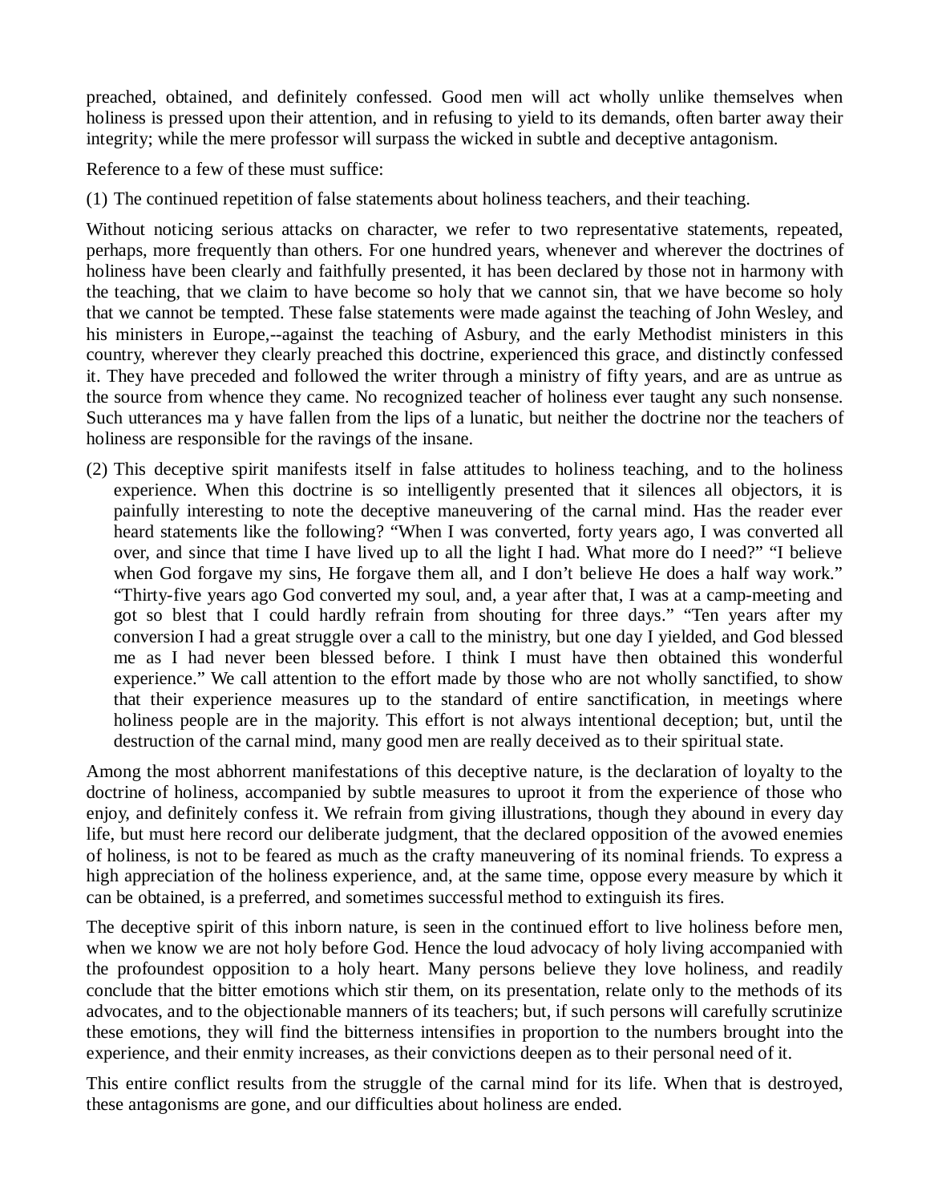preached, obtained, and definitely confessed. Good men will act wholly unlike themselves when holiness is pressed upon their attention, and in refusing to yield to its demands, often barter away their integrity; while the mere professor will surpass the wicked in subtle and deceptive antagonism.

Reference to a few of these must suffice:

(1) The continued repetition of false statements about holiness teachers, and their teaching.

Without noticing serious attacks on character, we refer to two representative statements, repeated, perhaps, more frequently than others. For one hundred years, whenever and wherever the doctrines of holiness have been clearly and faithfully presented, it has been declared by those not in harmony with the teaching, that we claim to have become so holy that we cannot sin, that we have become so holy that we cannot be tempted. These false statements were made against the teaching of John Wesley, and his ministers in Europe,--against the teaching of Asbury, and the early Methodist ministers in this country, wherever they clearly preached this doctrine, experienced this grace, and distinctly confessed it. They have preceded and followed the writer through a ministry of fifty years, and are as untrue as the source from whence they came. No recognized teacher of holiness ever taught any such nonsense. Such utterances ma y have fallen from the lips of a lunatic, but neither the doctrine nor the teachers of holiness are responsible for the ravings of the insane.

(2) This deceptive spirit manifests itself in false attitudes to holiness teaching, and to the holiness experience. When this doctrine is so intelligently presented that it silences all objectors, it is painfully interesting to note the deceptive maneuvering of the carnal mind. Has the reader ever heard statements like the following? "When I was converted, forty years ago, I was converted all over, and since that time I have lived up to all the light I had. What more do I need?" "I believe when God forgave my sins, He forgave them all, and I don't believe He does a half way work." "Thirty-five years ago God converted my soul, and, a year after that, I was at a camp-meeting and got so blest that I could hardly refrain from shouting for three days." "Ten years after my conversion I had a great struggle over a call to the ministry, but one day I yielded, and God blessed me as I had never been blessed before. I think I must have then obtained this wonderful experience." We call attention to the effort made by those who are not wholly sanctified, to show that their experience measures up to the standard of entire sanctification, in meetings where holiness people are in the majority. This effort is not always intentional deception; but, until the destruction of the carnal mind, many good men are really deceived as to their spiritual state.

Among the most abhorrent manifestations of this deceptive nature, is the declaration of loyalty to the doctrine of holiness, accompanied by subtle measures to uproot it from the experience of those who enjoy, and definitely confess it. We refrain from giving illustrations, though they abound in every day life, but must here record our deliberate judgment, that the declared opposition of the avowed enemies of holiness, is not to be feared as much as the crafty maneuvering of its nominal friends. To express a high appreciation of the holiness experience, and, at the same time, oppose every measure by which it can be obtained, is a preferred, and sometimes successful method to extinguish its fires.

The deceptive spirit of this inborn nature, is seen in the continued effort to live holiness before men, when we know we are not holy before God. Hence the loud advocacy of holy living accompanied with the profoundest opposition to a holy heart. Many persons believe they love holiness, and readily conclude that the bitter emotions which stir them, on its presentation, relate only to the methods of its advocates, and to the objectionable manners of its teachers; but, if such persons will carefully scrutinize these emotions, they will find the bitterness intensifies in proportion to the numbers brought into the experience, and their enmity increases, as their convictions deepen as to their personal need of it.

This entire conflict results from the struggle of the carnal mind for its life. When that is destroyed, these antagonisms are gone, and our difficulties about holiness are ended.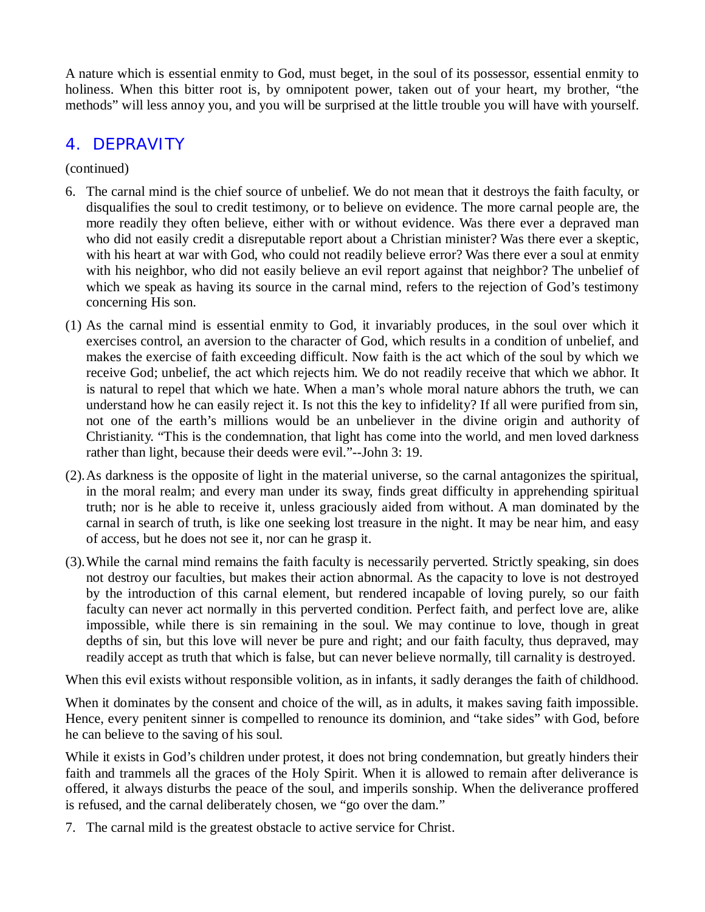A nature which is essential enmity to God, must beget, in the soul of its possessor, essential enmity to holiness. When this bitter root is, by omnipotent power, taken out of your heart, my brother, "the methods" will less annoy you, and you will be surprised at the little trouble you will have with yourself.

## 4. DEPRAVITY

(continued)

6. The carnal mind is the chief source of unbelief. We do not mean that it destroys the faith faculty, or disqualifies the soul to credit testimony, or to believe on evidence. The more carnal people are, the more readily they often believe, either with or without evidence. Was there ever a depraved man who did not easily credit a disreputable report about a Christian minister? Was there ever a skeptic, with his heart at war with God, who could not readily believe error? Was there ever a soul at enmity with his neighbor, who did not easily believe an evil report against that neighbor? The unbelief of which we speak as having its source in the carnal mind, refers to the rejection of God's testimony concerning His son.

(1) As the carnal mind is essential enmity to God, it invariably produces, in the soul over which it exercises control, an aversion to the character of God, which results in a condition of unbelief, and makes the exercise of faith exceeding difficult. Now faith is the act which of the soul by which we receive God; unbelief, the act which rejects him. We do not readily receive that which we abhor. It is natural to repel that which we hate. When a man's whole moral nature abhors the truth, we can understand how he can easily reject it. Is not this the key to infidelity? If all were purified from sin, not one of the earth's millions would be an unbeliever in the divine origin and authority of Christianity. "This is the condemnation, that light has come into the world, and men loved darkness rather than light, because their deeds were evil."--John 3: 19.

(2). As darkness is the opposite of light in the material universe, so the carnal antagonizes the spiritual, in the moral realm; and every man under its sway, finds great difficulty in apprehending spiritual truth; nor is he able to receive it, unless graciously aided from without. A man dominated by the carnal in search of truth, is like one seeking lost treasure in the night. It may be near him, and easy of access, but he does not see it, nor can he grasp it.

(3). While the carnal mind remains the faith faculty is necessarily perverted. Strictly speaking, sin does not destroy our faculties, but makes their action abnormal. As the capacity to love is not destroyed by the introduction of this carnal element, but rendered incapable of loving purely, so our faith faculty can never act normally in this perverted condition. Perfect faith, and perfect love are, alike impossible, while there is sin remaining in the soul. We may continue to love, though in great depths of sin, but this love will never be pure and right; and our faith faculty, thus depraved, may readily accept as truth that which is false, but can never believe normally, till carnality is destroyed.

When this evil exists without responsible volition, as in infants, it sadly deranges the faith of childhood.

When it dominates by the consent and choice of the will, as in adults, it makes saving faith impossible. Hence, every penitent sinner is compelled to renounce its dominion, and "take sides" with God, before he can believe to the saving of his soul.

While it exists in God's children under protest, it does not bring condemnation, but greatly hinders their faith and trammels all the graces of the Holy Spirit. When it is allowed to remain after deliverance is offered, it always disturbs the peace of the soul, and imperils sonship. When the deliverance proffered is refused, and the carnal deliberately chosen, we "go over the dam."

7. The carnal mild is the greatest obstacle to active service for Christ.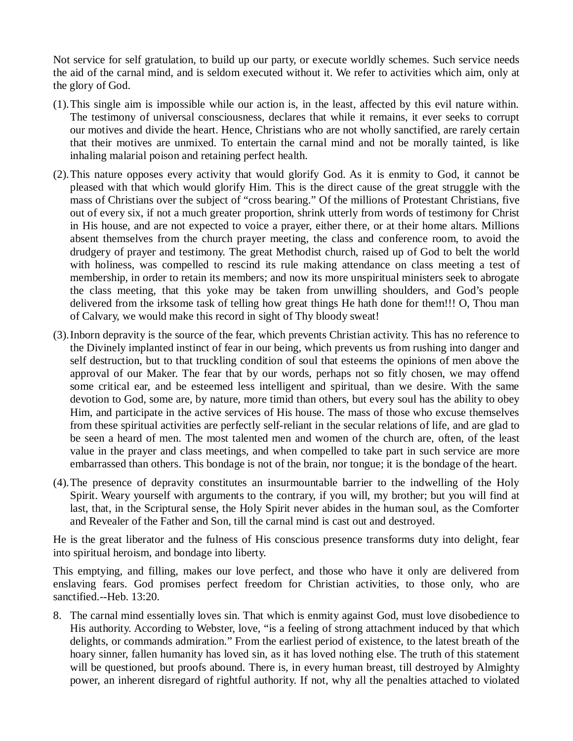Not service for self gratulation, to build up our party, or execute worldly schemes. Such service needs the aid of the carnal mind, and is seldom executed without it. We refer to activities which aim, only at the glory of God.

(1). This single aim is impossible while our action is, in the least, affected by this evil nature within. The testimony of universal consciousness, declares that while it remains, it ever seeks to corrupt our motives and divide the heart. Hence, Christians who are not wholly sanctified, are rarely certain that their motives are unmixed. To entertain the carnal mind and not be morally tainted, is like inhaling malarial poison and retaining perfect health.

(2). This nature opposes every activity that would glorify God. As it is enmity to God, it cannot be pleased with that which would glorify Him. This is the direct cause of the great struggle with the mass of Christians over the subject of "cross bearing." Of the millions of Protestant Christians, five out of every six, if not a much greater proportion, shrink utterly from words of testimony for Christ in His house, and are not expected to voice a prayer, either there, or at their home altars. Millions absent themselves from the church prayer meeting, the class and conference room, to avoid the drudgery of prayer and testimony. The great Methodist church, raised up of God to belt the world with holiness, was compelled to rescind its rule making attendance on class meeting a test of membership, in order to retain its members; and now its more unspiritual ministers seek to abrogate the class meeting, that this yoke may be taken from unwilling shoulders, and God's people delivered from the irksome task of telling how great things He hath done for them!!! O, Thou man of Calvary, we would make this record in sight of Thy bloody sweat!

(3). Inborn depravity is the source of the fear, which prevents Christian activity. This has no reference to the Divinely implanted instinct of fear in our being, which prevents us from rushing into danger and self destruction, but to that truckling condition of soul that esteems the opinions of men above the approval of our Maker. The fear that by our words, perhaps not so fitly chosen, we may offend some critical ear, and be esteemed less intelligent and spiritual, than we desire. With the same devotion to God, some are, by nature, more timid than others, but every soul has the ability to obey Him, and participate in the active services of His house. The mass of those who excuse themselves from these spiritual activities are perfectly self-reliant in the secular relations of life, and are glad to be seen a heard of men. The most talented men and women of the church are, often, of the least value in the prayer and class meetings, and when compelled to take part in such service are more embarrassed than others. This bondage is not of the brain, nor tongue; it is the bondage of the heart.

(4). The presence of depravity constitutes an insurmountable barrier to the indwelling of the Holy Spirit. Weary yourself with arguments to the contrary, if you will, my brother; but you will find at last, that, in the Scriptural sense, the Holy Spirit never abides in the human soul, as the Comforter and Revealer of the Father and Son, till the carnal mind is cast out and destroyed.

He is the great liberator and the fulness of His conscious presence transforms duty into delight, fear into spiritual heroism, and bondage into liberty.

This emptying, and filling, makes our love perfect, and those who have it only are delivered from enslaving fears. God promises perfect freedom for Christian activities, to those only, who are sanctified.--Heb. 13:20.

8. The carnal mind essentially loves sin. That which is enmity against God, must love disobedience to His authority. According to Webster, love, "is a feeling of strong attachment induced by that which delights, or commands admiration." From the earliest period of existence, to the latest breath of the hoary sinner, fallen humanity has loved sin, as it has loved nothing else. The truth of this statement will be questioned, but proofs abound. There is, in every human breast, till destroyed by Almighty power, an inherent disregard of rightful authority. If not, why all the penalties attached to violated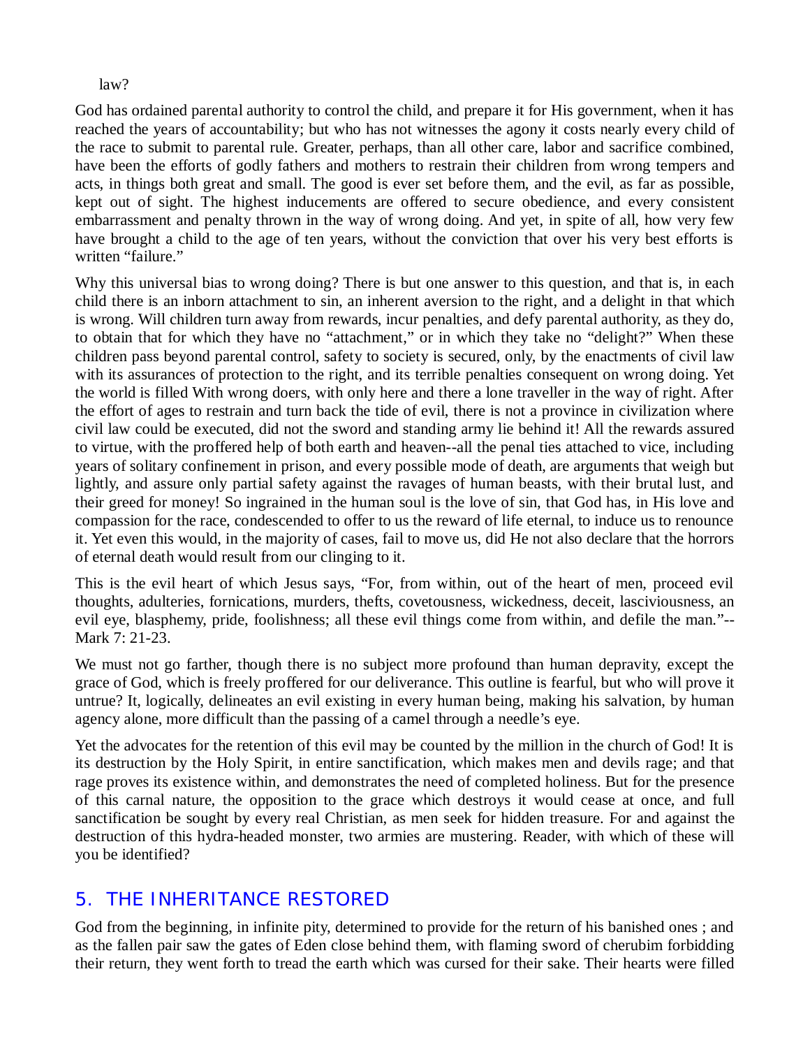law?

God has ordained parental authority to control the child, and prepare it for His government, when it has reached the years of accountability; but who has not witnesses the agony it costs nearly every child of the race to submit to parental rule. Greater, perhaps, than all other care, labor and sacrifice combined, have been the efforts of godly fathers and mothers to restrain their children from wrong tempers and acts, in things both great and small. The good is ever set before them, and the evil, as far as possible, kept out of sight. The highest inducements are offered to secure obedience, and every consistent embarrassment and penalty thrown in the way of wrong doing. And yet, in spite of all, how very few have brought a child to the age of ten years, without the conviction that over his very best efforts is written "failure."

Why this universal bias to wrong doing? There is but one answer to this question, and that is, in each child there is an inborn attachment to sin, an inherent aversion to the right, and a delight in that which is wrong. Will children turn away from rewards, incur penalties, and defy parental authority, as they do, to obtain that for which they have no "attachment," or in which they take no "delight?" When these children pass beyond parental control, safety to society is secured, only, by the enactments of civil law with its assurances of protection to the right, and its terrible penalties consequent on wrong doing. Yet the world is filled With wrong doers, with only here and there a lone traveller in the way of right. After the effort of ages to restrain and turn back the tide of evil, there is not a province in civilization where civil law could be executed, did not the sword and standing army lie behind it! All the rewards assured to virtue, with the proffered help of both earth and heaven--all the penal ties attached to vice, including years of solitary confinement in prison, and every possible mode of death, are arguments that weigh but lightly, and assure only partial safety against the ravages of human beasts, with their brutal lust, and their greed for money! So ingrained in the human soul is the love of sin, that God has, in His love and compassion for the race, condescended to offer to us the reward of life eternal, to induce us to renounce it. Yet even this would, in the majority of cases, fail to move us, did He not also declare that the horrors of eternal death would result from our clinging to it.

This is the evil heart of which Jesus says, "For, from within, out of the heart of men, proceed evil thoughts, adulteries, fornications, murders, thefts, covetousness, wickedness, deceit, lasciviousness, an evil eye, blasphemy, pride, foolishness; all these evil things come from within, and defile the man."--Mark 7: 21-23.

We must not go farther, though there is no subject more profound than human depravity, except the grace of God, which is freely proffered for our deliverance. This outline is fearful, but who will prove it untrue? It, logically, delineates an evil existing in every human being, making his salvation, by human agency alone, more difficult than the passing of a camel through a needle's eye.

Yet the advocates for the retention of this evil may be counted by the million in the church of God! It is its destruction by the Holy Spirit, in entire sanctification, which makes men and devils rage; and that rage proves its existence within, and demonstrates the need of completed holiness. But for the presence of this carnal nature, the opposition to the grace which destroys it would cease at once, and full sanctification be sought by every real Christian, as men seek for hidden treasure. For and against the destruction of this hydra-headed monster, two armies are mustering. Reader, with which of these will you be identified?

## 5. THE INHERITANCE RESTORED

God from the beginning, in infinite pity, determined to provide for the return of his banished ones ; and as the fallen pair saw the gates of Eden close behind them, with flaming sword of cherubim forbidding their return, they went forth to tread the earth which was cursed for their sake. Their hearts were filled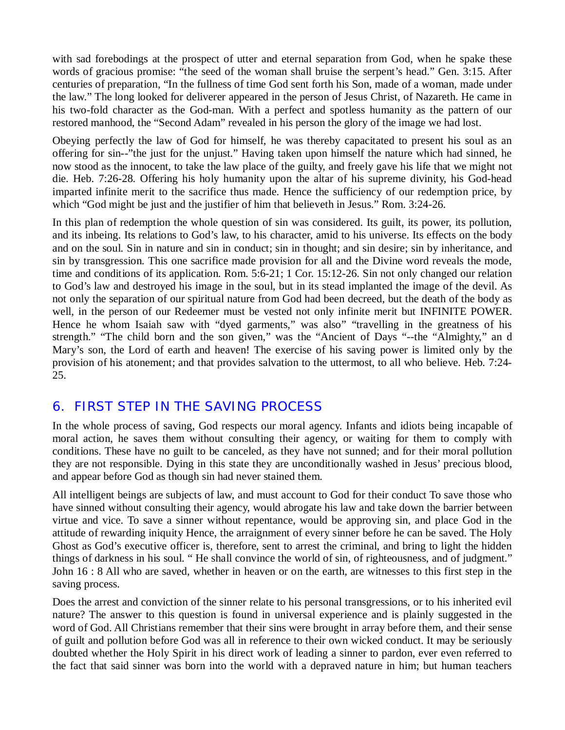with sad forebodings at the prospect of utter and eternal separation from God, when he spake these words of gracious promise: “the seed of the woman shall bruise the serpent’s head.” Gen. 3:15. After centuries of preparation, “In the fullness of time God sent forth his Son, made of a woman, made under the law.” The long looked for deliverer appeared in the person of Jesus Christ, of Nazareth. He came in his two-fold character as the God-man. With a perfect and spotless humanity as the pattern of our restored manhood, the “Second Adam” revealed in his person the glory of the image we had lost.

Obeying perfectly the law of God for himself, he was thereby capacitated to present his soul as an offering for sin--”the just for the unjust.” Having taken upon himself the nature which had sinned, he now stood as the innocent, to take the law place of the guilty, and freely gave his life that we might not die. Heb. 7:26-28. Offering his holy humanity upon the altar of his supreme divinity, his God-head imparted infinite merit to the sacrifice thus made. Hence the sufficiency of our redemption price, by which “God might be just and the justifier of him that believeth in Jesus.” Rom. 3:24-26.

In this plan of redemption the whole question of sin was considered. Its guilt, its power, its pollution, and its inbeing. Its relations to God’s law, to his character, amid to his universe. Its effects on the body and on the soul. Sin in nature and sin in conduct; sin in thought; and sin desire; sin by inheritance, and sin by transgression. This one sacrifice made provision for all and the Divine word reveals the mode, time and conditions of its application. Rom. 5:6-21; 1 Cor. 15:12-26. Sin not only changed our relation to God’s law and destroyed his image in the soul, but in its stead implanted the image of the devil. As not only the separation of our spiritual nature from God had been decreed, but the death of the body as well, in the person of our Redeemer must be vested not only infinite merit but INFINITE POWER. Hence he whom Isaiah saw with “dyed garments,” was also” “travelling in the greatness of his strength.” “The child born and the son given,” was the “Ancient of Days “--the “Almighty,” an d Mary’s son, the Lord of earth and heaven! The exercise of his saving power is limited only by the provision of his atonement; and that provides salvation to the uttermost, to all who believe. Heb. 7:24-25.

## 6. FIRST STEP IN THE SAVING PROCESS

In the whole process of saving, God respects our moral agency. Infants and idiots being incapable of moral action, he saves them without consulting their agency, or waiting for them to comply with conditions. These have no guilt to be canceled, as they have not sunned; and for their moral pollution they are not responsible. Dying in this state they are unconditionally washed in Jesus’ precious blood, and appear before God as though sin had never stained them.

All intelligent beings are subjects of law, and must account to God for their conduct To save those who have sinned without consulting their agency, would abrogate his law and take down the barrier between virtue and vice. To save a sinner without repentance, would be approving sin, and place God in the attitude of rewarding iniquity Hence, the arraignment of every sinner before he can be saved. The Holy Ghost as God’s executive officer is, therefore, sent to arrest the criminal, and bring to light the hidden things of darkness in his soul. “ He shall convince the world of sin, of righteousness, and of judgment.” John 16 : 8 All who are saved, whether in heaven or on the earth, are witnesses to this first step in the saving process.

Does the arrest and conviction of the sinner relate to his personal transgressions, or to his inherited evil nature? The answer to this question is found in universal experience and is plainly suggested in the word of God. All Christians remember that their sins were brought in array before them, and their sense of guilt and pollution before God was all in reference to their own wicked conduct. It may be seriously doubted whether the Holy Spirit in his direct work of leading a sinner to pardon, ever even referred to the fact that said sinner was born into the world with a depraved nature in him; but human teachers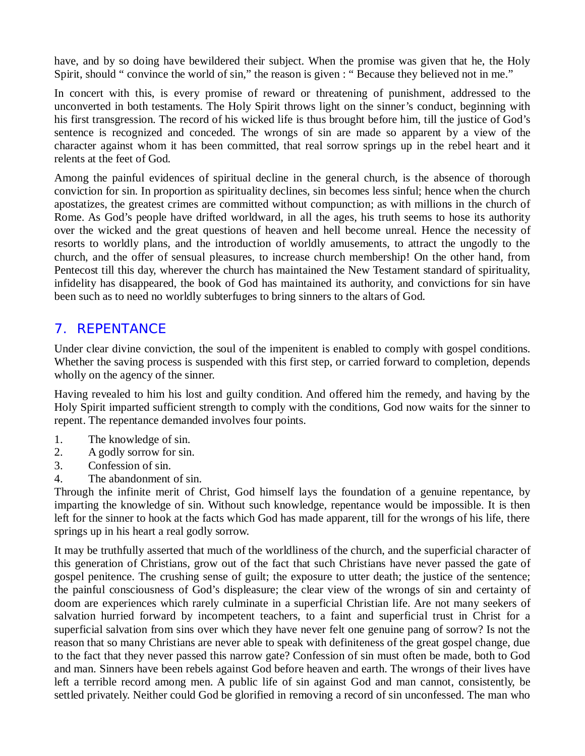have, and by so doing have bewildered their subject. When the promise was given that he, the Holy Spirit, should " convince the world of sin," the reason is given : " Because they believed not in me."

In concert with this, is every promise of reward or threatening of punishment, addressed to the unconverted in both testaments. The Holy Spirit throws light on the sinner's conduct, beginning with his first transgression. The record of his wicked life is thus brought before him, till the justice of God's sentence is recognized and conceded. The wrongs of sin are made so apparent by a view of the character against whom it has been committed, that real sorrow springs up in the rebel heart and it relents at the feet of God.

Among the painful evidences of spiritual decline in the general church, is the absence of thorough conviction for sin. In proportion as spirituality declines, sin becomes less sinful; hence when the church apostatizes, the greatest crimes are committed without compunction; as with millions in the church of Rome. As God's people have drifted worldward, in all the ages, his truth seems to hose its authority over the wicked and the great questions of heaven and hell become unreal. Hence the necessity of resorts to worldly plans, and the introduction of worldly amusements, to attract the ungodly to the church, and the offer of sensual pleasures, to increase church membership! On the other hand, from Pentecost till this day, wherever the church has maintained the New Testament standard of spirituality, infidelity has disappeared, the book of God has maintained its authority, and convictions for sin have been such as to need no worldly subterfuges to bring sinners to the altars of God.

## 7. REPENTANCE

Under clear divine conviction, the soul of the impenitent is enabled to comply with gospel conditions. Whether the saving process is suspended with this first step, or carried forward to completion, depends wholly on the agency of the sinner.

Having revealed to him his lost and guilty condition. And offered him the remedy, and having by the Holy Spirit imparted sufficient strength to comply with the conditions, God now waits for the sinner to repent. The repentance demanded involves four points.

1. The knowledge of sin.
2. A godly sorrow for sin.
3. Confession of sin.
4. The abandonment of sin.

Through the infinite merit of Christ, God himself lays the foundation of a genuine repentance, by imparting the knowledge of sin. Without such knowledge, repentance would be impossible. It is then left for the sinner to hook at the facts which God has made apparent, till for the wrongs of his life, there springs up in his heart a real godly sorrow.

It may be truthfully asserted that much of the worldliness of the church, and the superficial character of this generation of Christians, grow out of the fact that such Christians have never passed the gate of gospel penitence. The crushing sense of guilt; the exposure to utter death; the justice of the sentence; the painful consciousness of God's displeasure; the clear view of the wrongs of sin and certainty of doom are experiences which rarely culminate in a superficial Christian life. Are not many seekers of salvation hurried forward by incompetent teachers, to a faint and superficial trust in Christ for a superficial salvation from sins over which they have never felt one genuine pang of sorrow? Is not the reason that so many Christians are never able to speak with definiteness of the great gospel change, due to the fact that they never passed this narrow gate? Confession of sin must often be made, both to God and man. Sinners have been rebels against God before heaven and earth. The wrongs of their lives have left a terrible record among men. A public life of sin against God and man cannot, consistently, be settled privately. Neither could God be glorified in removing a record of sin unconfessed. The man who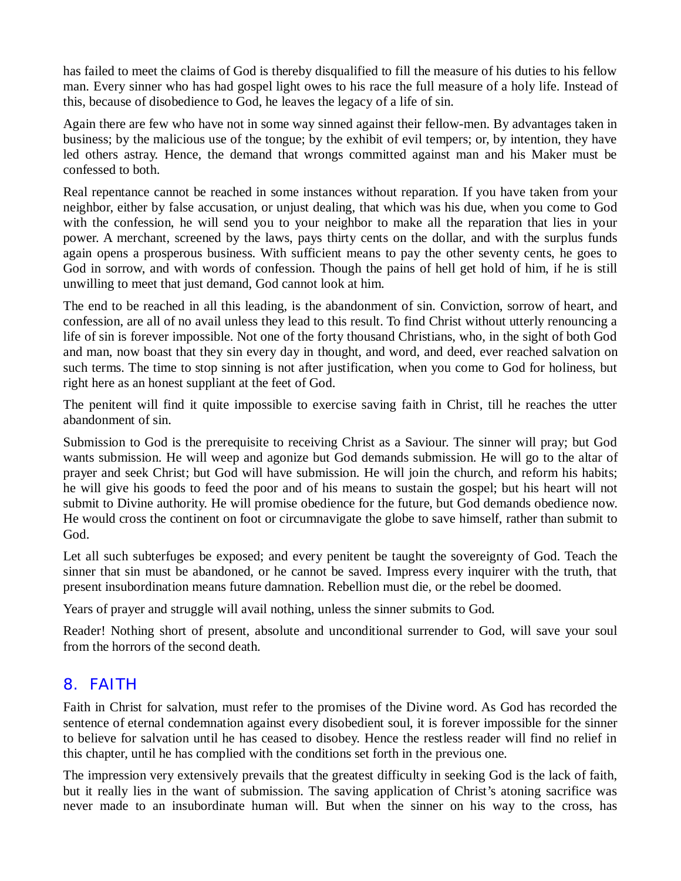has failed to meet the claims of God is thereby disqualified to fill the measure of his duties to his fellow man. Every sinner who has had gospel light owes to his race the full measure of a holy life. Instead of this, because of disobedience to God, he leaves the legacy of a life of sin.

Again there are few who have not in some way sinned against their fellow-men. By advantages taken in business; by the malicious use of the tongue; by the exhibit of evil tempers; or, by intention, they have led others astray. Hence, the demand that wrongs committed against man and his Maker must be confessed to both.

Real repentance cannot be reached in some instances without reparation. If you have taken from your neighbor, either by false accusation, or unjust dealing, that which was his due, when you come to God with the confession, he will send you to your neighbor to make all the reparation that lies in your power. A merchant, screened by the laws, pays thirty cents on the dollar, and with the surplus funds again opens a prosperous business. With sufficient means to pay the other seventy cents, he goes to God in sorrow, and with words of confession. Though the pains of hell get hold of him, if he is still unwilling to meet that just demand, God cannot look at him.

The end to be reached in all this leading, is the abandonment of sin. Conviction, sorrow of heart, and confession, are all of no avail unless they lead to this result. To find Christ without utterly renouncing a life of sin is forever impossible. Not one of the forty thousand Christians, who, in the sight of both God and man, now boast that they sin every day in thought, and word, and deed, ever reached salvation on such terms. The time to stop sinning is not after justification, when you come to God for holiness, but right here as an honest suppliant at the feet of God.

The penitent will find it quite impossible to exercise saving faith in Christ, till he reaches the utter abandonment of sin.

Submission to God is the prerequisite to receiving Christ as a Saviour. The sinner will pray; but God wants submission. He will weep and agonize but God demands submission. He will go to the altar of prayer and seek Christ; but God will have submission. He will join the church, and reform his habits; he will give his goods to feed the poor and of his means to sustain the gospel; but his heart will not submit to Divine authority. He will promise obedience for the future, but God demands obedience now. He would cross the continent on foot or circumnavigate the globe to save himself, rather than submit to God.

Let all such subterfuges be exposed; and every penitent be taught the sovereignty of God. Teach the sinner that sin must be abandoned, or he cannot be saved. Impress every inquirer with the truth, that present insubordination means future damnation. Rebellion must die, or the rebel be doomed.

Years of prayer and struggle will avail nothing, unless the sinner submits to God.

Reader! Nothing short of present, absolute and unconditional surrender to God, will save your soul from the horrors of the second death.

## 8. FAITH

Faith in Christ for salvation, must refer to the promises of the Divine word. As God has recorded the sentence of eternal condemnation against every disobedient soul, it is forever impossible for the sinner to believe for salvation until he has ceased to disobey. Hence the restless reader will find no relief in this chapter, until he has complied with the conditions set forth in the previous one.

The impression very extensively prevails that the greatest difficulty in seeking God is the lack of faith, but it really lies in the want of submission. The saving application of Christ's atoning sacrifice was never made to an insubordinate human will. But when the sinner on his way to the cross, has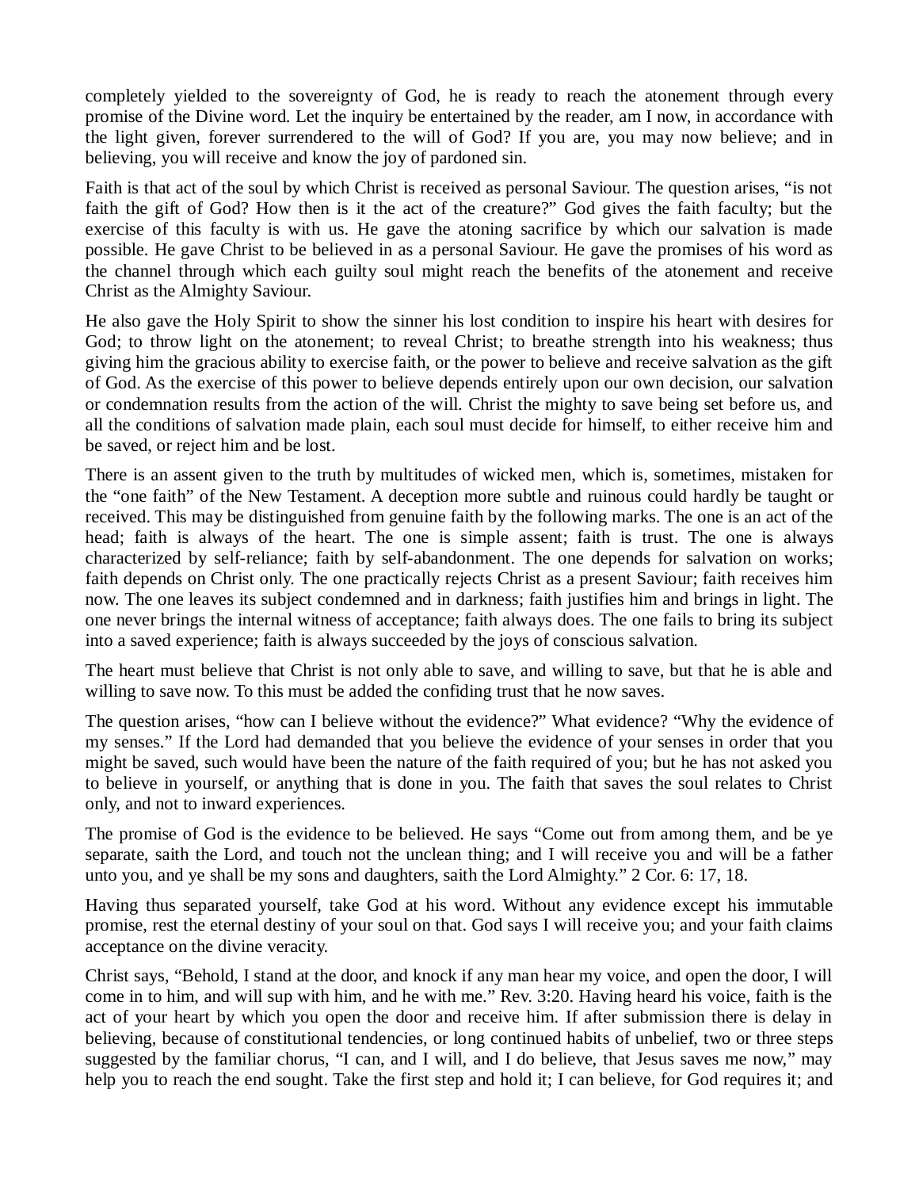completely yielded to the sovereignty of God, he is ready to reach the atonement through every promise of the Divine word. Let the inquiry be entertained by the reader, am I now, in accordance with the light given, forever surrendered to the will of God? If you are, you may now believe; and in believing, you will receive and know the joy of pardoned sin.

Faith is that act of the soul by which Christ is received as personal Saviour. The question arises, "is not faith the gift of God? How then is it the act of the creature?" God gives the faith faculty; but the exercise of this faculty is with us. He gave the atoning sacrifice by which our salvation is made possible. He gave Christ to be believed in as a personal Saviour. He gave the promises of his word as the channel through which each guilty soul might reach the benefits of the atonement and receive Christ as the Almighty Saviour.

He also gave the Holy Spirit to show the sinner his lost condition to inspire his heart with desires for God; to throw light on the atonement; to reveal Christ; to breathe strength into his weakness; thus giving him the gracious ability to exercise faith, or the power to believe and receive salvation as the gift of God. As the exercise of this power to believe depends entirely upon our own decision, our salvation or condemnation results from the action of the will. Christ the mighty to save being set before us, and all the conditions of salvation made plain, each soul must decide for himself, to either receive him and be saved, or reject him and be lost.

There is an assent given to the truth by multitudes of wicked men, which is, sometimes, mistaken for the "one faith" of the New Testament. A deception more subtle and ruinous could hardly be taught or received. This may be distinguished from genuine faith by the following marks. The one is an act of the head; faith is always of the heart. The one is simple assent; faith is trust. The one is always characterized by self-reliance; faith by self-abandonment. The one depends for salvation on works; faith depends on Christ only. The one practically rejects Christ as a present Saviour; faith receives him now. The one leaves its subject condemned and in darkness; faith justifies him and brings in light. The one never brings the internal witness of acceptance; faith always does. The one fails to bring its subject into a saved experience; faith is always succeeded by the joys of conscious salvation.

The heart must believe that Christ is not only able to save, and willing to save, but that he is able and willing to save now. To this must be added the confiding trust that he now saves.

The question arises, "how can I believe without the evidence?" What evidence? "Why the evidence of my senses." If the Lord had demanded that you believe the evidence of your senses in order that you might be saved, such would have been the nature of the faith required of you; but he has not asked you to believe in yourself, or anything that is done in you. The faith that saves the soul relates to Christ only, and not to inward experiences.

The promise of God is the evidence to be believed. He says "Come out from among them, and be ye separate, saith the Lord, and touch not the unclean thing; and I will receive you and will be a father unto you, and ye shall be my sons and daughters, saith the Lord Almighty." 2 Cor. 6: 17, 18.

Having thus separated yourself, take God at his word. Without any evidence except his immutable promise, rest the eternal destiny of your soul on that. God says I will receive you; and your faith claims acceptance on the divine veracity.

Christ says, "Behold, I stand at the door, and knock if any man hear my voice, and open the door, I will come in to him, and will sup with him, and he with me." Rev. 3:20. Having heard his voice, faith is the act of your heart by which you open the door and receive him. If after submission there is delay in believing, because of constitutional tendencies, or long continued habits of unbelief, two or three steps suggested by the familiar chorus, "I can, and I will, and I do believe, that Jesus saves me now," may help you to reach the end sought. Take the first step and hold it; I can believe, for God requires it; and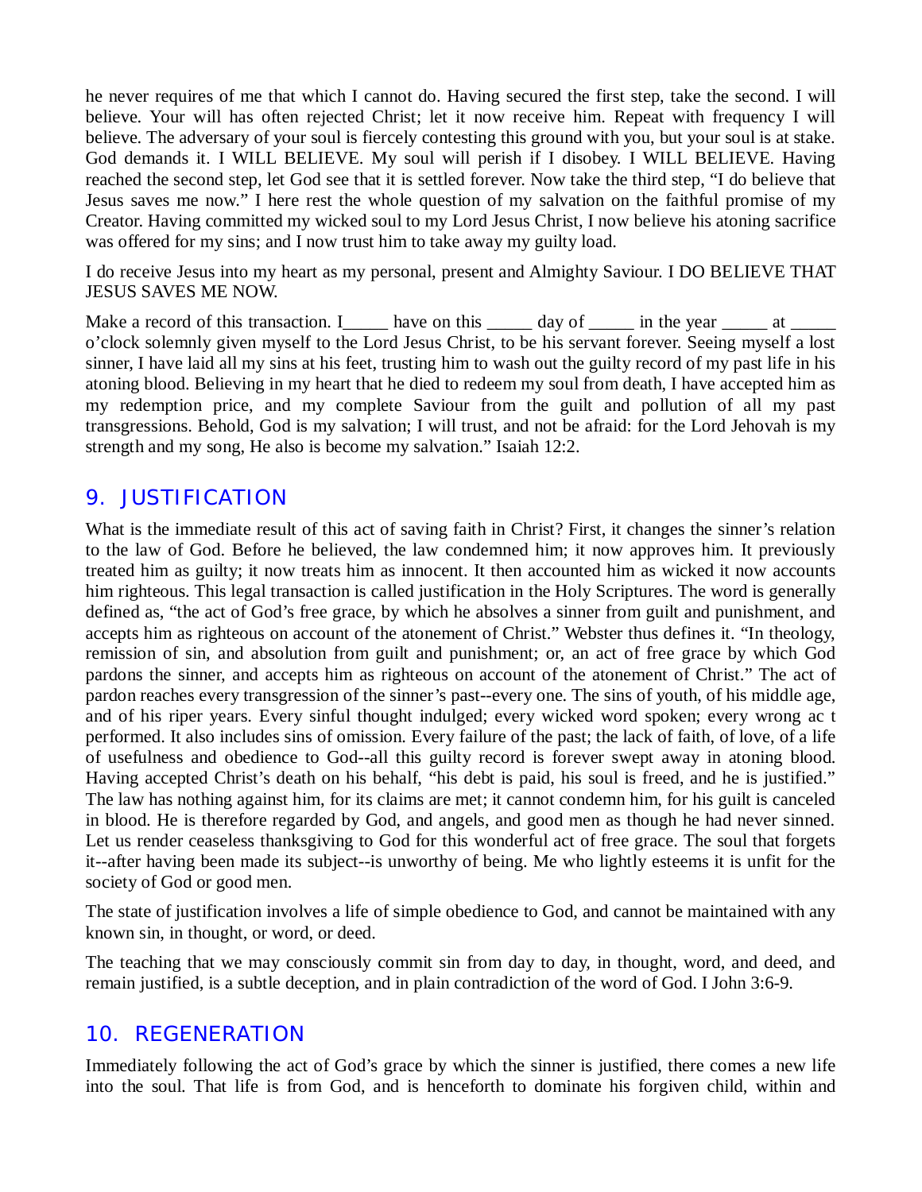he never requires of me that which I cannot do. Having secured the first step, take the second. I will believe. Your will has often rejected Christ; let it now receive him. Repeat with frequency I will believe. The adversary of your soul is fiercely contesting this ground with you, but your soul is at stake. God demands it. I WILL BELIEVE. My soul will perish if I disobey. I WILL BELIEVE. Having reached the second step, let God see that it is settled forever. Now take the third step, “I do believe that Jesus saves me now.” I here rest the whole question of my salvation on the faithful promise of my Creator. Having committed my wicked soul to my Lord Jesus Christ, I now believe his atoning sacrifice was offered for my sins; and I now trust him to take away my guilty load.

I do receive Jesus into my heart as my personal, present and Almighty Saviour. I DO BELIEVE THAT JESUS SAVES ME NOW.

Make a record of this transaction. I_____ have on this _____ day of _____ in the year _____ at _____ o’clock solemnly given myself to the Lord Jesus Christ, to be his servant forever. Seeing myself a lost sinner, I have laid all my sins at his feet, trusting him to wash out the guilty record of my past life in his atoning blood. Believing in my heart that he died to redeem my soul from death, I have accepted him as my redemption price, and my complete Saviour from the guilt and pollution of all my past transgressions. Behold, God is my salvation; I will trust, and not be afraid: for the Lord Jehovah is my strength and my song, He also is become my salvation.” Isaiah 12:2.

## 9. JUSTIFICATION

What is the immediate result of this act of saving faith in Christ? First, it changes the sinner’s relation to the law of God. Before he believed, the law condemned him; it now approves him. It previously treated him as guilty; it now treats him as innocent. It then accounted him as wicked it now accounts him righteous. This legal transaction is called justification in the Holy Scriptures. The word is generally defined as, “the act of God’s free grace, by which he absolves a sinner from guilt and punishment, and accepts him as righteous on account of the atonement of Christ.” Webster thus defines it. “In theology, remission of sin, and absolution from guilt and punishment; or, an act of free grace by which God pardons the sinner, and accepts him as righteous on account of the atonement of Christ.” The act of pardon reaches every transgression of the sinner’s past--every one. The sins of youth, of his middle age, and of his riper years. Every sinful thought indulged; every wicked word spoken; every wrong ac t performed. It also includes sins of omission. Every failure of the past; the lack of faith, of love, of a life of usefulness and obedience to God--all this guilty record is forever swept away in atoning blood. Having accepted Christ’s death on his behalf, “his debt is paid, his soul is freed, and he is justified.” The law has nothing against him, for its claims are met; it cannot condemn him, for his guilt is canceled in blood. He is therefore regarded by God, and angels, and good men as though he had never sinned. Let us render ceaseless thanksgiving to God for this wonderful act of free grace. The soul that forgets it--after having been made its subject--is unworthy of being. Me who lightly esteems it is unfit for the society of God or good men.

The state of justification involves a life of simple obedience to God, and cannot be maintained with any known sin, in thought, or word, or deed.

The teaching that we may consciously commit sin from day to day, in thought, word, and deed, and remain justified, is a subtle deception, and in plain contradiction of the word of God. I John 3:6-9.

## 10. REGENERATION

Immediately following the act of God’s grace by which the sinner is justified, there comes a new life into the soul. That life is from God, and is henceforth to dominate his forgiven child, within and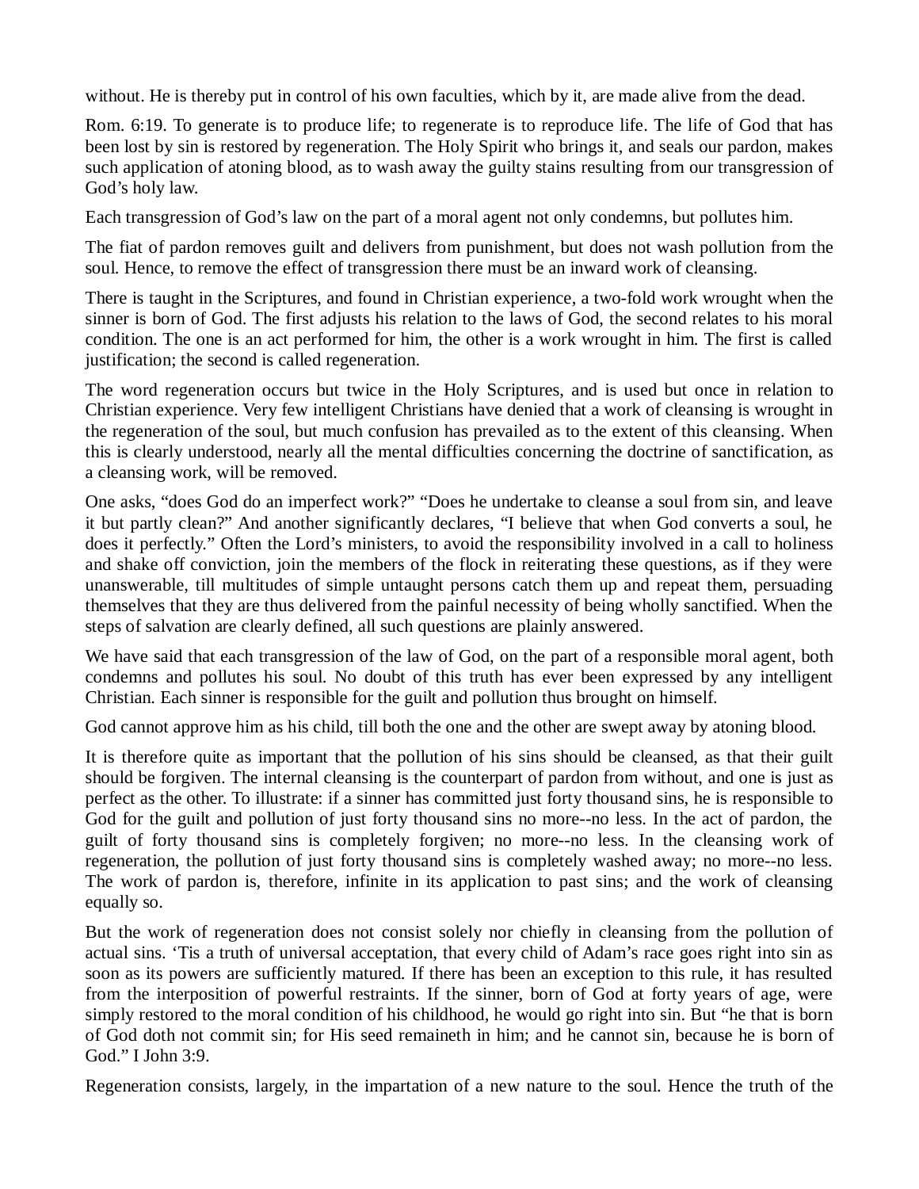without. He is thereby put in control of his own faculties, which by it, are made alive from the dead.

Rom. 6:19. To generate is to produce life; to regenerate is to reproduce life. The life of God that has been lost by sin is restored by regeneration. The Holy Spirit who brings it, and seals our pardon, makes such application of atoning blood, as to wash away the guilty stains resulting from our transgression of God's holy law.

Each transgression of God's law on the part of a moral agent not only condemns, but pollutes him.

The fiat of pardon removes guilt and delivers from punishment, but does not wash pollution from the soul. Hence, to remove the effect of transgression there must be an inward work of cleansing.

There is taught in the Scriptures, and found in Christian experience, a two-fold work wrought when the sinner is born of God. The first adjusts his relation to the laws of God, the second relates to his moral condition. The one is an act performed for him, the other is a work wrought in him. The first is called justification; the second is called regeneration.

The word regeneration occurs but twice in the Holy Scriptures, and is used but once in relation to Christian experience. Very few intelligent Christians have denied that a work of cleansing is wrought in the regeneration of the soul, but much confusion has prevailed as to the extent of this cleansing. When this is clearly understood, nearly all the mental difficulties concerning the doctrine of sanctification, as a cleansing work, will be removed.

One asks, "does God do an imperfect work?" "Does he undertake to cleanse a soul from sin, and leave it but partly clean?" And another significantly declares, "I believe that when God converts a soul, he does it perfectly." Often the Lord's ministers, to avoid the responsibility involved in a call to holiness and shake off conviction, join the members of the flock in reiterating these questions, as if they were unanswerable, till multitudes of simple untaught persons catch them up and repeat them, persuading themselves that they are thus delivered from the painful necessity of being wholly sanctified. When the steps of salvation are clearly defined, all such questions are plainly answered.

We have said that each transgression of the law of God, on the part of a responsible moral agent, both condemns and pollutes his soul. No doubt of this truth has ever been expressed by any intelligent Christian. Each sinner is responsible for the guilt and pollution thus brought on himself.

God cannot approve him as his child, till both the one and the other are swept away by atoning blood.

It is therefore quite as important that the pollution of his sins should be cleansed, as that their guilt should be forgiven. The internal cleansing is the counterpart of pardon from without, and one is just as perfect as the other. To illustrate: if a sinner has committed just forty thousand sins, he is responsible to God for the guilt and pollution of just forty thousand sins no more--no less. In the act of pardon, the guilt of forty thousand sins is completely forgiven; no more--no less. In the cleansing work of regeneration, the pollution of just forty thousand sins is completely washed away; no more--no less. The work of pardon is, therefore, infinite in its application to past sins; and the work of cleansing equally so.

But the work of regeneration does not consist solely nor chiefly in cleansing from the pollution of actual sins. 'Tis a truth of universal acceptation, that every child of Adam's race goes right into sin as soon as its powers are sufficiently matured. If there has been an exception to this rule, it has resulted from the interposition of powerful restraints. If the sinner, born of God at forty years of age, were simply restored to the moral condition of his childhood, he would go right into sin. But "he that is born of God doth not commit sin; for His seed remaineth in him; and he cannot sin, because he is born of God." I John 3:9.

Regeneration consists, largely, in the impartation of a new nature to the soul. Hence the truth of the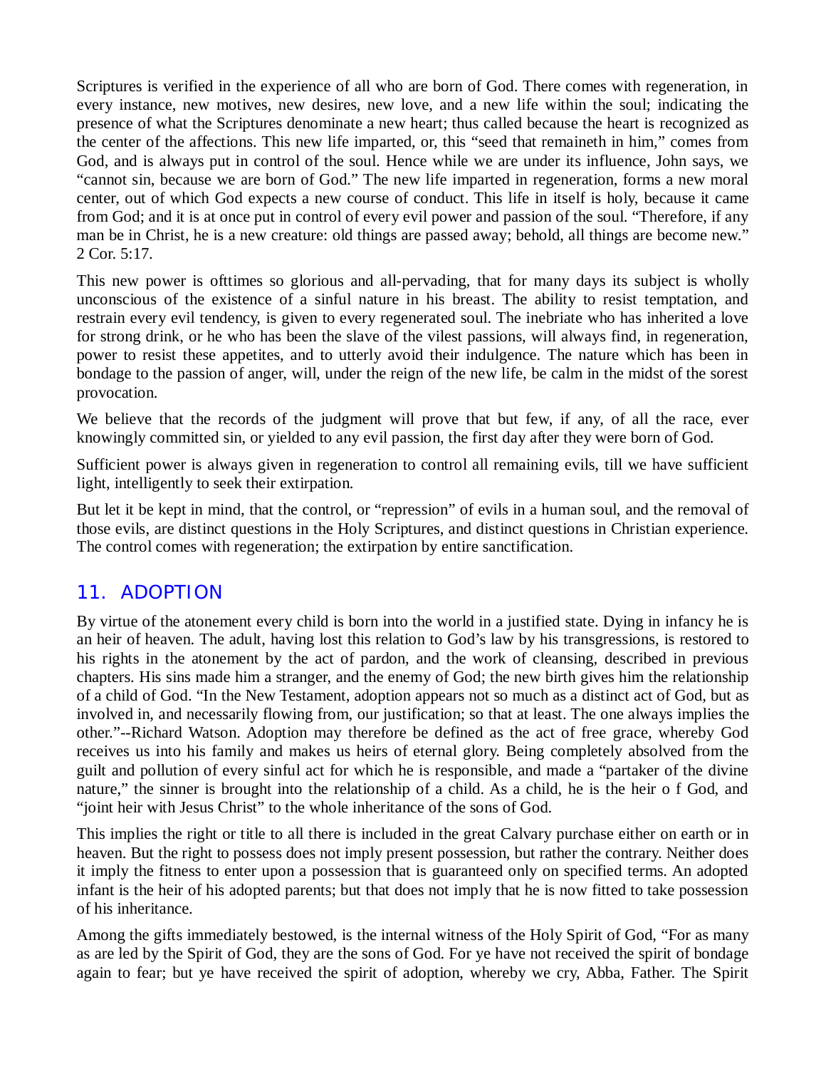Scriptures is verified in the experience of all who are born of God. There comes with regeneration, in every instance, new motives, new desires, new love, and a new life within the soul; indicating the presence of what the Scriptures denominate a new heart; thus called because the heart is recognized as the center of the affections. This new life imparted, or, this "seed that remaineth in him," comes from God, and is always put in control of the soul. Hence while we are under its influence, John says, we "cannot sin, because we are born of God." The new life imparted in regeneration, forms a new moral center, out of which God expects a new course of conduct. This life in itself is holy, because it came from God; and it is at once put in control of every evil power and passion of the soul. "Therefore, if any man be in Christ, he is a new creature: old things are passed away; behold, all things are become new." 2 Cor. 5:17.

This new power is ofttimes so glorious and all-pervading, that for many days its subject is wholly unconscious of the existence of a sinful nature in his breast. The ability to resist temptation, and restrain every evil tendency, is given to every regenerated soul. The inebriate who has inherited a love for strong drink, or he who has been the slave of the vilest passions, will always find, in regeneration, power to resist these appetites, and to utterly avoid their indulgence. The nature which has been in bondage to the passion of anger, will, under the reign of the new life, be calm in the midst of the sorest provocation.

We believe that the records of the judgment will prove that but few, if any, of all the race, ever knowingly committed sin, or yielded to any evil passion, the first day after they were born of God.

Sufficient power is always given in regeneration to control all remaining evils, till we have sufficient light, intelligently to seek their extirpation.

But let it be kept in mind, that the control, or "repression" of evils in a human soul, and the removal of those evils, are distinct questions in the Holy Scriptures, and distinct questions in Christian experience. The control comes with regeneration; the extirpation by entire sanctification.

## 11. ADOPTION

By virtue of the atonement every child is born into the world in a justified state. Dying in infancy he is an heir of heaven. The adult, having lost this relation to God's law by his transgressions, is restored to his rights in the atonement by the act of pardon, and the work of cleansing, described in previous chapters. His sins made him a stranger, and the enemy of God; the new birth gives him the relationship of a child of God. "In the New Testament, adoption appears not so much as a distinct act of God, but as involved in, and necessarily flowing from, our justification; so that at least. The one always implies the other."--Richard Watson. Adoption may therefore be defined as the act of free grace, whereby God receives us into his family and makes us heirs of eternal glory. Being completely absolved from the guilt and pollution of every sinful act for which he is responsible, and made a "partaker of the divine nature," the sinner is brought into the relationship of a child. As a child, he is the heir o f God, and "joint heir with Jesus Christ" to the whole inheritance of the sons of God.

This implies the right or title to all there is included in the great Calvary purchase either on earth or in heaven. But the right to possess does not imply present possession, but rather the contrary. Neither does it imply the fitness to enter upon a possession that is guaranteed only on specified terms. An adopted infant is the heir of his adopted parents; but that does not imply that he is now fitted to take possession of his inheritance.

Among the gifts immediately bestowed, is the internal witness of the Holy Spirit of God, "For as many as are led by the Spirit of God, they are the sons of God. For ye have not received the spirit of bondage again to fear; but ye have received the spirit of adoption, whereby we cry, Abba, Father. The Spirit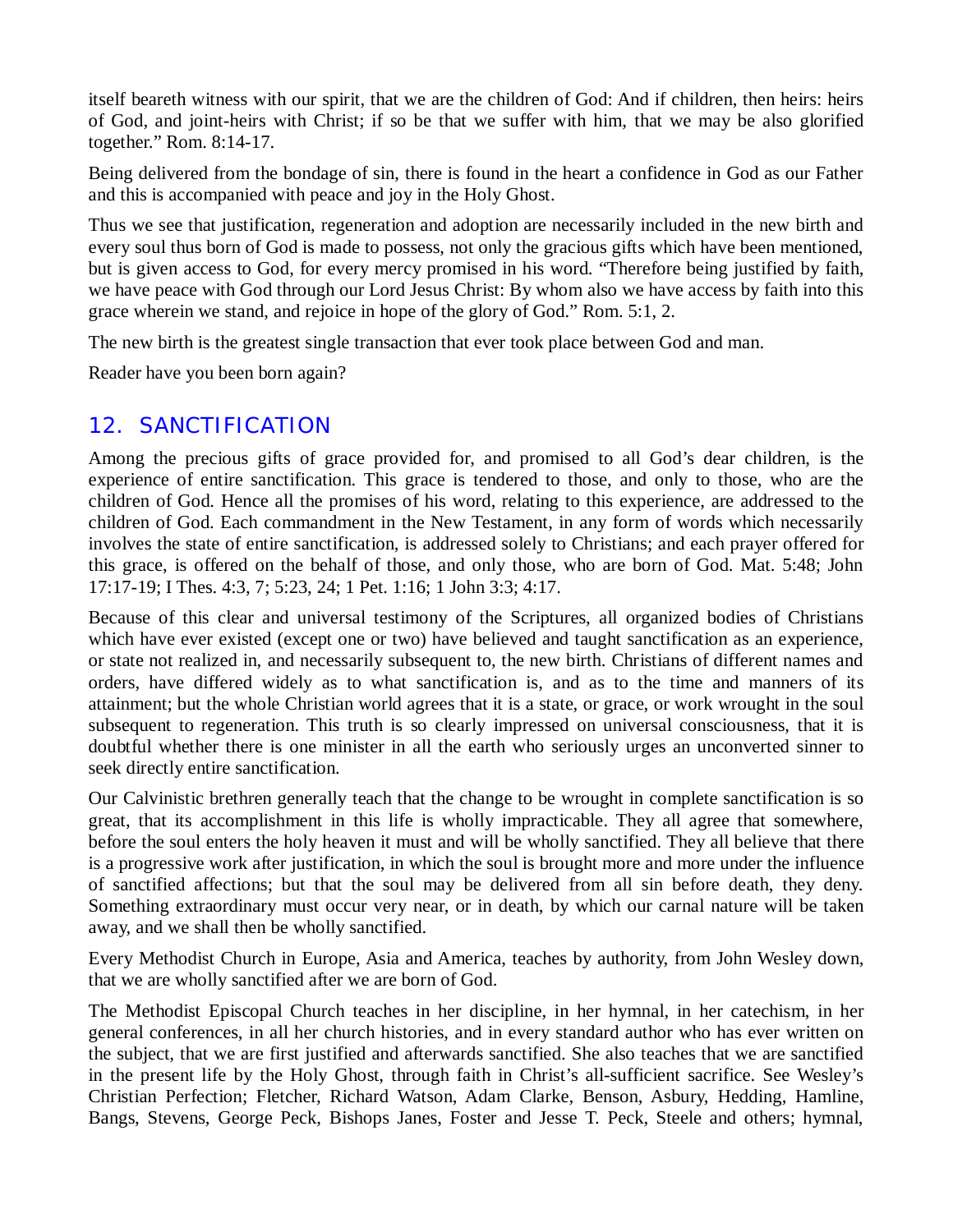itself beareth witness with our spirit, that we are the children of God: And if children, then heirs: heirs of God, and joint-heirs with Christ; if so be that we suffer with him, that we may be also glorified together." Rom. 8:14-17.

Being delivered from the bondage of sin, there is found in the heart a confidence in God as our Father and this is accompanied with peace and joy in the Holy Ghost.

Thus we see that justification, regeneration and adoption are necessarily included in the new birth and every soul thus born of God is made to possess, not only the gracious gifts which have been mentioned, but is given access to God, for every mercy promised in his word. "Therefore being justified by faith, we have peace with God through our Lord Jesus Christ: By whom also we have access by faith into this grace wherein we stand, and rejoice in hope of the glory of God." Rom. 5:1, 2.

The new birth is the greatest single transaction that ever took place between God and man.

Reader have you been born again?

## 12. SANCTIFICATION

Among the precious gifts of grace provided for, and promised to all God's dear children, is the experience of entire sanctification. This grace is tendered to those, and only to those, who are the children of God. Hence all the promises of his word, relating to this experience, are addressed to the children of God. Each commandment in the New Testament, in any form of words which necessarily involves the state of entire sanctification, is addressed solely to Christians; and each prayer offered for this grace, is offered on the behalf of those, and only those, who are born of God. Mat. 5:48; John 17:17-19; I Thes. 4:3, 7; 5:23, 24; 1 Pet. 1:16; 1 John 3:3; 4:17.

Because of this clear and universal testimony of the Scriptures, all organized bodies of Christians which have ever existed (except one or two) have believed and taught sanctification as an experience, or state not realized in, and necessarily subsequent to, the new birth. Christians of different names and orders, have differed widely as to what sanctification is, and as to the time and manners of its attainment; but the whole Christian world agrees that it is a state, or grace, or work wrought in the soul subsequent to regeneration. This truth is so clearly impressed on universal consciousness, that it is doubtful whether there is one minister in all the earth who seriously urges an unconverted sinner to seek directly entire sanctification.

Our Calvinistic brethren generally teach that the change to be wrought in complete sanctification is so great, that its accomplishment in this life is wholly impracticable. They all agree that somewhere, before the soul enters the holy heaven it must and will be wholly sanctified. They all believe that there is a progressive work after justification, in which the soul is brought more and more under the influence of sanctified affections; but that the soul may be delivered from all sin before death, they deny. Something extraordinary must occur very near, or in death, by which our carnal nature will be taken away, and we shall then be wholly sanctified.

Every Methodist Church in Europe, Asia and America, teaches by authority, from John Wesley down, that we are wholly sanctified after we are born of God.

The Methodist Episcopal Church teaches in her discipline, in her hymnal, in her catechism, in her general conferences, in all her church histories, and in every standard author who has ever written on the subject, that we are first justified and afterwards sanctified. She also teaches that we are sanctified in the present life by the Holy Ghost, through faith in Christ's all-sufficient sacrifice. See Wesley's Christian Perfection; Fletcher, Richard Watson, Adam Clarke, Benson, Asbury, Hedding, Hamline, Bangs, Stevens, George Peck, Bishops Janes, Foster and Jesse T. Peck, Steele and others; hymnal,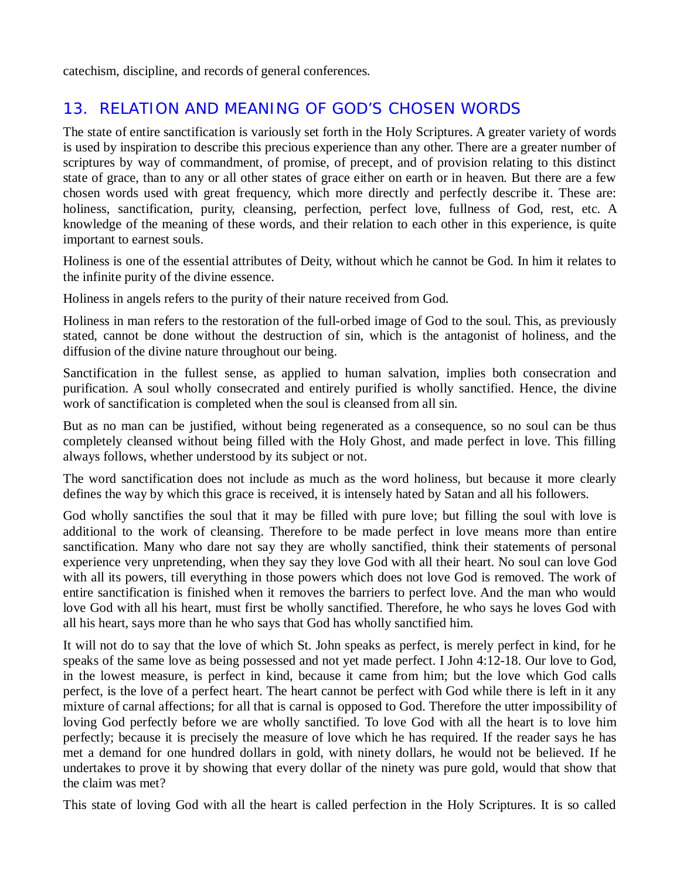catechism, discipline, and records of general conferences.

## 13. RELATION AND MEANING OF GOD'S CHOSEN WORDS

The state of entire sanctification is variously set forth in the Holy Scriptures. A greater variety of words is used by inspiration to describe this precious experience than any other. There are a greater number of scriptures by way of commandment, of promise, of precept, and of provision relating to this distinct state of grace, than to any or all other states of grace either on earth or in heaven. But there are a few chosen words used with great frequency, which more directly and perfectly describe it. These are: holiness, sanctification, purity, cleansing, perfection, perfect love, fullness of God, rest, etc. A knowledge of the meaning of these words, and their relation to each other in this experience, is quite important to earnest souls.

Holiness is one of the essential attributes of Deity, without which he cannot be God. In him it relates to the infinite purity of the divine essence.

Holiness in angels refers to the purity of their nature received from God.

Holiness in man refers to the restoration of the full-orbed image of God to the soul. This, as previously stated, cannot be done without the destruction of sin, which is the antagonist of holiness, and the diffusion of the divine nature throughout our being.

Sanctification in the fullest sense, as applied to human salvation, implies both consecration and purification. A soul wholly consecrated and entirely purified is wholly sanctified. Hence, the divine work of sanctification is completed when the soul is cleansed from all sin.

But as no man can be justified, without being regenerated as a consequence, so no soul can be thus completely cleansed without being filled with the Holy Ghost, and made perfect in love. This filling always follows, whether understood by its subject or not.

The word sanctification does not include as much as the word holiness, but because it more clearly defines the way by which this grace is received, it is intensely hated by Satan and all his followers.

God wholly sanctifies the soul that it may be filled with pure love; but filling the soul with love is additional to the work of cleansing. Therefore to be made perfect in love means more than entire sanctification. Many who dare not say they are wholly sanctified, think their statements of personal experience very unpretending, when they say they love God with all their heart. No soul can love God with all its powers, till everything in those powers which does not love God is removed. The work of entire sanctification is finished when it removes the barriers to perfect love. And the man who would love God with all his heart, must first be wholly sanctified. Therefore, he who says he loves God with all his heart, says more than he who says that God has wholly sanctified him.

It will not do to say that the love of which St. John speaks as perfect, is merely perfect in kind, for he speaks of the same love as being possessed and not yet made perfect. I John 4:12-18. Our love to God, in the lowest measure, is perfect in kind, because it came from him; but the love which God calls perfect, is the love of a perfect heart. The heart cannot be perfect with God while there is left in it any mixture of carnal affections; for all that is carnal is opposed to God. Therefore the utter impossibility of loving God perfectly before we are wholly sanctified. To love God with all the heart is to love him perfectly; because it is precisely the measure of love which he has required. If the reader says he has met a demand for one hundred dollars in gold, with ninety dollars, he would not be believed. If he undertakes to prove it by showing that every dollar of the ninety was pure gold, would that show that the claim was met?

This state of loving God with all the heart is called perfection in the Holy Scriptures. It is so called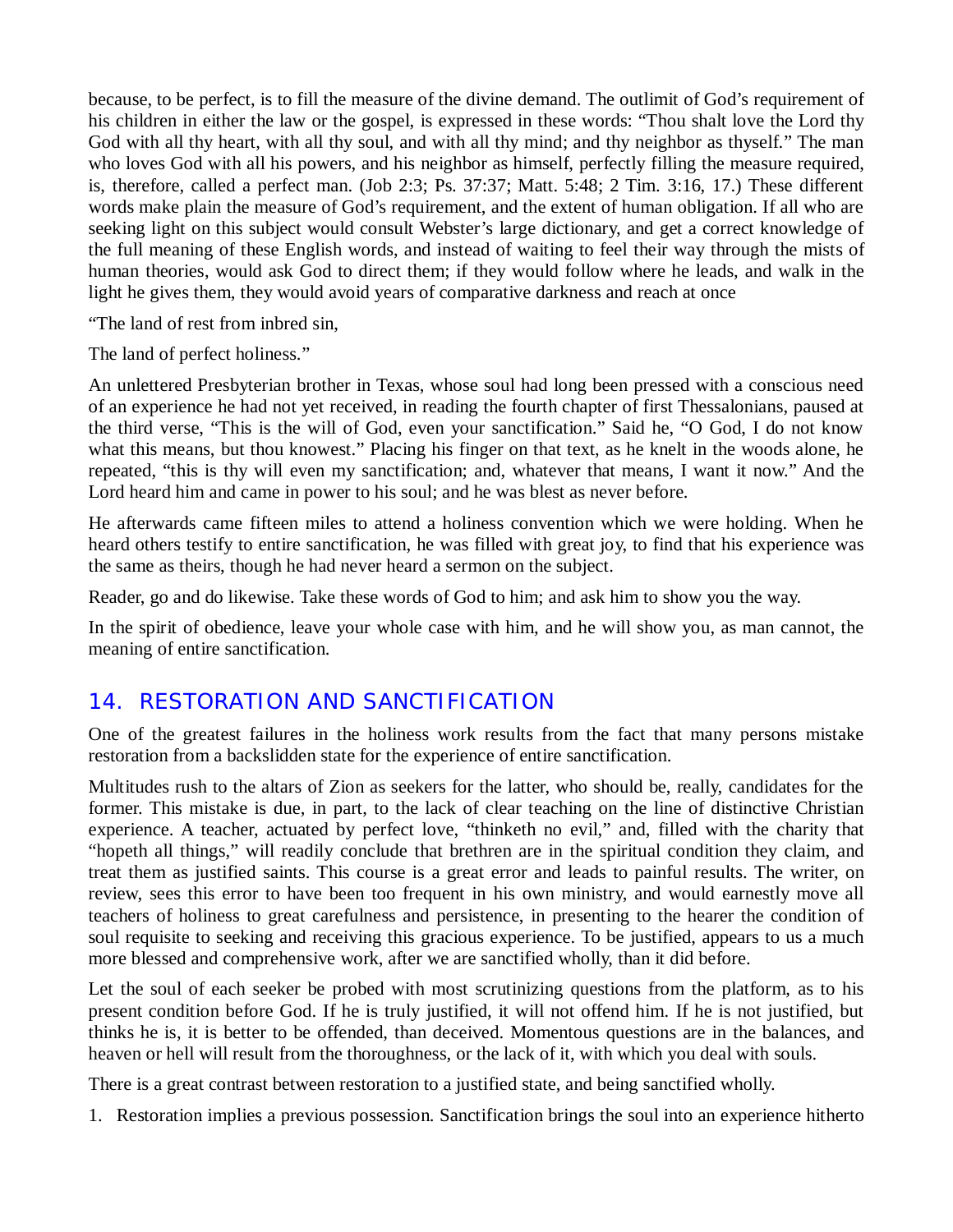because, to be perfect, is to fill the measure of the divine demand. The outlimit of God’s requirement of his children in either the law or the gospel, is expressed in these words: “Thou shalt love the Lord thy God with all thy heart, with all thy soul, and with all thy mind; and thy neighbor as thyself.” The man who loves God with all his powers, and his neighbor as himself, perfectly filling the measure required, is, therefore, called a perfect man. (Job 2:3; Ps. 37:37; Matt. 5:48; 2 Tim. 3:16, 17.) These different words make plain the measure of God’s requirement, and the extent of human obligation. If all who are seeking light on this subject would consult Webster’s large dictionary, and get a correct knowledge of the full meaning of these English words, and instead of waiting to feel their way through the mists of human theories, would ask God to direct them; if they would follow where he leads, and walk in the light he gives them, they would avoid years of comparative darkness and reach at once

“The land of rest from inbred sin,

The land of perfect holiness.”

An unlettered Presbyterian brother in Texas, whose soul had long been pressed with a conscious need of an experience he had not yet received, in reading the fourth chapter of first Thessalonians, paused at the third verse, “This is the will of God, even your sanctification.” Said he, “O God, I do not know what this means, but thou knowest.” Placing his finger on that text, as he knelt in the woods alone, he repeated, “this is thy will even my sanctification; and, whatever that means, I want it now.” And the Lord heard him and came in power to his soul; and he was blest as never before.

He afterwards came fifteen miles to attend a holiness convention which we were holding. When he heard others testify to entire sanctification, he was filled with great joy, to find that his experience was the same as theirs, though he had never heard a sermon on the subject.

Reader, go and do likewise. Take these words of God to him; and ask him to show you the way.

In the spirit of obedience, leave your whole case with him, and he will show you, as man cannot, the meaning of entire sanctification.

## 14. RESTORATION AND SANCTIFICATION

One of the greatest failures in the holiness work results from the fact that many persons mistake restoration from a backslidden state for the experience of entire sanctification.

Multitudes rush to the altars of Zion as seekers for the latter, who should be, really, candidates for the former. This mistake is due, in part, to the lack of clear teaching on the line of distinctive Christian experience. A teacher, actuated by perfect love, “thinketh no evil,” and, filled with the charity that “hopeth all things,” will readily conclude that brethren are in the spiritual condition they claim, and treat them as justified saints. This course is a great error and leads to painful results. The writer, on review, sees this error to have been too frequent in his own ministry, and would earnestly move all teachers of holiness to great carefulness and persistence, in presenting to the hearer the condition of soul requisite to seeking and receiving this gracious experience. To be justified, appears to us a much more blessed and comprehensive work, after we are sanctified wholly, than it did before.

Let the soul of each seeker be probed with most scrutinizing questions from the platform, as to his present condition before God. If he is truly justified, it will not offend him. If he is not justified, but thinks he is, it is better to be offended, than deceived. Momentous questions are in the balances, and heaven or hell will result from the thoroughness, or the lack of it, with which you deal with souls.

There is a great contrast between restoration to a justified state, and being sanctified wholly.

1. Restoration implies a previous possession. Sanctification brings the soul into an experience hitherto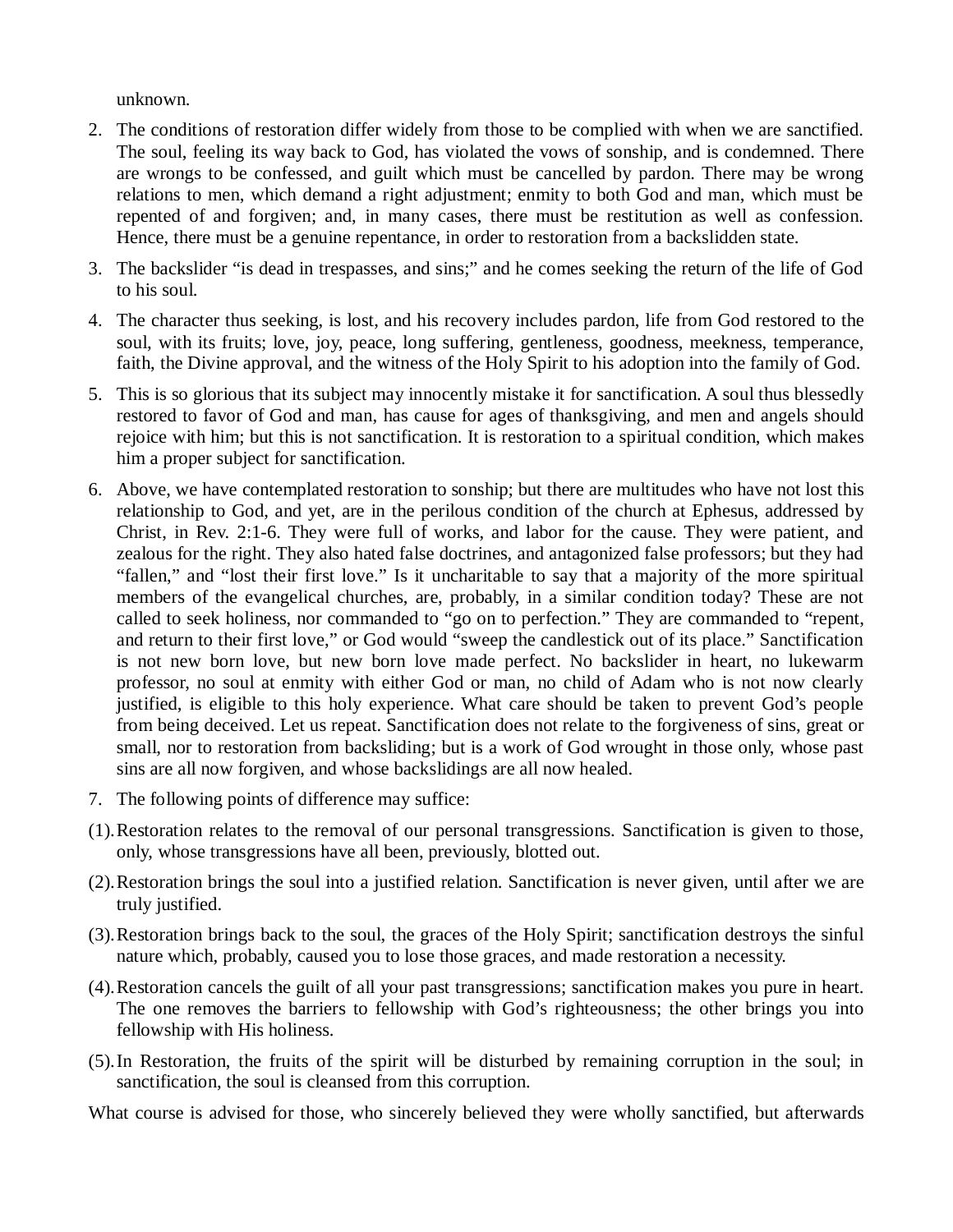unknown.

2. The conditions of restoration differ widely from those to be complied with when we are sanctified. The soul, feeling its way back to God, has violated the vows of sonship, and is condemned. There are wrongs to be confessed, and guilt which must be cancelled by pardon. There may be wrong relations to men, which demand a right adjustment; enmity to both God and man, which must be repented of and forgiven; and, in many cases, there must be restitution as well as confession. Hence, there must be a genuine repentance, in order to restoration from a backslidden state.
3. The backslider "is dead in trespasses, and sins;" and he comes seeking the return of the life of God to his soul.
4. The character thus seeking, is lost, and his recovery includes pardon, life from God restored to the soul, with its fruits; love, joy, peace, long suffering, gentleness, goodness, meekness, temperance, faith, the Divine approval, and the witness of the Holy Spirit to his adoption into the family of God.
5. This is so glorious that its subject may innocently mistake it for sanctification. A soul thus blessedly restored to favor of God and man, has cause for ages of thanksgiving, and men and angels should rejoice with him; but this is not sanctification. It is restoration to a spiritual condition, which makes him a proper subject for sanctification.
6. Above, we have contemplated restoration to sonship; but there are multitudes who have not lost this relationship to God, and yet, are in the perilous condition of the church at Ephesus, addressed by Christ, in Rev. 2:1-6. They were full of works, and labor for the cause. They were patient, and zealous for the right. They also hated false doctrines, and antagonized false professors; but they had "fallen," and "lost their first love." Is it uncharitable to say that a majority of the more spiritual members of the evangelical churches, are, probably, in a similar condition today? These are not called to seek holiness, nor commanded to "go on to perfection." They are commanded to "repent, and return to their first love," or God would "sweep the candlestick out of its place." Sanctification is not new born love, but new born love made perfect. No backslider in heart, no lukewarm professor, no soul at enmity with either God or man, no child of Adam who is not now clearly justified, is eligible to this holy experience. What care should be taken to prevent God's people from being deceived. Let us repeat. Sanctification does not relate to the forgiveness of sins, great or small, nor to restoration from backsliding; but is a work of God wrought in those only, whose past sins are all now forgiven, and whose backslidings are all now healed.
7. The following points of difference may suffice:

(1). Restoration relates to the removal of our personal transgressions. Sanctification is given to those, only, whose transgressions have all been, previously, blotted out.

(2). Restoration brings the soul into a justified relation. Sanctification is never given, until after we are truly justified.

(3). Restoration brings back to the soul, the graces of the Holy Spirit; sanctification destroys the sinful nature which, probably, caused you to lose those graces, and made restoration a necessity.

(4). Restoration cancels the guilt of all your past transgressions; sanctification makes you pure in heart. The one removes the barriers to fellowship with God's righteousness; the other brings you into fellowship with His holiness.

(5). In Restoration, the fruits of the spirit will be disturbed by remaining corruption in the soul; in sanctification, the soul is cleansed from this corruption.

What course is advised for those, who sincerely believed they were wholly sanctified, but afterwards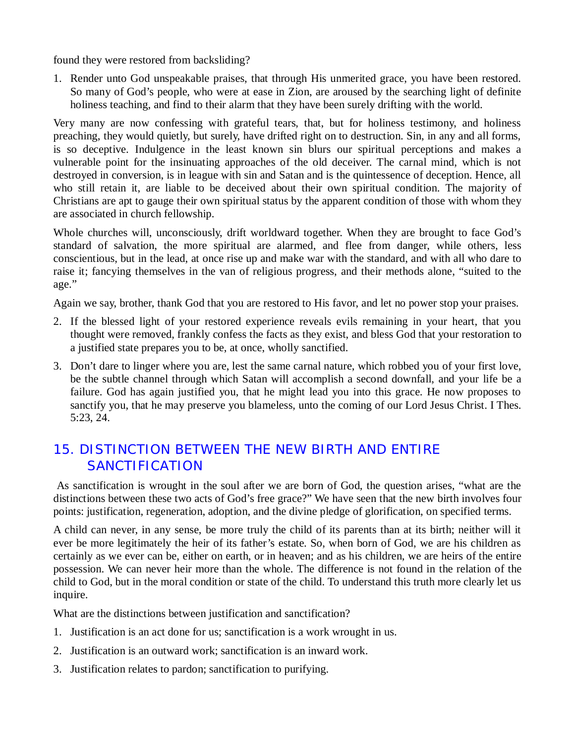found they were restored from backsliding?

1. Render unto God unspeakable praises, that through His unmerited grace, you have been restored. So many of God's people, who were at ease in Zion, are aroused by the searching light of definite holiness teaching, and find to their alarm that they have been surely drifting with the world.

Very many are now confessing with grateful tears, that, but for holiness testimony, and holiness preaching, they would quietly, but surely, have drifted right on to destruction. Sin, in any and all forms, is so deceptive. Indulgence in the least known sin blurs our spiritual perceptions and makes a vulnerable point for the insinuating approaches of the old deceiver. The carnal mind, which is not destroyed in conversion, is in league with sin and Satan and is the quintessence of deception. Hence, all who still retain it, are liable to be deceived about their own spiritual condition. The majority of Christians are apt to gauge their own spiritual status by the apparent condition of those with whom they are associated in church fellowship.

Whole churches will, unconsciously, drift worldward together. When they are brought to face God's standard of salvation, the more spiritual are alarmed, and flee from danger, while others, less conscientious, but in the lead, at once rise up and make war with the standard, and with all who dare to raise it; fancying themselves in the van of religious progress, and their methods alone, "suited to the age."

Again we say, brother, thank God that you are restored to His favor, and let no power stop your praises.

2. If the blessed light of your restored experience reveals evils remaining in your heart, that you thought were removed, frankly confess the facts as they exist, and bless God that your restoration to a justified state prepares you to be, at once, wholly sanctified.

3. Don't dare to linger where you are, lest the same carnal nature, which robbed you of your first love, be the subtle channel through which Satan will accomplish a second downfall, and your life be a failure. God has again justified you, that he might lead you into this grace. He now proposes to sanctify you, that he may preserve you blameless, unto the coming of our Lord Jesus Christ. I Thes. 5:23, 24.

## 15. DISTINCTION BETWEEN THE NEW BIRTH AND ENTIRE SANCTIFICATION

As sanctification is wrought in the soul after we are born of God, the question arises, "what are the distinctions between these two acts of God's free grace?" We have seen that the new birth involves four points: justification, regeneration, adoption, and the divine pledge of glorification, on specified terms.

A child can never, in any sense, be more truly the child of its parents than at its birth; neither will it ever be more legitimately the heir of its father's estate. So, when born of God, we are his children as certainly as we ever can be, either on earth, or in heaven; and as his children, we are heirs of the entire possession. We can never heir more than the whole. The difference is not found in the relation of the child to God, but in the moral condition or state of the child. To understand this truth more clearly let us inquire.

What are the distinctions between justification and sanctification?

1. Justification is an act done for us; sanctification is a work wrought in us.
2. Justification is an outward work; sanctification is an inward work.
3. Justification relates to pardon; sanctification to purifying.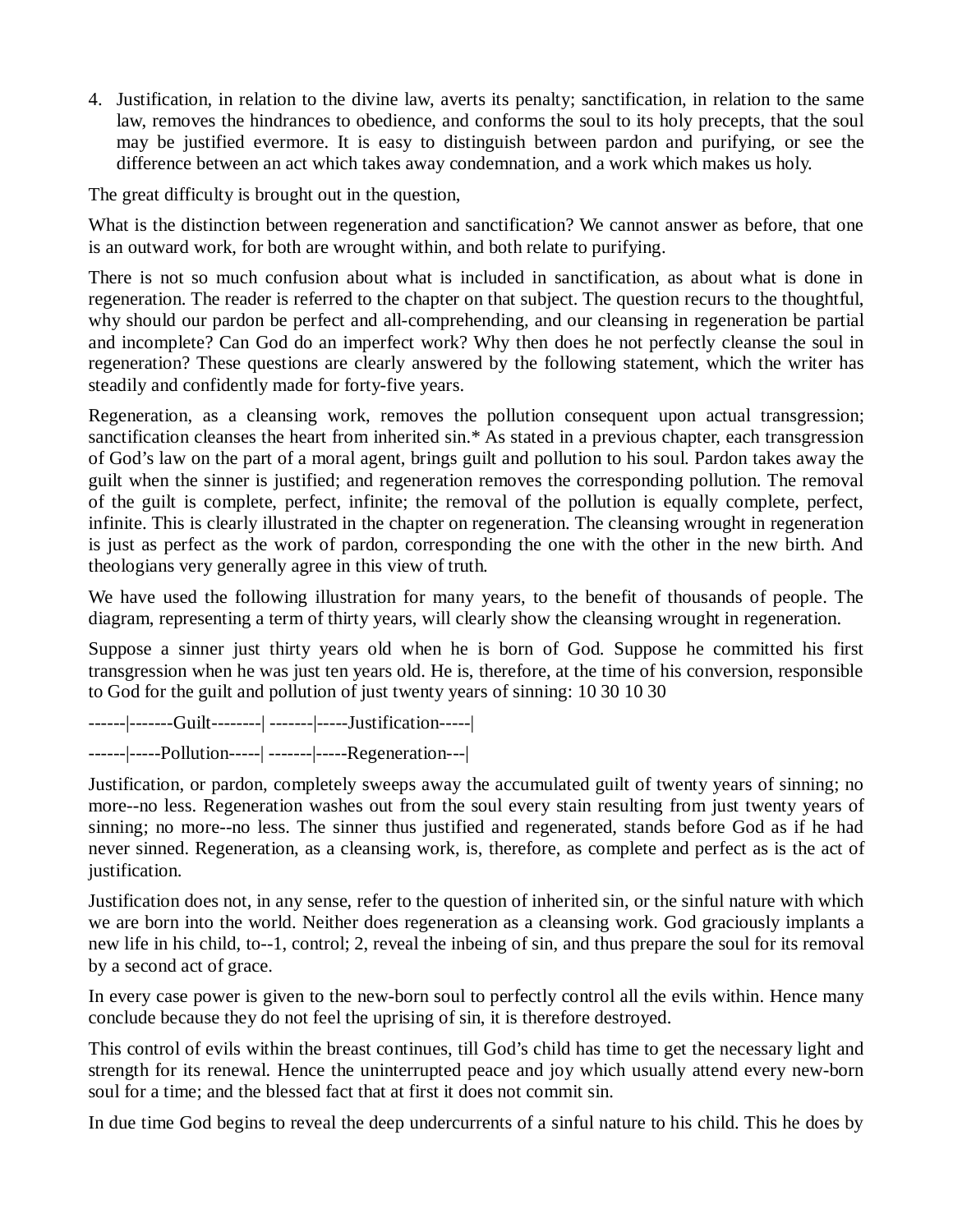4. Justification, in relation to the divine law, averts its penalty; sanctification, in relation to the same law, removes the hindrances to obedience, and conforms the soul to its holy precepts, that the soul may be justified evermore. It is easy to distinguish between pardon and purifying, or see the difference between an act which takes away condemnation, and a work which makes us holy.

The great difficulty is brought out in the question,

What is the distinction between regeneration and sanctification? We cannot answer as before, that one is an outward work, for both are wrought within, and both relate to purifying.

There is not so much confusion about what is included in sanctification, as about what is done in regeneration. The reader is referred to the chapter on that subject. The question recurs to the thoughtful, why should our pardon be perfect and all-comprehending, and our cleansing in regeneration be partial and incomplete? Can God do an imperfect work? Why then does he not perfectly cleanse the soul in regeneration? These questions are clearly answered by the following statement, which the writer has steadily and confidently made for forty-five years.

Regeneration, as a cleansing work, removes the pollution consequent upon actual transgression; sanctification cleanses the heart from inherited sin.* As stated in a previous chapter, each transgression of God's law on the part of a moral agent, brings guilt and pollution to his soul. Pardon takes away the guilt when the sinner is justified; and regeneration removes the corresponding pollution. The removal of the guilt is complete, perfect, infinite; the removal of the pollution is equally complete, perfect, infinite. This is clearly illustrated in the chapter on regeneration. The cleansing wrought in regeneration is just as perfect as the work of pardon, corresponding the one with the other in the new birth. And theologians very generally agree in this view of truth.

We have used the following illustration for many years, to the benefit of thousands of people. The diagram, representing a term of thirty years, will clearly show the cleansing wrought in regeneration.

Suppose a sinner just thirty years old when he is born of God. Suppose he committed his first transgression when he was just ten years old. He is, therefore, at the time of his conversion, responsible to God for the guilt and pollution of just twenty years of sinning: 10 30 10 30

------|-------Guilt--------| -------|-----Justification-----|

------|-----Pollution-----| -------|-----Regeneration---|

Justification, or pardon, completely sweeps away the accumulated guilt of twenty years of sinning; no more--no less. Regeneration washes out from the soul every stain resulting from just twenty years of sinning; no more--no less. The sinner thus justified and regenerated, stands before God as if he had never sinned. Regeneration, as a cleansing work, is, therefore, as complete and perfect as is the act of justification.

Justification does not, in any sense, refer to the question of inherited sin, or the sinful nature with which we are born into the world. Neither does regeneration as a cleansing work. God graciously implants a new life in his child, to--1, control; 2, reveal the inbeing of sin, and thus prepare the soul for its removal by a second act of grace.

In every case power is given to the new-born soul to perfectly control all the evils within. Hence many conclude because they do not feel the uprising of sin, it is therefore destroyed.

This control of evils within the breast continues, till God's child has time to get the necessary light and strength for its renewal. Hence the uninterrupted peace and joy which usually attend every new-born soul for a time; and the blessed fact that at first it does not commit sin.

In due time God begins to reveal the deep undercurrents of a sinful nature to his child. This he does by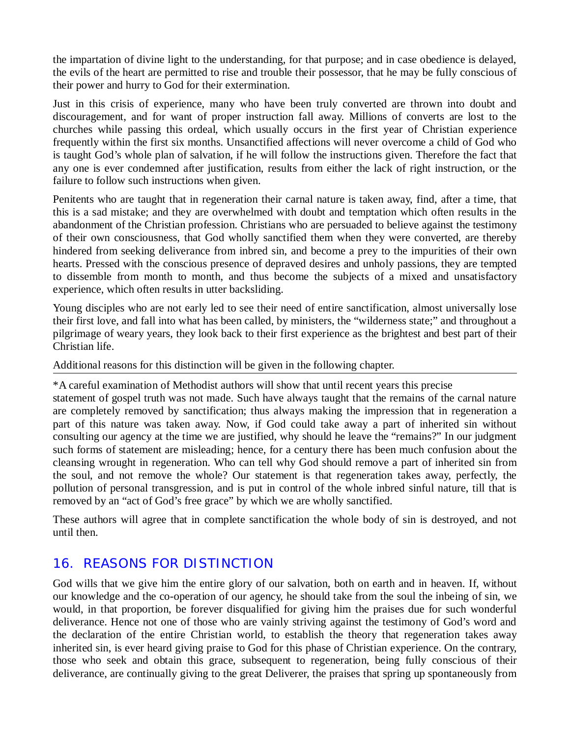the impartation of divine light to the understanding, for that purpose; and in case obedience is delayed, the evils of the heart are permitted to rise and trouble their possessor, that he may be fully conscious of their power and hurry to God for their extermination.

Just in this crisis of experience, many who have been truly converted are thrown into doubt and discouragement, and for want of proper instruction fall away. Millions of converts are lost to the churches while passing this ordeal, which usually occurs in the first year of Christian experience frequently within the first six months. Unsanctified affections will never overcome a child of God who is taught God's whole plan of salvation, if he will follow the instructions given. Therefore the fact that any one is ever condemned after justification, results from either the lack of right instruction, or the failure to follow such instructions when given.

Penitents who are taught that in regeneration their carnal nature is taken away, find, after a time, that this is a sad mistake; and they are overwhelmed with doubt and temptation which often results in the abandonment of the Christian profession. Christians who are persuaded to believe against the testimony of their own consciousness, that God wholly sanctified them when they were converted, are thereby hindered from seeking deliverance from inbred sin, and become a prey to the impurities of their own hearts. Pressed with the conscious presence of depraved desires and unholy passions, they are tempted to dissemble from month to month, and thus become the subjects of a mixed and unsatisfactory experience, which often results in utter backsliding.

Young disciples who are not early led to see their need of entire sanctification, almost universally lose their first love, and fall into what has been called, by ministers, the "wilderness state;" and throughout a pilgrimage of weary years, they look back to their first experience as the brightest and best part of their Christian life.

Additional reasons for this distinction will be given in the following chapter.

---

*A careful examination of Methodist authors will show that until recent years this precise statement of gospel truth was not made. Such have always taught that the remains of the carnal nature are completely removed by sanctification; thus always making the impression that in regeneration a part of this nature was taken away. Now, if God could take away a part of inherited sin without consulting our agency at the time we are justified, why should he leave the "remains?" In our judgment such forms of statement are misleading; hence, for a century there has been much confusion about the cleansing wrought in regeneration. Who can tell why God should remove a part of inherited sin from the soul, and not remove the whole? Our statement is that regeneration takes away, perfectly, the pollution of personal transgression, and is put in control of the whole inbred sinful nature, till that is removed by an "act of God's free grace" by which we are wholly sanctified.

These authors will agree that in complete sanctification the whole body of sin is destroyed, and not until then.

## 16. REASONS FOR DISTINCTION

God wills that we give him the entire glory of our salvation, both on earth and in heaven. If, without our knowledge and the co-operation of our agency, he should take from the soul the inbeing of sin, we would, in that proportion, be forever disqualified for giving him the praises due for such wonderful deliverance. Hence not one of those who are vainly striving against the testimony of God's word and the declaration of the entire Christian world, to establish the theory that regeneration takes away inherited sin, is ever heard giving praise to God for this phase of Christian experience. On the contrary, those who seek and obtain this grace, subsequent to regeneration, being fully conscious of their deliverance, are continually giving to the great Deliverer, the praises that spring up spontaneously from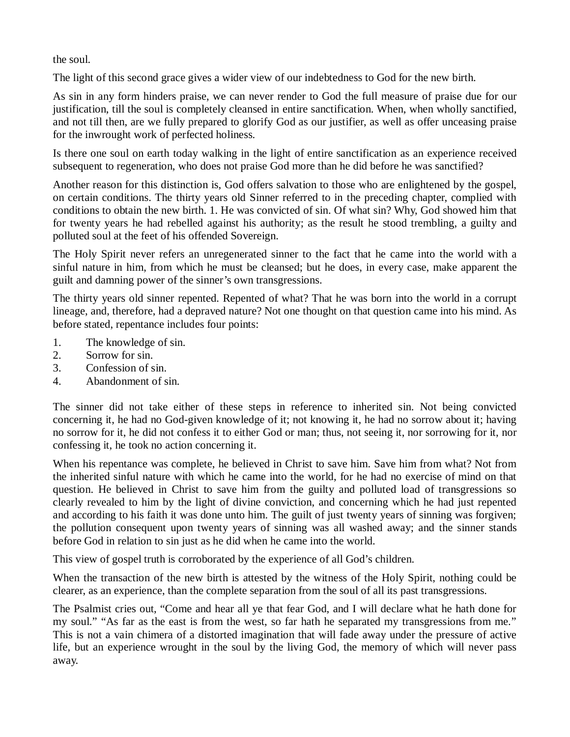the soul.

The light of this second grace gives a wider view of our indebtedness to God for the new birth.

As sin in any form hinders praise, we can never render to God the full measure of praise due for our justification, till the soul is completely cleansed in entire sanctification. When, when wholly sanctified, and not till then, are we fully prepared to glorify God as our justifier, as well as offer unceasing praise for the inwrought work of perfected holiness.

Is there one soul on earth today walking in the light of entire sanctification as an experience received subsequent to regeneration, who does not praise God more than he did before he was sanctified?

Another reason for this distinction is, God offers salvation to those who are enlightened by the gospel, on certain conditions. The thirty years old Sinner referred to in the preceding chapter, complied with conditions to obtain the new birth. 1. He was convicted of sin. Of what sin? Why, God showed him that for twenty years he had rebelled against his authority; as the result he stood trembling, a guilty and polluted soul at the feet of his offended Sovereign.

The Holy Spirit never refers an unregenerated sinner to the fact that he came into the world with a sinful nature in him, from which he must be cleansed; but he does, in every case, make apparent the guilt and damning power of the sinner's own transgressions.

The thirty years old sinner repented. Repented of what? That he was born into the world in a corrupt lineage, and, therefore, had a depraved nature? Not one thought on that question came into his mind. As before stated, repentance includes four points:

1. The knowledge of sin.
2. Sorrow for sin.
3. Confession of sin.
4. Abandonment of sin.

The sinner did not take either of these steps in reference to inherited sin. Not being convicted concerning it, he had no God-given knowledge of it; not knowing it, he had no sorrow about it; having no sorrow for it, he did not confess it to either God or man; thus, not seeing it, nor sorrowing for it, nor confessing it, he took no action concerning it.

When his repentance was complete, he believed in Christ to save him. Save him from what? Not from the inherited sinful nature with which he came into the world, for he had no exercise of mind on that question. He believed in Christ to save him from the guilty and polluted load of transgressions so clearly revealed to him by the light of divine conviction, and concerning which he had just repented and according to his faith it was done unto him. The guilt of just twenty years of sinning was forgiven; the pollution consequent upon twenty years of sinning was all washed away; and the sinner stands before God in relation to sin just as he did when he came into the world.

This view of gospel truth is corroborated by the experience of all God's children.

When the transaction of the new birth is attested by the witness of the Holy Spirit, nothing could be clearer, as an experience, than the complete separation from the soul of all its past transgressions.

The Psalmist cries out, "Come and hear all ye that fear God, and I will declare what he hath done for my soul." "As far as the east is from the west, so far hath he separated my transgressions from me." This is not a vain chimera of a distorted imagination that will fade away under the pressure of active life, but an experience wrought in the soul by the living God, the memory of which will never pass away.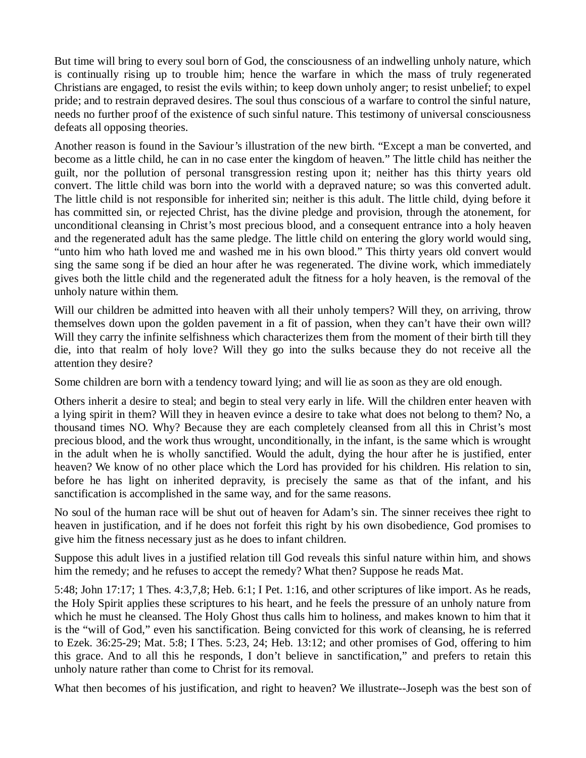But time will bring to every soul born of God, the consciousness of an indwelling unholy nature, which is continually rising up to trouble him; hence the warfare in which the mass of truly regenerated Christians are engaged, to resist the evils within; to keep down unholy anger; to resist unbelief; to expel pride; and to restrain depraved desires. The soul thus conscious of a warfare to control the sinful nature, needs no further proof of the existence of such sinful nature. This testimony of universal consciousness defeats all opposing theories.

Another reason is found in the Saviour's illustration of the new birth. "Except a man be converted, and become as a little child, he can in no case enter the kingdom of heaven." The little child has neither the guilt, nor the pollution of personal transgression resting upon it; neither has this thirty years old convert. The little child was born into the world with a depraved nature; so was this converted adult. The little child is not responsible for inherited sin; neither is this adult. The little child, dying before it has committed sin, or rejected Christ, has the divine pledge and provision, through the atonement, for unconditional cleansing in Christ's most precious blood, and a consequent entrance into a holy heaven and the regenerated adult has the same pledge. The little child on entering the glory world would sing, "unto him who hath loved me and washed me in his own blood." This thirty years old convert would sing the same song if be died an hour after he was regenerated. The divine work, which immediately gives both the little child and the regenerated adult the fitness for a holy heaven, is the removal of the unholy nature within them.

Will our children be admitted into heaven with all their unholy tempers? Will they, on arriving, throw themselves down upon the golden pavement in a fit of passion, when they can't have their own will? Will they carry the infinite selfishness which characterizes them from the moment of their birth till they die, into that realm of holy love? Will they go into the sulks because they do not receive all the attention they desire?

Some children are born with a tendency toward lying; and will lie as soon as they are old enough.

Others inherit a desire to steal; and begin to steal very early in life. Will the children enter heaven with a lying spirit in them? Will they in heaven evince a desire to take what does not belong to them? No, a thousand times NO. Why? Because they are each completely cleansed from all this in Christ's most precious blood, and the work thus wrought, unconditionally, in the infant, is the same which is wrought in the adult when he is wholly sanctified. Would the adult, dying the hour after he is justified, enter heaven? We know of no other place which the Lord has provided for his children. His relation to sin, before he has light on inherited depravity, is precisely the same as that of the infant, and his sanctification is accomplished in the same way, and for the same reasons.

No soul of the human race will be shut out of heaven for Adam's sin. The sinner receives thee right to heaven in justification, and if he does not forfeit this right by his own disobedience, God promises to give him the fitness necessary just as he does to infant children.

Suppose this adult lives in a justified relation till God reveals this sinful nature within him, and shows him the remedy; and he refuses to accept the remedy? What then? Suppose he reads Mat.

5:48; John 17:17; 1 Thes. 4:3,7,8; Heb. 6:1; I Pet. 1:16, and other scriptures of like import. As he reads, the Holy Spirit applies these scriptures to his heart, and he feels the pressure of an unholy nature from which he must he cleansed. The Holy Ghost thus calls him to holiness, and makes known to him that it is the "will of God," even his sanctification. Being convicted for this work of cleansing, he is referred to Ezek. 36:25-29; Mat. 5:8; I Thes. 5:23, 24; Heb. 13:12; and other promises of God, offering to him this grace. And to all this he responds, I don't believe in sanctification," and prefers to retain this unholy nature rather than come to Christ for its removal.

What then becomes of his justification, and right to heaven? We illustrate--Joseph was the best son of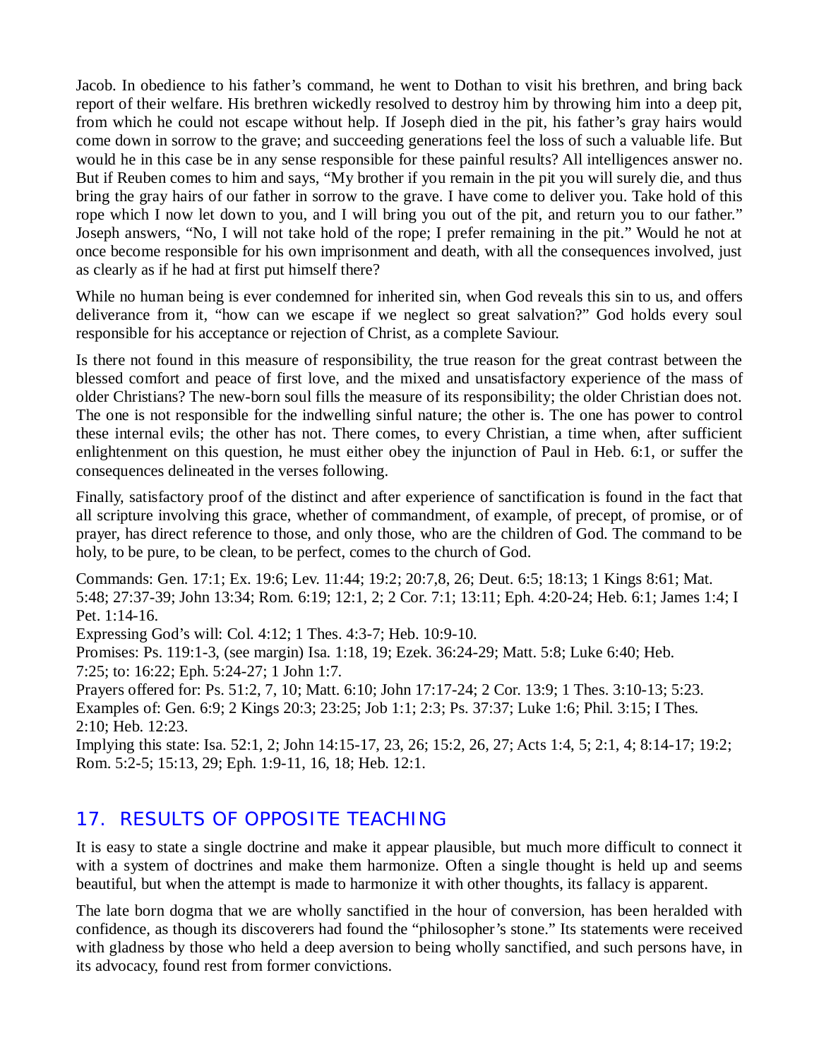Jacob. In obedience to his father's command, he went to Dothan to visit his brethren, and bring back report of their welfare. His brethren wickedly resolved to destroy him by throwing him into a deep pit, from which he could not escape without help. If Joseph died in the pit, his father's gray hairs would come down in sorrow to the grave; and succeeding generations feel the loss of such a valuable life. But would he in this case be in any sense responsible for these painful results? All intelligences answer no. But if Reuben comes to him and says, "My brother if you remain in the pit you will surely die, and thus bring the gray hairs of our father in sorrow to the grave. I have come to deliver you. Take hold of this rope which I now let down to you, and I will bring you out of the pit, and return you to our father." Joseph answers, "No, I will not take hold of the rope; I prefer remaining in the pit." Would he not at once become responsible for his own imprisonment and death, with all the consequences involved, just as clearly as if he had at first put himself there?

While no human being is ever condemned for inherited sin, when God reveals this sin to us, and offers deliverance from it, "how can we escape if we neglect so great salvation?" God holds every soul responsible for his acceptance or rejection of Christ, as a complete Saviour.

Is there not found in this measure of responsibility, the true reason for the great contrast between the blessed comfort and peace of first love, and the mixed and unsatisfactory experience of the mass of older Christians? The new-born soul fills the measure of its responsibility; the older Christian does not. The one is not responsible for the indwelling sinful nature; the other is. The one has power to control these internal evils; the other has not. There comes, to every Christian, a time when, after sufficient enlightenment on this question, he must either obey the injunction of Paul in Heb. 6:1, or suffer the consequences delineated in the verses following.

Finally, satisfactory proof of the distinct and after experience of sanctification is found in the fact that all scripture involving this grace, whether of commandment, of example, of precept, of promise, or of prayer, has direct reference to those, and only those, who are the children of God. The command to be holy, to be pure, to be clean, to be perfect, comes to the church of God.

Commands: Gen. 17:1; Ex. 19:6; Lev. 11:44; 19:2; 20:7,8, 26; Deut. 6:5; 18:13; 1 Kings 8:61; Mat. 5:48; 27:37-39; John 13:34; Rom. 6:19; 12:1, 2; 2 Cor. 7:1; 13:11; Eph. 4:20-24; Heb. 6:1; James 1:4; I Pet. 1:14-16.
Expressing God's will: Col. 4:12; 1 Thes. 4:3-7; Heb. 10:9-10.
Promises: Ps. 119:1-3, (see margin) Isa. 1:18, 19; Ezek. 36:24-29; Matt. 5:8; Luke 6:40; Heb. 7:25; to: 16:22; Eph. 5:24-27; 1 John 1:7.
Prayers offered for: Ps. 51:2, 7, 10; Matt. 6:10; John 17:17-24; 2 Cor. 13:9; 1 Thes. 3:10-13; 5:23.
Examples of: Gen. 6:9; 2 Kings 20:3; 23:25; Job 1:1; 2:3; Ps. 37:37; Luke 1:6; Phil. 3:15; I Thes. 2:10; Heb. 12:23.
Implying this state: Isa. 52:1, 2; John 14:15-17, 23, 26; 15:2, 26, 27; Acts 1:4, 5; 2:1, 4; 8:14-17; 19:2; Rom. 5:2-5; 15:13, 29; Eph. 1:9-11, 16, 18; Heb. 12:1.

## 17. RESULTS OF OPPOSITE TEACHING

It is easy to state a single doctrine and make it appear plausible, but much more difficult to connect it with a system of doctrines and make them harmonize. Often a single thought is held up and seems beautiful, but when the attempt is made to harmonize it with other thoughts, its fallacy is apparent.

The late born dogma that we are wholly sanctified in the hour of conversion, has been heralded with confidence, as though its discoverers had found the "philosopher's stone." Its statements were received with gladness by those who held a deep aversion to being wholly sanctified, and such persons have, in its advocacy, found rest from former convictions.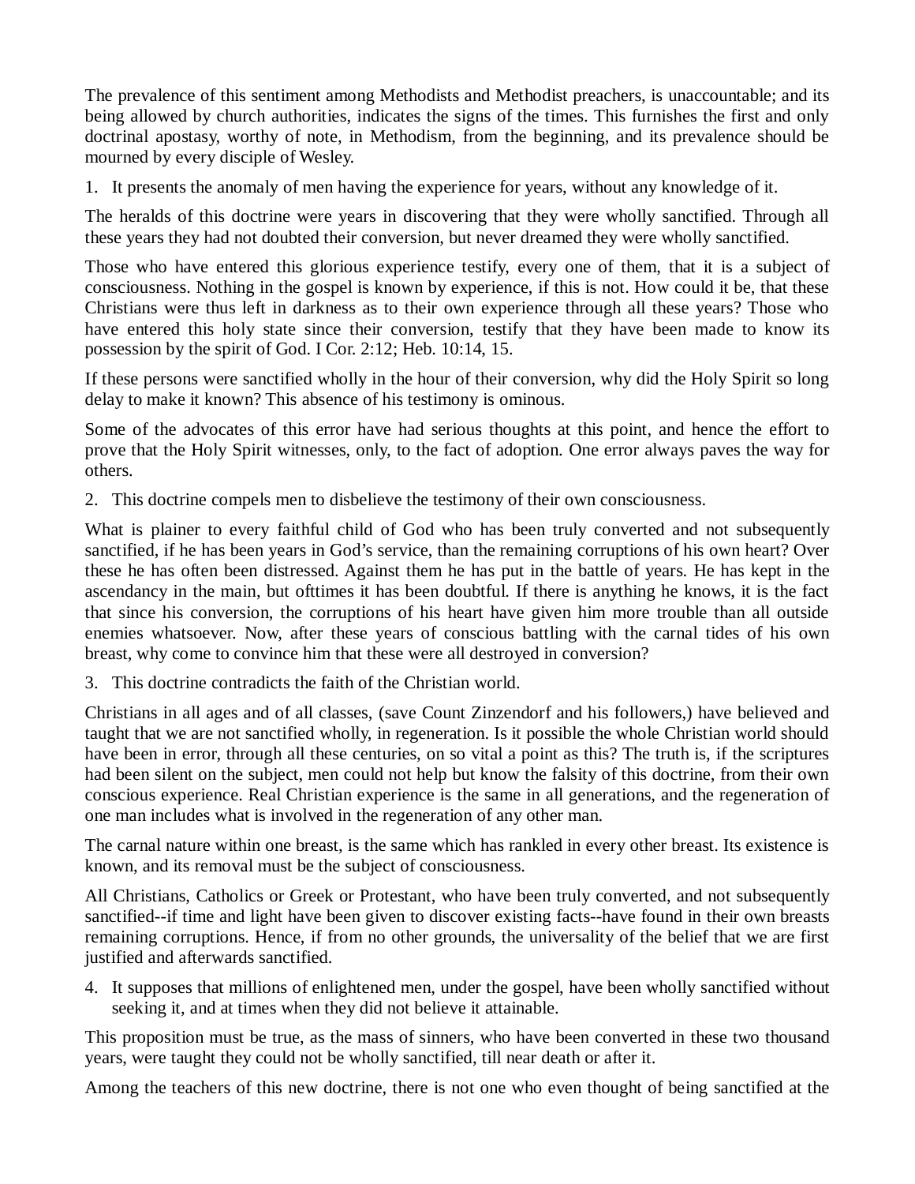The prevalence of this sentiment among Methodists and Methodist preachers, is unaccountable; and its being allowed by church authorities, indicates the signs of the times. This furnishes the first and only doctrinal apostasy, worthy of note, in Methodism, from the beginning, and its prevalence should be mourned by every disciple of Wesley.

1. It presents the anomaly of men having the experience for years, without any knowledge of it.

The heralds of this doctrine were years in discovering that they were wholly sanctified. Through all these years they had not doubted their conversion, but never dreamed they were wholly sanctified.

Those who have entered this glorious experience testify, every one of them, that it is a subject of consciousness. Nothing in the gospel is known by experience, if this is not. How could it be, that these Christians were thus left in darkness as to their own experience through all these years? Those who have entered this holy state since their conversion, testify that they have been made to know its possession by the spirit of God. I Cor. 2:12; Heb. 10:14, 15.

If these persons were sanctified wholly in the hour of their conversion, why did the Holy Spirit so long delay to make it known? This absence of his testimony is ominous.

Some of the advocates of this error have had serious thoughts at this point, and hence the effort to prove that the Holy Spirit witnesses, only, to the fact of adoption. One error always paves the way for others.

2. This doctrine compels men to disbelieve the testimony of their own consciousness.

What is plainer to every faithful child of God who has been truly converted and not subsequently sanctified, if he has been years in God's service, than the remaining corruptions of his own heart? Over these he has often been distressed. Against them he has put in the battle of years. He has kept in the ascendancy in the main, but ofttimes it has been doubtful. If there is anything he knows, it is the fact that since his conversion, the corruptions of his heart have given him more trouble than all outside enemies whatsoever. Now, after these years of conscious battling with the carnal tides of his own breast, why come to convince him that these were all destroyed in conversion?

3. This doctrine contradicts the faith of the Christian world.

Christians in all ages and of all classes, (save Count Zinzendorf and his followers,) have believed and taught that we are not sanctified wholly, in regeneration. Is it possible the whole Christian world should have been in error, through all these centuries, on so vital a point as this? The truth is, if the scriptures had been silent on the subject, men could not help but know the falsity of this doctrine, from their own conscious experience. Real Christian experience is the same in all generations, and the regeneration of one man includes what is involved in the regeneration of any other man.

The carnal nature within one breast, is the same which has rankled in every other breast. Its existence is known, and its removal must be the subject of consciousness.

All Christians, Catholics or Greek or Protestant, who have been truly converted, and not subsequently sanctified--if time and light have been given to discover existing facts--have found in their own breasts remaining corruptions. Hence, if from no other grounds, the universality of the belief that we are first justified and afterwards sanctified.

4. It supposes that millions of enlightened men, under the gospel, have been wholly sanctified without seeking it, and at times when they did not believe it attainable.

This proposition must be true, as the mass of sinners, who have been converted in these two thousand years, were taught they could not be wholly sanctified, till near death or after it.

Among the teachers of this new doctrine, there is not one who even thought of being sanctified at the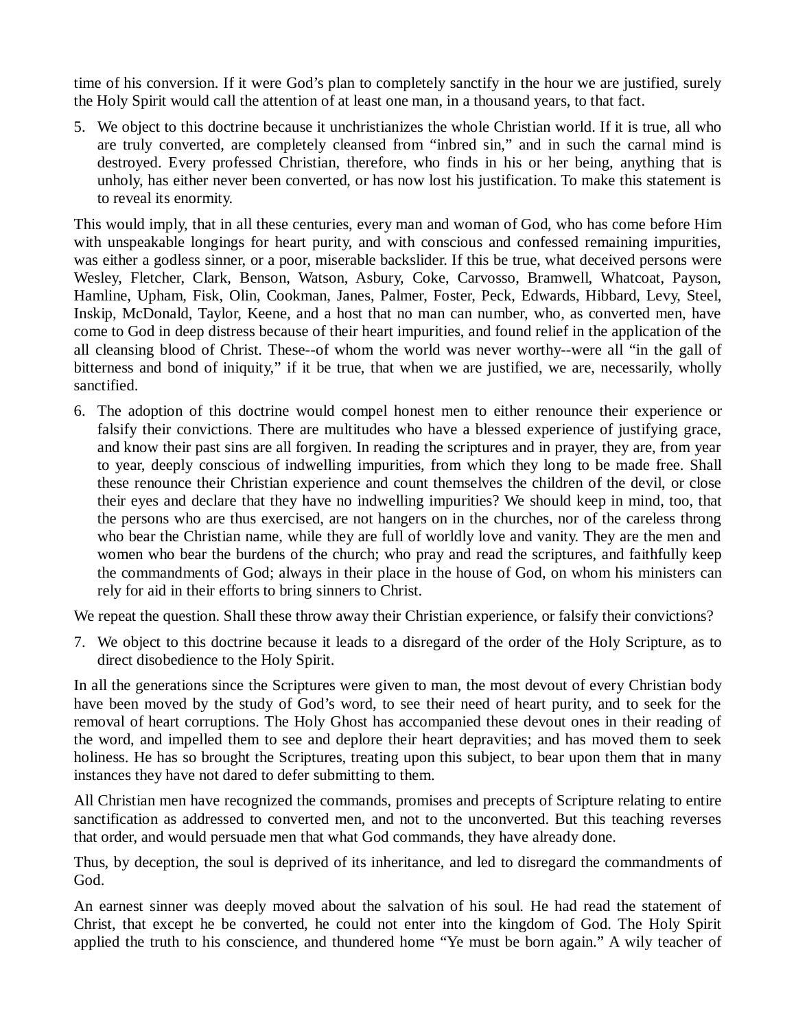time of his conversion. If it were God's plan to completely sanctify in the hour we are justified, surely the Holy Spirit would call the attention of at least one man, in a thousand years, to that fact.

5. We object to this doctrine because it unchristianizes the whole Christian world. If it is true, all who are truly converted, are completely cleansed from "inbred sin," and in such the carnal mind is destroyed. Every professed Christian, therefore, who finds in his or her being, anything that is unholy, has either never been converted, or has now lost his justification. To make this statement is to reveal its enormity.

This would imply, that in all these centuries, every man and woman of God, who has come before Him with unspeakable longings for heart purity, and with conscious and confessed remaining impurities, was either a godless sinner, or a poor, miserable backslider. If this be true, what deceived persons were Wesley, Fletcher, Clark, Benson, Watson, Asbury, Coke, Carvosso, Bramwell, Whatcoat, Payson, Hamline, Upham, Fisk, Olin, Cookman, Janes, Palmer, Foster, Peck, Edwards, Hibbard, Levy, Steel, Inskip, McDonald, Taylor, Keene, and a host that no man can number, who, as converted men, have come to God in deep distress because of their heart impurities, and found relief in the application of the all cleansing blood of Christ. These--of whom the world was never worthy--were all "in the gall of bitterness and bond of iniquity," if it be true, that when we are justified, we are, necessarily, wholly sanctified.

6. The adoption of this doctrine would compel honest men to either renounce their experience or falsify their convictions. There are multitudes who have a blessed experience of justifying grace, and know their past sins are all forgiven. In reading the scriptures and in prayer, they are, from year to year, deeply conscious of indwelling impurities, from which they long to be made free. Shall these renounce their Christian experience and count themselves the children of the devil, or close their eyes and declare that they have no indwelling impurities? We should keep in mind, too, that the persons who are thus exercised, are not hangers on in the churches, nor of the careless throng who bear the Christian name, while they are full of worldly love and vanity. They are the men and women who bear the burdens of the church; who pray and read the scriptures, and faithfully keep the commandments of God; always in their place in the house of God, on whom his ministers can rely for aid in their efforts to bring sinners to Christ.

We repeat the question. Shall these throw away their Christian experience, or falsify their convictions?

7. We object to this doctrine because it leads to a disregard of the order of the Holy Scripture, as to direct disobedience to the Holy Spirit.

In all the generations since the Scriptures were given to man, the most devout of every Christian body have been moved by the study of God's word, to see their need of heart purity, and to seek for the removal of heart corruptions. The Holy Ghost has accompanied these devout ones in their reading of the word, and impelled them to see and deplore their heart depravities; and has moved them to seek holiness. He has so brought the Scriptures, treating upon this subject, to bear upon them that in many instances they have not dared to defer submitting to them.

All Christian men have recognized the commands, promises and precepts of Scripture relating to entire sanctification as addressed to converted men, and not to the unconverted. But this teaching reverses that order, and would persuade men that what God commands, they have already done.

Thus, by deception, the soul is deprived of its inheritance, and led to disregard the commandments of God.

An earnest sinner was deeply moved about the salvation of his soul. He had read the statement of Christ, that except he be converted, he could not enter into the kingdom of God. The Holy Spirit applied the truth to his conscience, and thundered home "Ye must be born again." A wily teacher of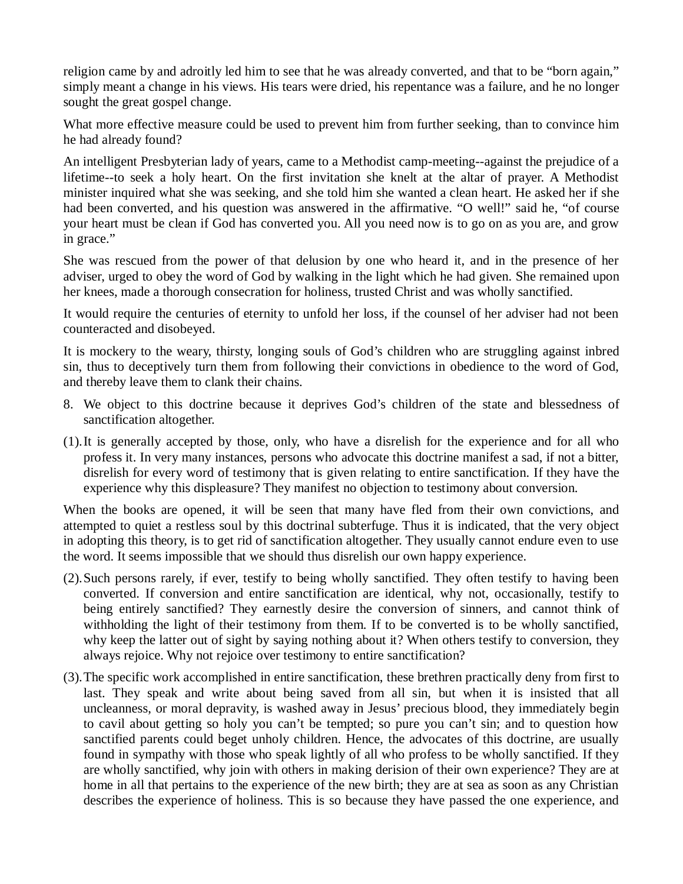religion came by and adroitly led him to see that he was already converted, and that to be "born again," simply meant a change in his views. His tears were dried, his repentance was a failure, and he no longer sought the great gospel change.

What more effective measure could be used to prevent him from further seeking, than to convince him he had already found?

An intelligent Presbyterian lady of years, came to a Methodist camp-meeting--against the prejudice of a lifetime--to seek a holy heart. On the first invitation she knelt at the altar of prayer. A Methodist minister inquired what she was seeking, and she told him she wanted a clean heart. He asked her if she had been converted, and his question was answered in the affirmative. "O well!" said he, "of course your heart must be clean if God has converted you. All you need now is to go on as you are, and grow in grace."

She was rescued from the power of that delusion by one who heard it, and in the presence of her adviser, urged to obey the word of God by walking in the light which he had given. She remained upon her knees, made a thorough consecration for holiness, trusted Christ and was wholly sanctified.

It would require the centuries of eternity to unfold her loss, if the counsel of her adviser had not been counteracted and disobeyed.

It is mockery to the weary, thirsty, longing souls of God's children who are struggling against inbred sin, thus to deceptively turn them from following their convictions in obedience to the word of God, and thereby leave them to clank their chains.

8. We object to this doctrine because it deprives God's children of the state and blessedness of sanctification altogether.

(1). It is generally accepted by those, only, who have a disrelish for the experience and for all who profess it. In very many instances, persons who advocate this doctrine manifest a sad, if not a bitter, disrelish for every word of testimony that is given relating to entire sanctification. If they have the experience why this displeasure? They manifest no objection to testimony about conversion.

When the books are opened, it will be seen that many have fled from their own convictions, and attempted to quiet a restless soul by this doctrinal subterfuge. Thus it is indicated, that the very object in adopting this theory, is to get rid of sanctification altogether. They usually cannot endure even to use the word. It seems impossible that we should thus disrelish our own happy experience.

(2). Such persons rarely, if ever, testify to being wholly sanctified. They often testify to having been converted. If conversion and entire sanctification are identical, why not, occasionally, testify to being entirely sanctified? They earnestly desire the conversion of sinners, and cannot think of withholding the light of their testimony from them. If to be converted is to be wholly sanctified, why keep the latter out of sight by saying nothing about it? When others testify to conversion, they always rejoice. Why not rejoice over testimony to entire sanctification?

(3). The specific work accomplished in entire sanctification, these brethren practically deny from first to last. They speak and write about being saved from all sin, but when it is insisted that all uncleanness, or moral depravity, is washed away in Jesus' precious blood, they immediately begin to cavil about getting so holy you can't be tempted; so pure you can't sin; and to question how sanctified parents could beget unholy children. Hence, the advocates of this doctrine, are usually found in sympathy with those who speak lightly of all who profess to be wholly sanctified. If they are wholly sanctified, why join with others in making derision of their own experience? They are at home in all that pertains to the experience of the new birth; they are at sea as soon as any Christian describes the experience of holiness. This is so because they have passed the one experience, and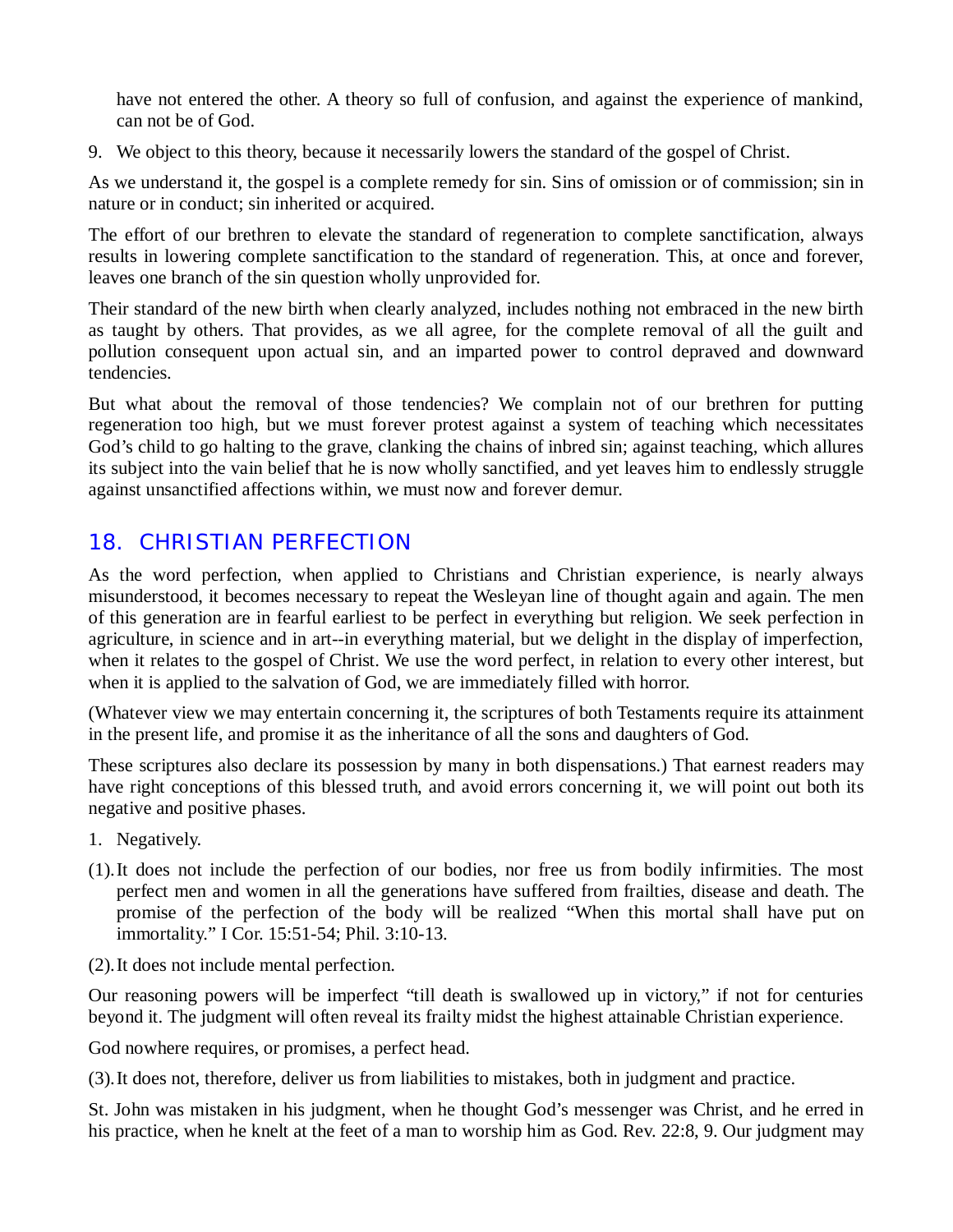have not entered the other. A theory so full of confusion, and against the experience of mankind, can not be of God.

9. We object to this theory, because it necessarily lowers the standard of the gospel of Christ.

As we understand it, the gospel is a complete remedy for sin. Sins of omission or of commission; sin in nature or in conduct; sin inherited or acquired.

The effort of our brethren to elevate the standard of regeneration to complete sanctification, always results in lowering complete sanctification to the standard of regeneration. This, at once and forever, leaves one branch of the sin question wholly unprovided for.

Their standard of the new birth when clearly analyzed, includes nothing not embraced in the new birth as taught by others. That provides, as we all agree, for the complete removal of all the guilt and pollution consequent upon actual sin, and an imparted power to control depraved and downward tendencies.

But what about the removal of those tendencies? We complain not of our brethren for putting regeneration too high, but we must forever protest against a system of teaching which necessitates God's child to go halting to the grave, clanking the chains of inbred sin; against teaching, which allures its subject into the vain belief that he is now wholly sanctified, and yet leaves him to endlessly struggle against unsanctified affections within, we must now and forever demur.

## 18. CHRISTIAN PERFECTION

As the word perfection, when applied to Christians and Christian experience, is nearly always misunderstood, it becomes necessary to repeat the Wesleyan line of thought again and again. The men of this generation are in fearful earliest to be perfect in everything but religion. We seek perfection in agriculture, in science and in art--in everything material, but we delight in the display of imperfection, when it relates to the gospel of Christ. We use the word perfect, in relation to every other interest, but when it is applied to the salvation of God, we are immediately filled with horror.

(Whatever view we may entertain concerning it, the scriptures of both Testaments require its attainment in the present life, and promise it as the inheritance of all the sons and daughters of God.

These scriptures also declare its possession by many in both dispensations.) That earnest readers may have right conceptions of this blessed truth, and avoid errors concerning it, we will point out both its negative and positive phases.

1. Negatively.

(1). It does not include the perfection of our bodies, nor free us from bodily infirmities. The most perfect men and women in all the generations have suffered from frailties, disease and death. The promise of the perfection of the body will be realized "When this mortal shall have put on immortality." I Cor. 15:51-54; Phil. 3:10-13.

(2). It does not include mental perfection.

Our reasoning powers will be imperfect "till death is swallowed up in victory," if not for centuries beyond it. The judgment will often reveal its frailty midst the highest attainable Christian experience.

God nowhere requires, or promises, a perfect head.

(3). It does not, therefore, deliver us from liabilities to mistakes, both in judgment and practice.

St. John was mistaken in his judgment, when he thought God's messenger was Christ, and he erred in his practice, when he knelt at the feet of a man to worship him as God. Rev. 22:8, 9. Our judgment may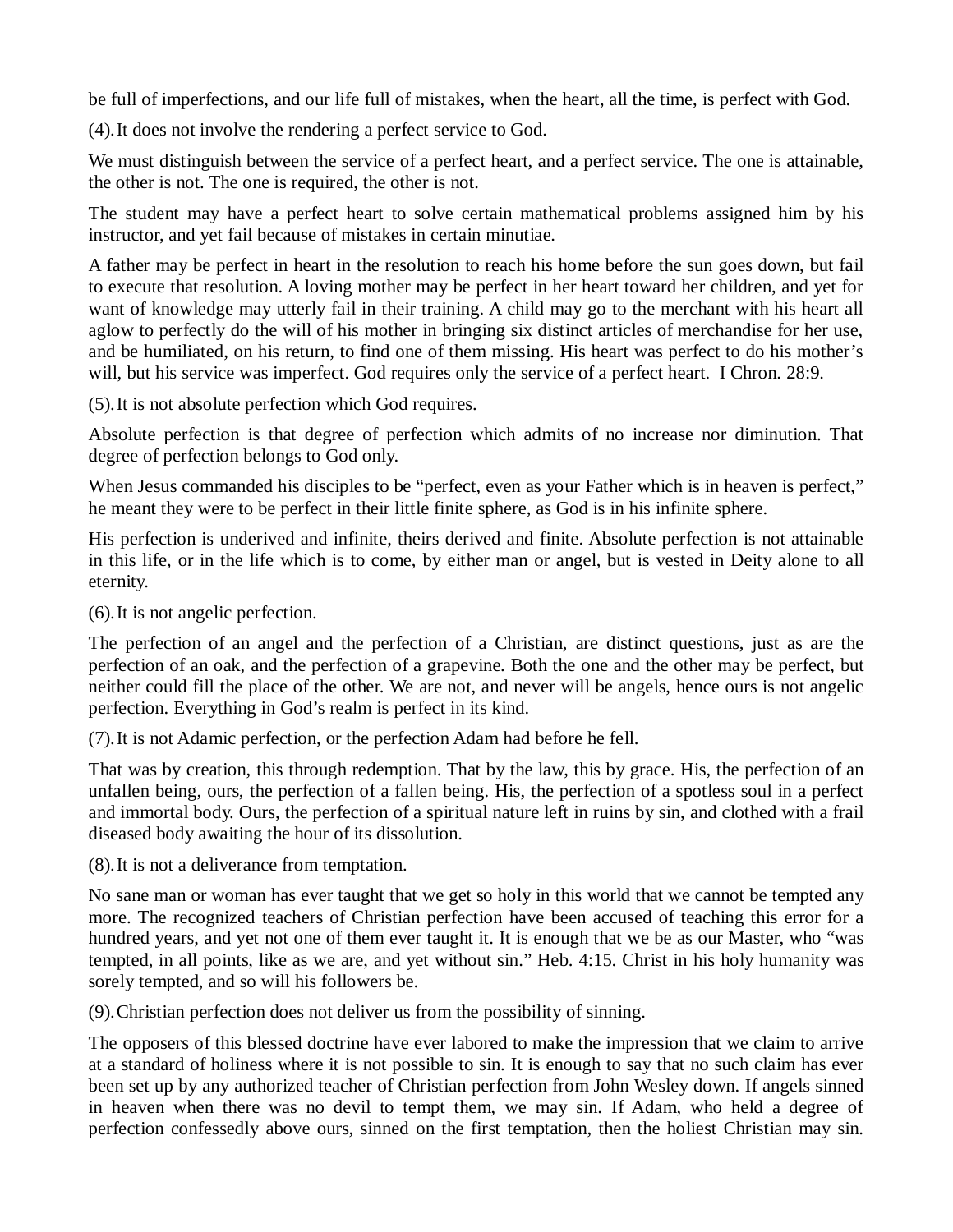be full of imperfections, and our life full of mistakes, when the heart, all the time, is perfect with God.

(4). It does not involve the rendering a perfect service to God.

We must distinguish between the service of a perfect heart, and a perfect service. The one is attainable, the other is not. The one is required, the other is not.

The student may have a perfect heart to solve certain mathematical problems assigned him by his instructor, and yet fail because of mistakes in certain minutiae.

A father may be perfect in heart in the resolution to reach his home before the sun goes down, but fail to execute that resolution. A loving mother may be perfect in her heart toward her children, and yet for want of knowledge may utterly fail in their training. A child may go to the merchant with his heart all aglow to perfectly do the will of his mother in bringing six distinct articles of merchandise for her use, and be humiliated, on his return, to find one of them missing. His heart was perfect to do his mother's will, but his service was imperfect. God requires only the service of a perfect heart. I Chron. 28:9.

(5). It is not absolute perfection which God requires.

Absolute perfection is that degree of perfection which admits of no increase nor diminution. That degree of perfection belongs to God only.

When Jesus commanded his disciples to be "perfect, even as your Father which is in heaven is perfect," he meant they were to be perfect in their little finite sphere, as God is in his infinite sphere.

His perfection is underived and infinite, theirs derived and finite. Absolute perfection is not attainable in this life, or in the life which is to come, by either man or angel, but is vested in Deity alone to all eternity.

(6). It is not angelic perfection.

The perfection of an angel and the perfection of a Christian, are distinct questions, just as are the perfection of an oak, and the perfection of a grapevine. Both the one and the other may be perfect, but neither could fill the place of the other. We are not, and never will be angels, hence ours is not angelic perfection. Everything in God's realm is perfect in its kind.

(7). It is not Adamic perfection, or the perfection Adam had before he fell.

That was by creation, this through redemption. That by the law, this by grace. His, the perfection of an unfallen being, ours, the perfection of a fallen being. His, the perfection of a spotless soul in a perfect and immortal body. Ours, the perfection of a spiritual nature left in ruins by sin, and clothed with a frail diseased body awaiting the hour of its dissolution.

(8). It is not a deliverance from temptation.

No sane man or woman has ever taught that we get so holy in this world that we cannot be tempted any more. The recognized teachers of Christian perfection have been accused of teaching this error for a hundred years, and yet not one of them ever taught it. It is enough that we be as our Master, who "was tempted, in all points, like as we are, and yet without sin." Heb. 4:15. Christ in his holy humanity was sorely tempted, and so will his followers be.

(9). Christian perfection does not deliver us from the possibility of sinning.

The opposers of this blessed doctrine have ever labored to make the impression that we claim to arrive at a standard of holiness where it is not possible to sin. It is enough to say that no such claim has ever been set up by any authorized teacher of Christian perfection from John Wesley down. If angels sinned in heaven when there was no devil to tempt them, we may sin. If Adam, who held a degree of perfection confessedly above ours, sinned on the first temptation, then the holiest Christian may sin.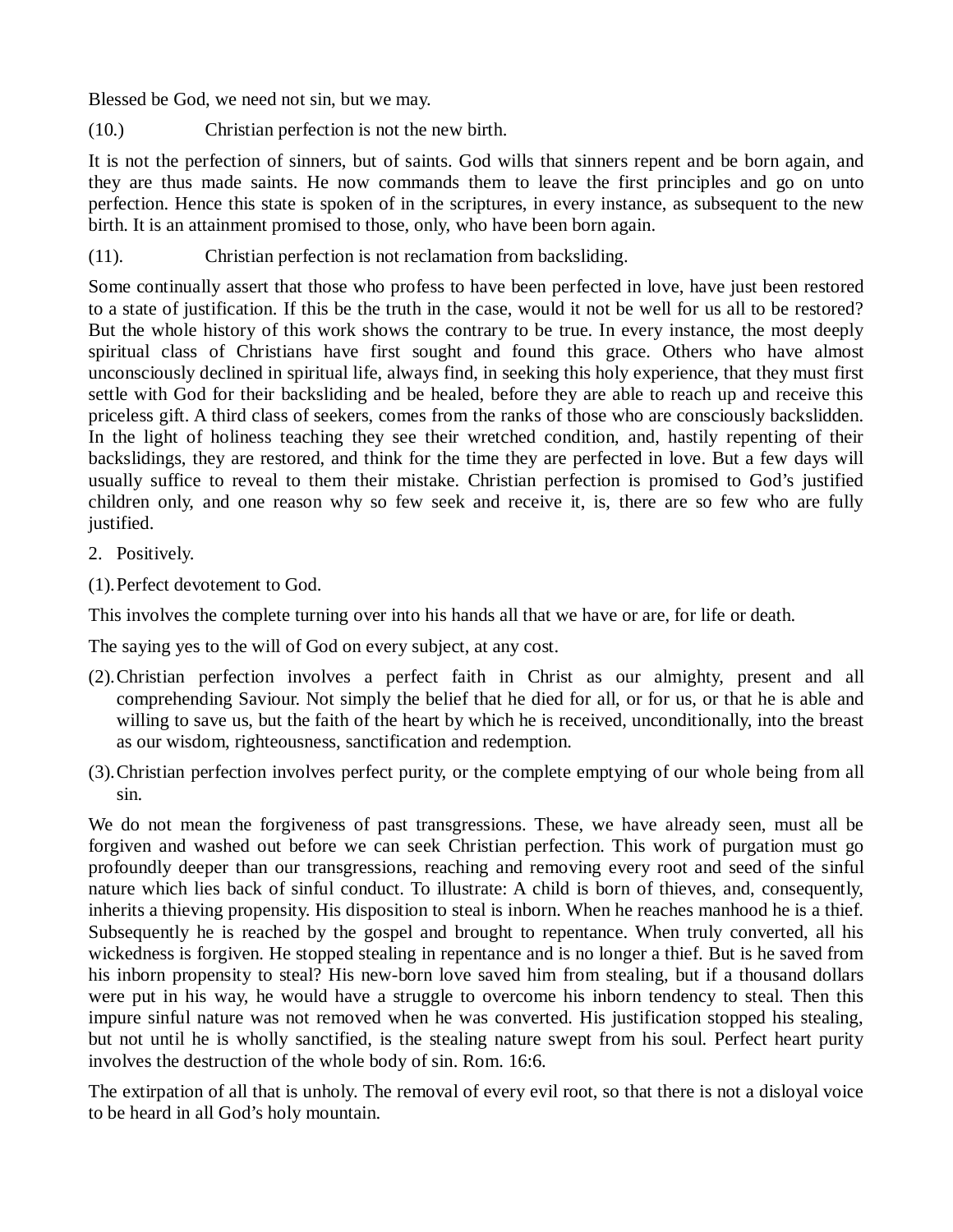Blessed be God, we need not sin, but we may.

(10.) Christian perfection is not the new birth.

It is not the perfection of sinners, but of saints. God wills that sinners repent and be born again, and they are thus made saints. He now commands them to leave the first principles and go on unto perfection. Hence this state is spoken of in the scriptures, in every instance, as subsequent to the new birth. It is an attainment promised to those, only, who have been born again.

(11). Christian perfection is not reclamation from backsliding.

Some continually assert that those who profess to have been perfected in love, have just been restored to a state of justification. If this be the truth in the case, would it not be well for us all to be restored? But the whole history of this work shows the contrary to be true. In every instance, the most deeply spiritual class of Christians have first sought and found this grace. Others who have almost unconsciously declined in spiritual life, always find, in seeking this holy experience, that they must first settle with God for their backsliding and be healed, before they are able to reach up and receive this priceless gift. A third class of seekers, comes from the ranks of those who are consciously backslidden. In the light of holiness teaching they see their wretched condition, and, hastily repenting of their backslidings, they are restored, and think for the time they are perfected in love. But a few days will usually suffice to reveal to them their mistake. Christian perfection is promised to God's justified children only, and one reason why so few seek and receive it, is, there are so few who are fully justified.

2. Positively.

(1). Perfect devotement to God.

This involves the complete turning over into his hands all that we have or are, for life or death.

The saying yes to the will of God on every subject, at any cost.

(2). Christian perfection involves a perfect faith in Christ as our almighty, present and all comprehending Saviour. Not simply the belief that he died for all, or for us, or that he is able and willing to save us, but the faith of the heart by which he is received, unconditionally, into the breast as our wisdom, righteousness, sanctification and redemption.

(3). Christian perfection involves perfect purity, or the complete emptying of our whole being from all sin.

We do not mean the forgiveness of past transgressions. These, we have already seen, must all be forgiven and washed out before we can seek Christian perfection. This work of purgation must go profoundly deeper than our transgressions, reaching and removing every root and seed of the sinful nature which lies back of sinful conduct. To illustrate: A child is born of thieves, and, consequently, inherits a thieving propensity. His disposition to steal is inborn. When he reaches manhood he is a thief. Subsequently he is reached by the gospel and brought to repentance. When truly converted, all his wickedness is forgiven. He stopped stealing in repentance and is no longer a thief. But is he saved from his inborn propensity to steal? His new-born love saved him from stealing, but if a thousand dollars were put in his way, he would have a struggle to overcome his inborn tendency to steal. Then this impure sinful nature was not removed when he was converted. His justification stopped his stealing, but not until he is wholly sanctified, is the stealing nature swept from his soul. Perfect heart purity involves the destruction of the whole body of sin. Rom. 16:6.

The extirpation of all that is unholy. The removal of every evil root, so that there is not a disloyal voice to be heard in all God's holy mountain.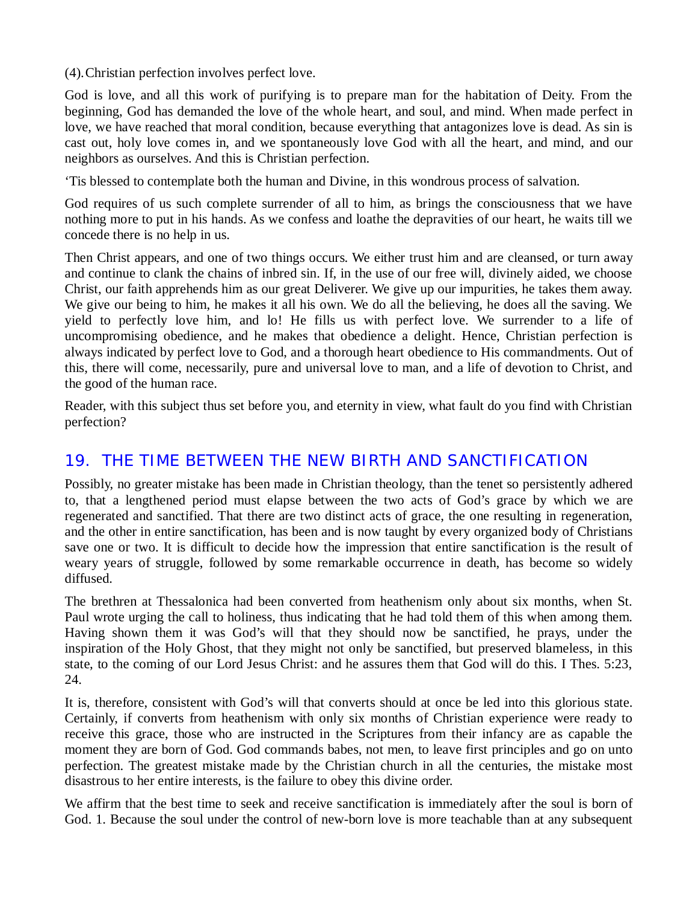(4). Christian perfection involves perfect love.

God is love, and all this work of purifying is to prepare man for the habitation of Deity. From the beginning, God has demanded the love of the whole heart, and soul, and mind. When made perfect in love, we have reached that moral condition, because everything that antagonizes love is dead. As sin is cast out, holy love comes in, and we spontaneously love God with all the heart, and mind, and our neighbors as ourselves. And this is Christian perfection.

'Tis blessed to contemplate both the human and Divine, in this wondrous process of salvation.

God requires of us such complete surrender of all to him, as brings the consciousness that we have nothing more to put in his hands. As we confess and loathe the depravities of our heart, he waits till we concede there is no help in us.

Then Christ appears, and one of two things occurs. We either trust him and are cleansed, or turn away and continue to clank the chains of inbred sin. If, in the use of our free will, divinely aided, we choose Christ, our faith apprehends him as our great Deliverer. We give up our impurities, he takes them away. We give our being to him, he makes it all his own. We do all the believing, he does all the saving. We yield to perfectly love him, and lo! He fills us with perfect love. We surrender to a life of uncompromising obedience, and he makes that obedience a delight. Hence, Christian perfection is always indicated by perfect love to God, and a thorough heart obedience to His commandments. Out of this, there will come, necessarily, pure and universal love to man, and a life of devotion to Christ, and the good of the human race.

Reader, with this subject thus set before you, and eternity in view, what fault do you find with Christian perfection?

## 19. THE TIME BETWEEN THE NEW BIRTH AND SANCTIFICATION

Possibly, no greater mistake has been made in Christian theology, than the tenet so persistently adhered to, that a lengthened period must elapse between the two acts of God's grace by which we are regenerated and sanctified. That there are two distinct acts of grace, the one resulting in regeneration, and the other in entire sanctification, has been and is now taught by every organized body of Christians save one or two. It is difficult to decide how the impression that entire sanctification is the result of weary years of struggle, followed by some remarkable occurrence in death, has become so widely diffused.

The brethren at Thessalonica had been converted from heathenism only about six months, when St. Paul wrote urging the call to holiness, thus indicating that he had told them of this when among them. Having shown them it was God's will that they should now be sanctified, he prays, under the inspiration of the Holy Ghost, that they might not only be sanctified, but preserved blameless, in this state, to the coming of our Lord Jesus Christ: and he assures them that God will do this. I Thes. 5:23, 24.

It is, therefore, consistent with God's will that converts should at once be led into this glorious state. Certainly, if converts from heathenism with only six months of Christian experience were ready to receive this grace, those who are instructed in the Scriptures from their infancy are as capable the moment they are born of God. God commands babes, not men, to leave first principles and go on unto perfection. The greatest mistake made by the Christian church in all the centuries, the mistake most disastrous to her entire interests, is the failure to obey this divine order.

We affirm that the best time to seek and receive sanctification is immediately after the soul is born of God. 1. Because the soul under the control of new-born love is more teachable than at any subsequent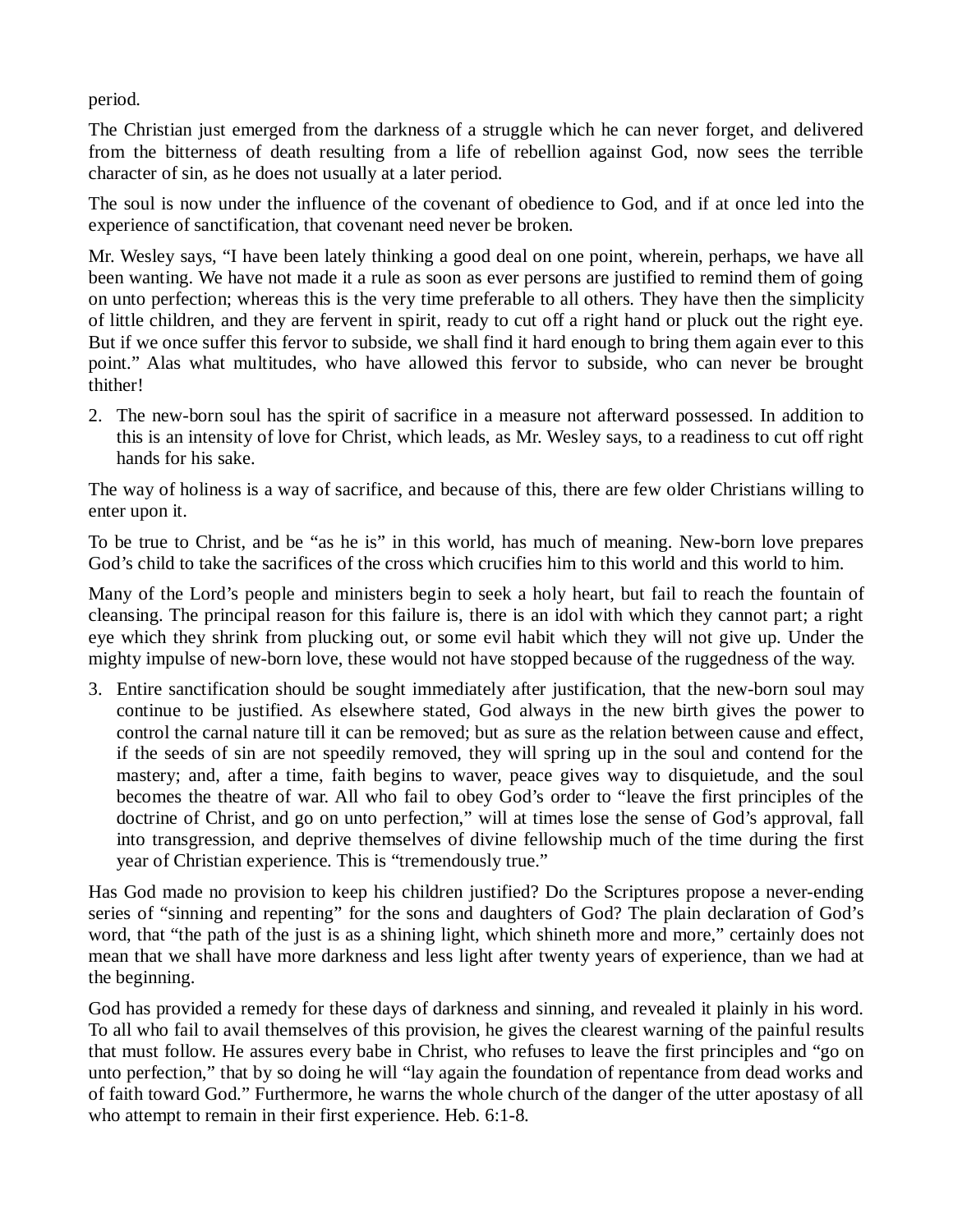period.

The Christian just emerged from the darkness of a struggle which he can never forget, and delivered from the bitterness of death resulting from a life of rebellion against God, now sees the terrible character of sin, as he does not usually at a later period.

The soul is now under the influence of the covenant of obedience to God, and if at once led into the experience of sanctification, that covenant need never be broken.

Mr. Wesley says, "I have been lately thinking a good deal on one point, wherein, perhaps, we have all been wanting. We have not made it a rule as soon as ever persons are justified to remind them of going on unto perfection; whereas this is the very time preferable to all others. They have then the simplicity of little children, and they are fervent in spirit, ready to cut off a right hand or pluck out the right eye. But if we once suffer this fervor to subside, we shall find it hard enough to bring them again ever to this point." Alas what multitudes, who have allowed this fervor to subside, who can never be brought thither!

2. The new-born soul has the spirit of sacrifice in a measure not afterward possessed. In addition to this is an intensity of love for Christ, which leads, as Mr. Wesley says, to a readiness to cut off right hands for his sake.

The way of holiness is a way of sacrifice, and because of this, there are few older Christians willing to enter upon it.

To be true to Christ, and be "as he is" in this world, has much of meaning. New-born love prepares God's child to take the sacrifices of the cross which crucifies him to this world and this world to him.

Many of the Lord's people and ministers begin to seek a holy heart, but fail to reach the fountain of cleansing. The principal reason for this failure is, there is an idol with which they cannot part; a right eye which they shrink from plucking out, or some evil habit which they will not give up. Under the mighty impulse of new-born love, these would not have stopped because of the ruggedness of the way.

3. Entire sanctification should be sought immediately after justification, that the new-born soul may continue to be justified. As elsewhere stated, God always in the new birth gives the power to control the carnal nature till it can be removed; but as sure as the relation between cause and effect, if the seeds of sin are not speedily removed, they will spring up in the soul and contend for the mastery; and, after a time, faith begins to waver, peace gives way to disquietude, and the soul becomes the theatre of war. All who fail to obey God's order to "leave the first principles of the doctrine of Christ, and go on unto perfection," will at times lose the sense of God's approval, fall into transgression, and deprive themselves of divine fellowship much of the time during the first year of Christian experience. This is "tremendously true."

Has God made no provision to keep his children justified? Do the Scriptures propose a never-ending series of "sinning and repenting" for the sons and daughters of God? The plain declaration of God's word, that "the path of the just is as a shining light, which shineth more and more," certainly does not mean that we shall have more darkness and less light after twenty years of experience, than we had at the beginning.

God has provided a remedy for these days of darkness and sinning, and revealed it plainly in his word. To all who fail to avail themselves of this provision, he gives the clearest warning of the painful results that must follow. He assures every babe in Christ, who refuses to leave the first principles and "go on unto perfection," that by so doing he will "lay again the foundation of repentance from dead works and of faith toward God." Furthermore, he warns the whole church of the danger of the utter apostasy of all who attempt to remain in their first experience. Heb. 6:1-8.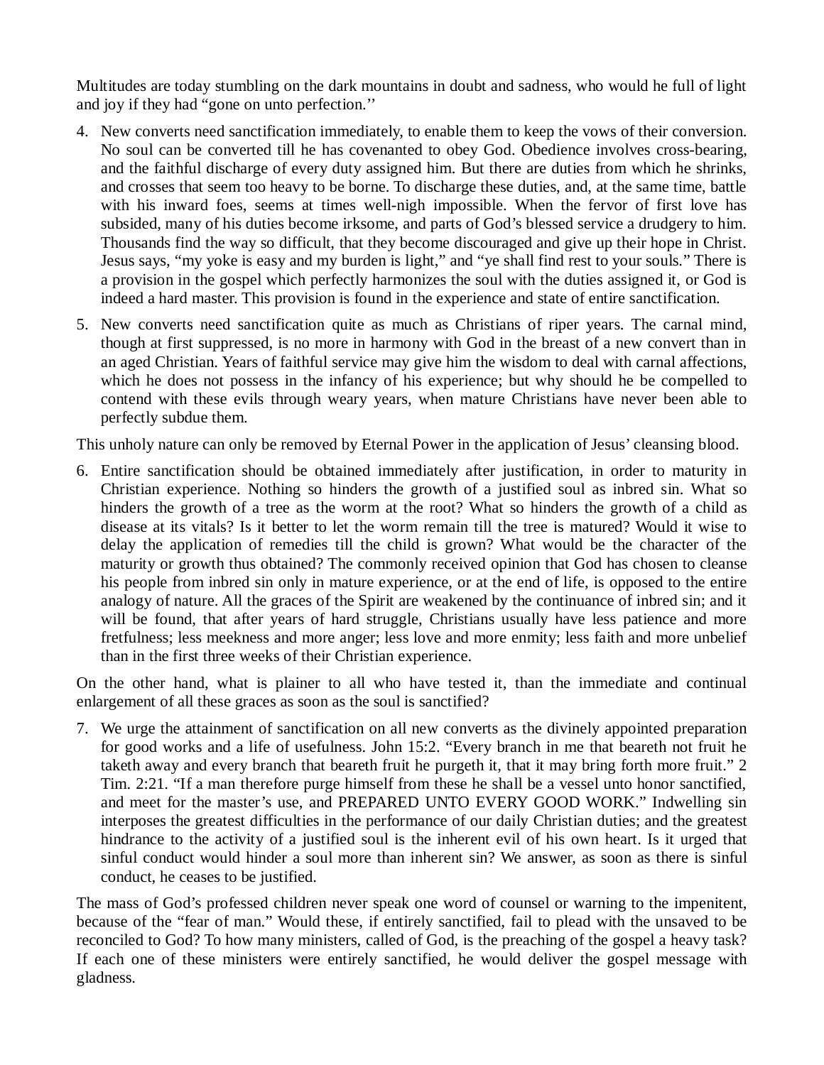Multitudes are today stumbling on the dark mountains in doubt and sadness, who would he full of light and joy if they had “gone on unto perfection.’’

4. New converts need sanctification immediately, to enable them to keep the vows of their conversion. No soul can be converted till he has covenanted to obey God. Obedience involves cross-bearing, and the faithful discharge of every duty assigned him. But there are duties from which he shrinks, and crosses that seem too heavy to be borne. To discharge these duties, and, at the same time, battle with his inward foes, seems at times well-nigh impossible. When the fervor of first love has subsided, many of his duties become irksome, and parts of God’s blessed service a drudgery to him. Thousands find the way so difficult, that they become discouraged and give up their hope in Christ. Jesus says, “my yoke is easy and my burden is light,” and “ye shall find rest to your souls.” There is a provision in the gospel which perfectly harmonizes the soul with the duties assigned it, or God is indeed a hard master. This provision is found in the experience and state of entire sanctification.

5. New converts need sanctification quite as much as Christians of riper years. The carnal mind, though at first suppressed, is no more in harmony with God in the breast of a new convert than in an aged Christian. Years of faithful service may give him the wisdom to deal with carnal affections, which he does not possess in the infancy of his experience; but why should he be compelled to contend with these evils through weary years, when mature Christians have never been able to perfectly subdue them.

This unholy nature can only be removed by Eternal Power in the application of Jesus’ cleansing blood.

6. Entire sanctification should be obtained immediately after justification, in order to maturity in Christian experience. Nothing so hinders the growth of a justified soul as inbred sin. What so hinders the growth of a tree as the worm at the root? What so hinders the growth of a child as disease at its vitals? Is it better to let the worm remain till the tree is matured? Would it wise to delay the application of remedies till the child is grown? What would be the character of the maturity or growth thus obtained? The commonly received opinion that God has chosen to cleanse his people from inbred sin only in mature experience, or at the end of life, is opposed to the entire analogy of nature. All the graces of the Spirit are weakened by the continuance of inbred sin; and it will be found, that after years of hard struggle, Christians usually have less patience and more fretfulness; less meekness and more anger; less love and more enmity; less faith and more unbelief than in the first three weeks of their Christian experience.

On the other hand, what is plainer to all who have tested it, than the immediate and continual enlargement of all these graces as soon as the soul is sanctified?

7. We urge the attainment of sanctification on all new converts as the divinely appointed preparation for good works and a life of usefulness. John 15:2. “Every branch in me that beareth not fruit he taketh away and every branch that beareth fruit he purgeth it, that it may bring forth more fruit.” 2 Tim. 2:21. “If a man therefore purge himself from these he shall be a vessel unto honor sanctified, and meet for the master’s use, and PREPARED UNTO EVERY GOOD WORK.” Indwelling sin interposes the greatest difficulties in the performance of our daily Christian duties; and the greatest hindrance to the activity of a justified soul is the inherent evil of his own heart. Is it urged that sinful conduct would hinder a soul more than inherent sin? We answer, as soon as there is sinful conduct, he ceases to be justified.

The mass of God’s professed children never speak one word of counsel or warning to the impenitent, because of the “fear of man.” Would these, if entirely sanctified, fail to plead with the unsaved to be reconciled to God? To how many ministers, called of God, is the preaching of the gospel a heavy task? If each one of these ministers were entirely sanctified, he would deliver the gospel message with gladness.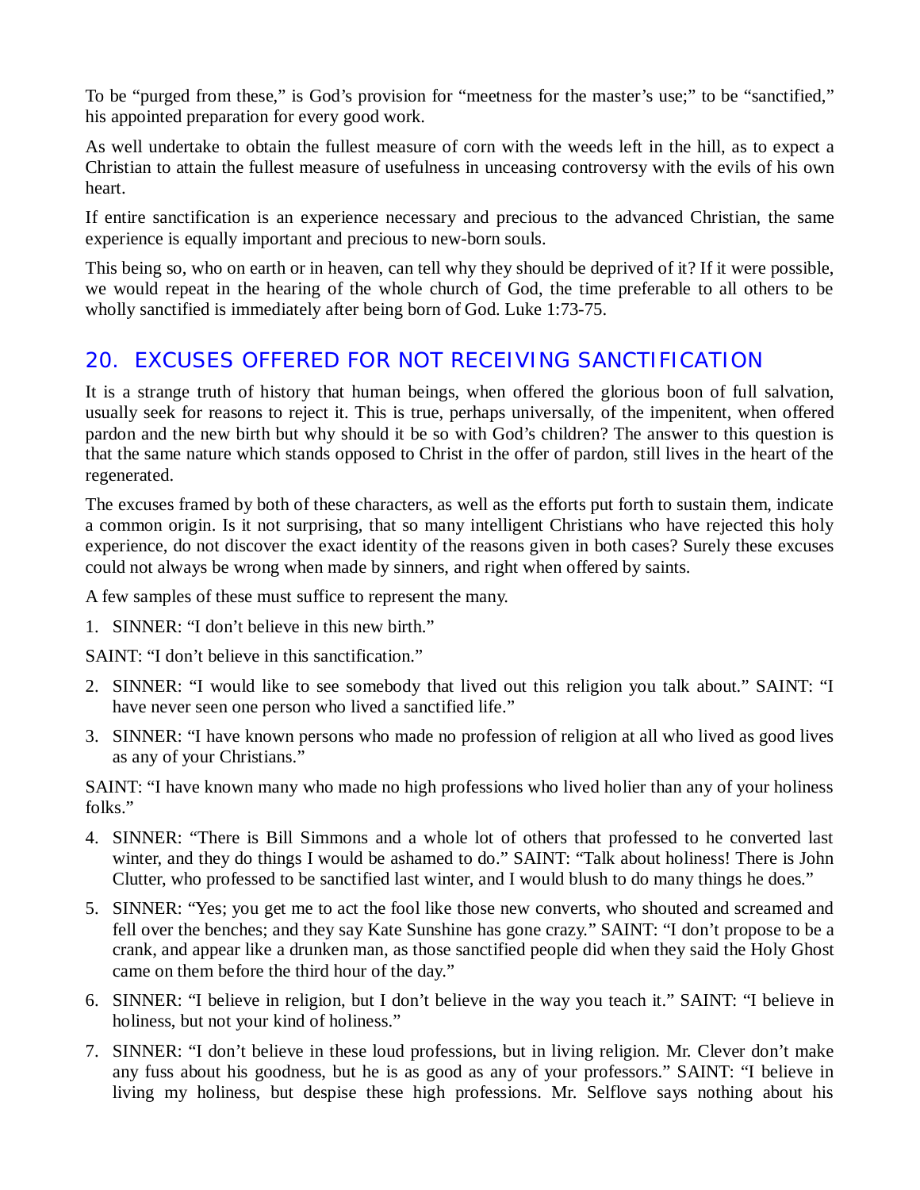To be "purged from these," is God's provision for "meetness for the master's use;" to be "sanctified," his appointed preparation for every good work.

As well undertake to obtain the fullest measure of corn with the weeds left in the hill, as to expect a Christian to attain the fullest measure of usefulness in unceasing controversy with the evils of his own heart.

If entire sanctification is an experience necessary and precious to the advanced Christian, the same experience is equally important and precious to new-born souls.

This being so, who on earth or in heaven, can tell why they should be deprived of it? If it were possible, we would repeat in the hearing of the whole church of God, the time preferable to all others to be wholly sanctified is immediately after being born of God. Luke 1:73-75.

## 20. EXCUSES OFFERED FOR NOT RECEIVING SANCTIFICATION

It is a strange truth of history that human beings, when offered the glorious boon of full salvation, usually seek for reasons to reject it. This is true, perhaps universally, of the impenitent, when offered pardon and the new birth but why should it be so with God's children? The answer to this question is that the same nature which stands opposed to Christ in the offer of pardon, still lives in the heart of the regenerated.

The excuses framed by both of these characters, as well as the efforts put forth to sustain them, indicate a common origin. Is it not surprising, that so many intelligent Christians who have rejected this holy experience, do not discover the exact identity of the reasons given in both cases? Surely these excuses could not always be wrong when made by sinners, and right when offered by saints.

A few samples of these must suffice to represent the many.

1. SINNER: "I don't believe in this new birth."

SAINT: "I don't believe in this sanctification."

2. SINNER: "I would like to see somebody that lived out this religion you talk about." SAINT: "I have never seen one person who lived a sanctified life."
3. SINNER: "I have known persons who made no profession of religion at all who lived as good lives as any of your Christians."

SAINT: "I have known many who made no high professions who lived holier than any of your holiness folks."

4. SINNER: "There is Bill Simmons and a whole lot of others that professed to he converted last winter, and they do things I would be ashamed to do." SAINT: "Talk about holiness! There is John Clutter, who professed to be sanctified last winter, and I would blush to do many things he does."
5. SINNER: "Yes; you get me to act the fool like those new converts, who shouted and screamed and fell over the benches; and they say Kate Sunshine has gone crazy." SAINT: "I don't propose to be a crank, and appear like a drunken man, as those sanctified people did when they said the Holy Ghost came on them before the third hour of the day."
6. SINNER: "I believe in religion, but I don't believe in the way you teach it." SAINT: "I believe in holiness, but not your kind of holiness."
7. SINNER: "I don't believe in these loud professions, but in living religion. Mr. Clever don't make any fuss about his goodness, but he is as good as any of your professors." SAINT: "I believe in living my holiness, but despise these high professions. Mr. Selflove says nothing about his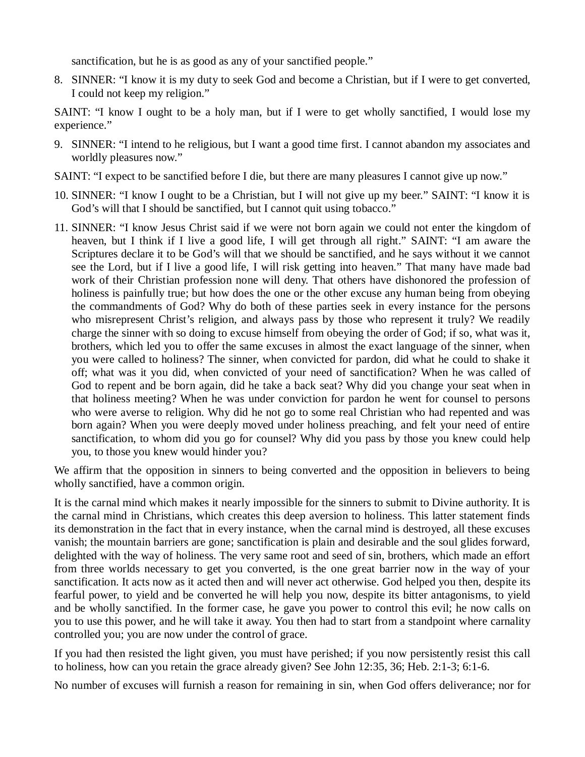sanctification, but he is as good as any of your sanctified people."

8. SINNER: "I know it is my duty to seek God and become a Christian, but if I were to get converted, I could not keep my religion."

SAINT: "I know I ought to be a holy man, but if I were to get wholly sanctified, I would lose my experience."

9. SINNER: "I intend to he religious, but I want a good time first. I cannot abandon my associates and worldly pleasures now."

SAINT: "I expect to be sanctified before I die, but there are many pleasures I cannot give up now."

10. SINNER: "I know I ought to be a Christian, but I will not give up my beer." SAINT: "I know it is God's will that I should be sanctified, but I cannot quit using tobacco."
11. SINNER: "I know Jesus Christ said if we were not born again we could not enter the kingdom of heaven, but I think if I live a good life, I will get through all right." SAINT: "I am aware the Scriptures declare it to be God's will that we should be sanctified, and he says without it we cannot see the Lord, but if I live a good life, I will risk getting into heaven." That many have made bad work of their Christian profession none will deny. That others have dishonored the profession of holiness is painfully true; but how does the one or the other excuse any human being from obeying the commandments of God? Why do both of these parties seek in every instance for the persons who misrepresent Christ's religion, and always pass by those who represent it truly? We readily charge the sinner with so doing to excuse himself from obeying the order of God; if so, what was it, brothers, which led you to offer the same excuses in almost the exact language of the sinner, when you were called to holiness? The sinner, when convicted for pardon, did what he could to shake it off; what was it you did, when convicted of your need of sanctification? When he was called of God to repent and be born again, did he take a back seat? Why did you change your seat when in that holiness meeting? When he was under conviction for pardon he went for counsel to persons who were averse to religion. Why did he not go to some real Christian who had repented and was born again? When you were deeply moved under holiness preaching, and felt your need of entire sanctification, to whom did you go for counsel? Why did you pass by those you knew could help you, to those you knew would hinder you?

We affirm that the opposition in sinners to being converted and the opposition in believers to being wholly sanctified, have a common origin.

It is the carnal mind which makes it nearly impossible for the sinners to submit to Divine authority. It is the carnal mind in Christians, which creates this deep aversion to holiness. This latter statement finds its demonstration in the fact that in every instance, when the carnal mind is destroyed, all these excuses vanish; the mountain barriers are gone; sanctification is plain and desirable and the soul glides forward, delighted with the way of holiness. The very same root and seed of sin, brothers, which made an effort from three worlds necessary to get you converted, is the one great barrier now in the way of your sanctification. It acts now as it acted then and will never act otherwise. God helped you then, despite its fearful power, to yield and be converted he will help you now, despite its bitter antagonisms, to yield and be wholly sanctified. In the former case, he gave you power to control this evil; he now calls on you to use this power, and he will take it away. You then had to start from a standpoint where carnality controlled you; you are now under the control of grace.

If you had then resisted the light given, you must have perished; if you now persistently resist this call to holiness, how can you retain the grace already given? See John 12:35, 36; Heb. 2:1-3; 6:1-6.

No number of excuses will furnish a reason for remaining in sin, when God offers deliverance; nor for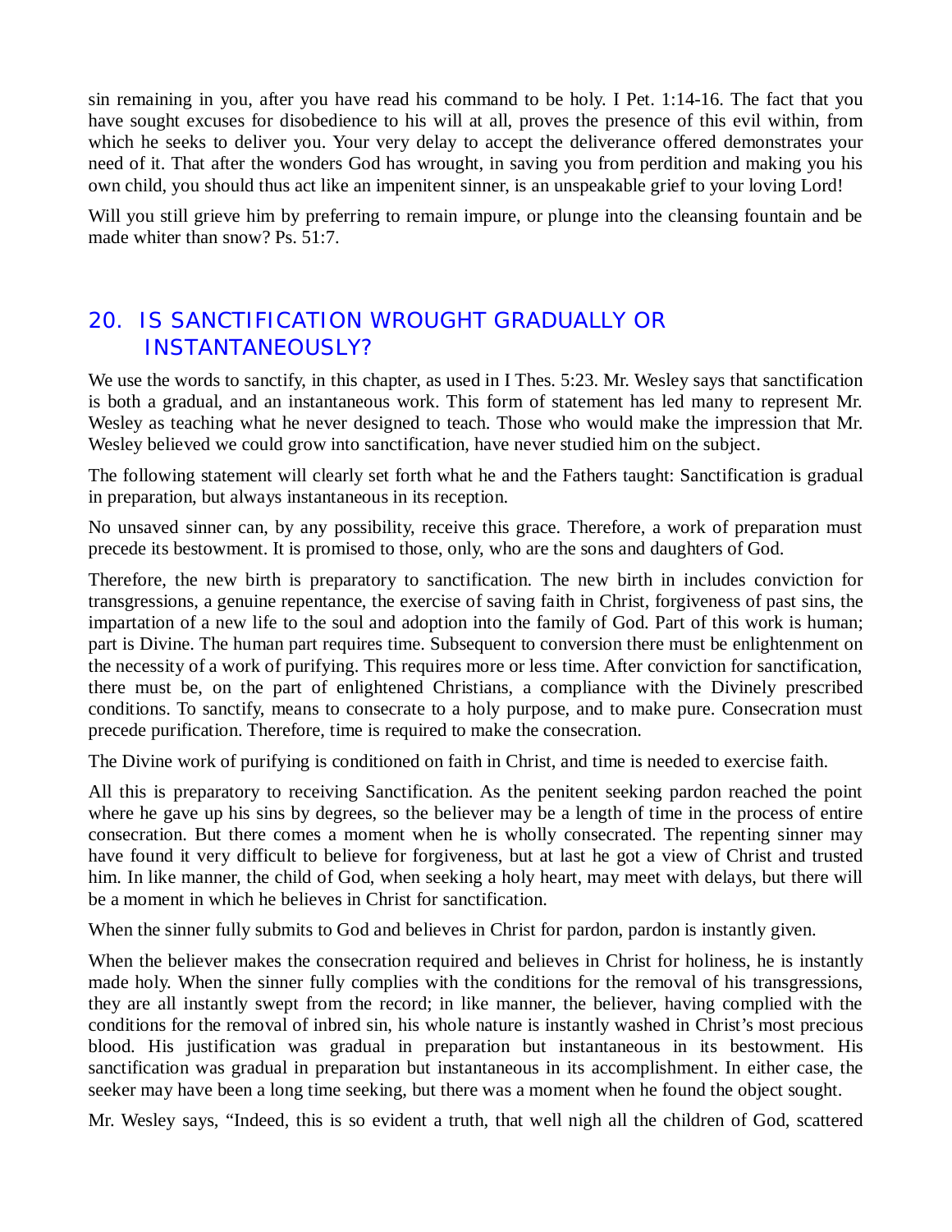sin remaining in you, after you have read his command to be holy. I Pet. 1:14-16. The fact that you have sought excuses for disobedience to his will at all, proves the presence of this evil within, from which he seeks to deliver you. Your very delay to accept the deliverance offered demonstrates your need of it. That after the wonders God has wrought, in saving you from perdition and making you his own child, you should thus act like an impenitent sinner, is an unspeakable grief to your loving Lord!

Will you still grieve him by preferring to remain impure, or plunge into the cleansing fountain and be made whiter than snow? Ps. 51:7.

## 20. IS SANCTIFICATION WROUGHT GRADUALLY OR INSTANTANEOUSLY?

We use the words to sanctify, in this chapter, as used in I Thes. 5:23. Mr. Wesley says that sanctification is both a gradual, and an instantaneous work. This form of statement has led many to represent Mr. Wesley as teaching what he never designed to teach. Those who would make the impression that Mr. Wesley believed we could grow into sanctification, have never studied him on the subject.

The following statement will clearly set forth what he and the Fathers taught: Sanctification is gradual in preparation, but always instantaneous in its reception.

No unsaved sinner can, by any possibility, receive this grace. Therefore, a work of preparation must precede its bestowment. It is promised to those, only, who are the sons and daughters of God.

Therefore, the new birth is preparatory to sanctification. The new birth in includes conviction for transgressions, a genuine repentance, the exercise of saving faith in Christ, forgiveness of past sins, the impartation of a new life to the soul and adoption into the family of God. Part of this work is human; part is Divine. The human part requires time. Subsequent to conversion there must be enlightenment on the necessity of a work of purifying. This requires more or less time. After conviction for sanctification, there must be, on the part of enlightened Christians, a compliance with the Divinely prescribed conditions. To sanctify, means to consecrate to a holy purpose, and to make pure. Consecration must precede purification. Therefore, time is required to make the consecration.

The Divine work of purifying is conditioned on faith in Christ, and time is needed to exercise faith.

All this is preparatory to receiving Sanctification. As the penitent seeking pardon reached the point where he gave up his sins by degrees, so the believer may be a length of time in the process of entire consecration. But there comes a moment when he is wholly consecrated. The repenting sinner may have found it very difficult to believe for forgiveness, but at last he got a view of Christ and trusted him. In like manner, the child of God, when seeking a holy heart, may meet with delays, but there will be a moment in which he believes in Christ for sanctification.

When the sinner fully submits to God and believes in Christ for pardon, pardon is instantly given.

When the believer makes the consecration required and believes in Christ for holiness, he is instantly made holy. When the sinner fully complies with the conditions for the removal of his transgressions, they are all instantly swept from the record; in like manner, the believer, having complied with the conditions for the removal of inbred sin, his whole nature is instantly washed in Christ's most precious blood. His justification was gradual in preparation but instantaneous in its bestowment. His sanctification was gradual in preparation but instantaneous in its accomplishment. In either case, the seeker may have been a long time seeking, but there was a moment when he found the object sought.

Mr. Wesley says, "Indeed, this is so evident a truth, that well nigh all the children of God, scattered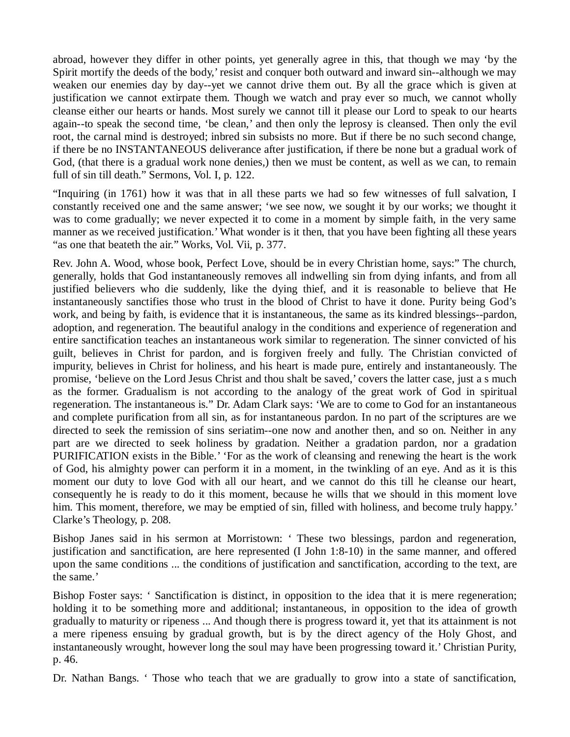abroad, however they differ in other points, yet generally agree in this, that though we may 'by the Spirit mortify the deeds of the body,' resist and conquer both outward and inward sin--although we may weaken our enemies day by day--yet we cannot drive them out. By all the grace which is given at justification we cannot extirpate them. Though we watch and pray ever so much, we cannot wholly cleanse either our hearts or hands. Most surely we cannot till it please our Lord to speak to our hearts again--to speak the second time, 'be clean,' and then only the leprosy is cleansed. Then only the evil root, the carnal mind is destroyed; inbred sin subsists no more. But if there be no such second change, if there be no INSTANTANEOUS deliverance after justification, if there be none but a gradual work of God, (that there is a gradual work none denies,) then we must be content, as well as we can, to remain full of sin till death." Sermons, Vol. I, p. 122.

"Inquiring (in 1761) how it was that in all these parts we had so few witnesses of full salvation, I constantly received one and the same answer; 'we see now, we sought it by our works; we thought it was to come gradually; we never expected it to come in a moment by simple faith, in the very same manner as we received justification.' What wonder is it then, that you have been fighting all these years "as one that beateth the air." Works, Vol. Vii, p. 377.

Rev. John A. Wood, whose book, Perfect Love, should be in every Christian home, says:" The church, generally, holds that God instantaneously removes all indwelling sin from dying infants, and from all justified believers who die suddenly, like the dying thief, and it is reasonable to believe that He instantaneously sanctifies those who trust in the blood of Christ to have it done. Purity being God's work, and being by faith, is evidence that it is instantaneous, the same as its kindred blessings--pardon, adoption, and regeneration. The beautiful analogy in the conditions and experience of regeneration and entire sanctification teaches an instantaneous work similar to regeneration. The sinner convicted of his guilt, believes in Christ for pardon, and is forgiven freely and fully. The Christian convicted of impurity, believes in Christ for holiness, and his heart is made pure, entirely and instantaneously. The promise, 'believe on the Lord Jesus Christ and thou shalt be saved,' covers the latter case, just a s much as the former. Gradualism is not according to the analogy of the great work of God in spiritual regeneration. The instantaneous is." Dr. Adam Clark says: 'We are to come to God for an instantaneous and complete purification from all sin, as for instantaneous pardon. In no part of the scriptures are we directed to seek the remission of sins seriatim--one now and another then, and so on. Neither in any part are we directed to seek holiness by gradation. Neither a gradation pardon, nor a gradation PURIFICATION exists in the Bible.' 'For as the work of cleansing and renewing the heart is the work of God, his almighty power can perform it in a moment, in the twinkling of an eye. And as it is this moment our duty to love God with all our heart, and we cannot do this till he cleanse our heart, consequently he is ready to do it this moment, because he wills that we should in this moment love him. This moment, therefore, we may be emptied of sin, filled with holiness, and become truly happy.' Clarke's Theology, p. 208.

Bishop Janes said in his sermon at Morristown: ' These two blessings, pardon and regeneration, justification and sanctification, are here represented (I John 1:8-10) in the same manner, and offered upon the same conditions ... the conditions of justification and sanctification, according to the text, are the same.'

Bishop Foster says: ' Sanctification is distinct, in opposition to the idea that it is mere regeneration; holding it to be something more and additional; instantaneous, in opposition to the idea of growth gradually to maturity or ripeness ... And though there is progress toward it, yet that its attainment is not a mere ripeness ensuing by gradual growth, but is by the direct agency of the Holy Ghost, and instantaneously wrought, however long the soul may have been progressing toward it.' Christian Purity, p. 46.

Dr. Nathan Bangs. ' Those who teach that we are gradually to grow into a state of sanctification,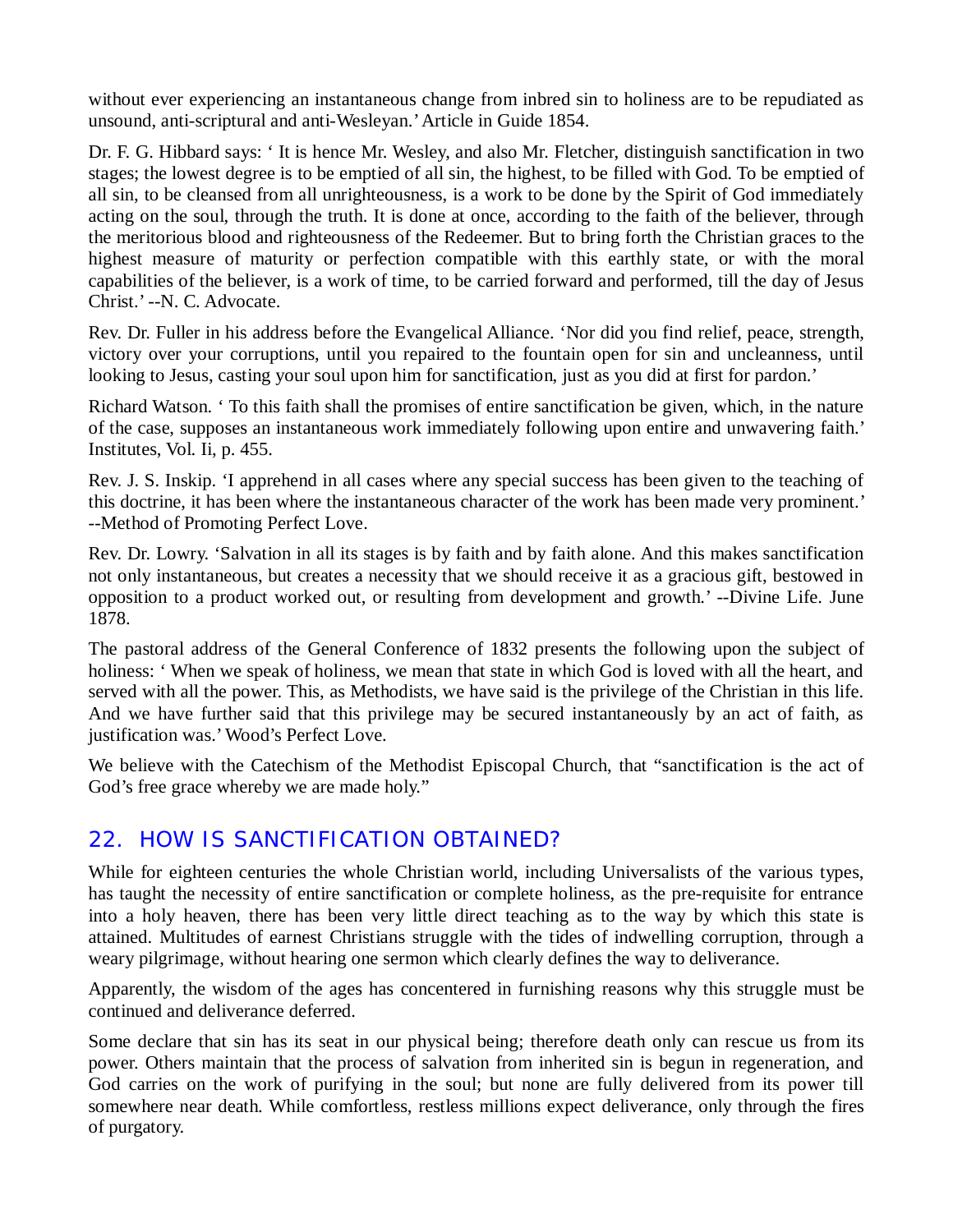without ever experiencing an instantaneous change from inbred sin to holiness are to be repudiated as unsound, anti-scriptural and anti-Wesleyan.' Article in Guide 1854.

Dr. F. G. Hibbard says: ' It is hence Mr. Wesley, and also Mr. Fletcher, distinguish sanctification in two stages; the lowest degree is to be emptied of all sin, the highest, to be filled with God. To be emptied of all sin, to be cleansed from all unrighteousness, is a work to be done by the Spirit of God immediately acting on the soul, through the truth. It is done at once, according to the faith of the believer, through the meritorious blood and righteousness of the Redeemer. But to bring forth the Christian graces to the highest measure of maturity or perfection compatible with this earthly state, or with the moral capabilities of the believer, is a work of time, to be carried forward and performed, till the day of Jesus Christ.' --N. C. Advocate.

Rev. Dr. Fuller in his address before the Evangelical Alliance. 'Nor did you find relief, peace, strength, victory over your corruptions, until you repaired to the fountain open for sin and uncleanness, until looking to Jesus, casting your soul upon him for sanctification, just as you did at first for pardon.'

Richard Watson. ' To this faith shall the promises of entire sanctification be given, which, in the nature of the case, supposes an instantaneous work immediately following upon entire and unwavering faith.' Institutes, Vol. Ii, p. 455.

Rev. J. S. Inskip. 'I apprehend in all cases where any special success has been given to the teaching of this doctrine, it has been where the instantaneous character of the work has been made very prominent.' --Method of Promoting Perfect Love.

Rev. Dr. Lowry. 'Salvation in all its stages is by faith and by faith alone. And this makes sanctification not only instantaneous, but creates a necessity that we should receive it as a gracious gift, bestowed in opposition to a product worked out, or resulting from development and growth.' --Divine Life. June 1878.

The pastoral address of the General Conference of 1832 presents the following upon the subject of holiness: ' When we speak of holiness, we mean that state in which God is loved with all the heart, and served with all the power. This, as Methodists, we have said is the privilege of the Christian in this life. And we have further said that this privilege may be secured instantaneously by an act of faith, as justification was.' Wood's Perfect Love.

We believe with the Catechism of the Methodist Episcopal Church, that "sanctification is the act of God's free grace whereby we are made holy."

## 22. HOW IS SANCTIFICATION OBTAINED?

While for eighteen centuries the whole Christian world, including Universalists of the various types, has taught the necessity of entire sanctification or complete holiness, as the pre-requisite for entrance into a holy heaven, there has been very little direct teaching as to the way by which this state is attained. Multitudes of earnest Christians struggle with the tides of indwelling corruption, through a weary pilgrimage, without hearing one sermon which clearly defines the way to deliverance.

Apparently, the wisdom of the ages has concentered in furnishing reasons why this struggle must be continued and deliverance deferred.

Some declare that sin has its seat in our physical being; therefore death only can rescue us from its power. Others maintain that the process of salvation from inherited sin is begun in regeneration, and God carries on the work of purifying in the soul; but none are fully delivered from its power till somewhere near death. While comfortless, restless millions expect deliverance, only through the fires of purgatory.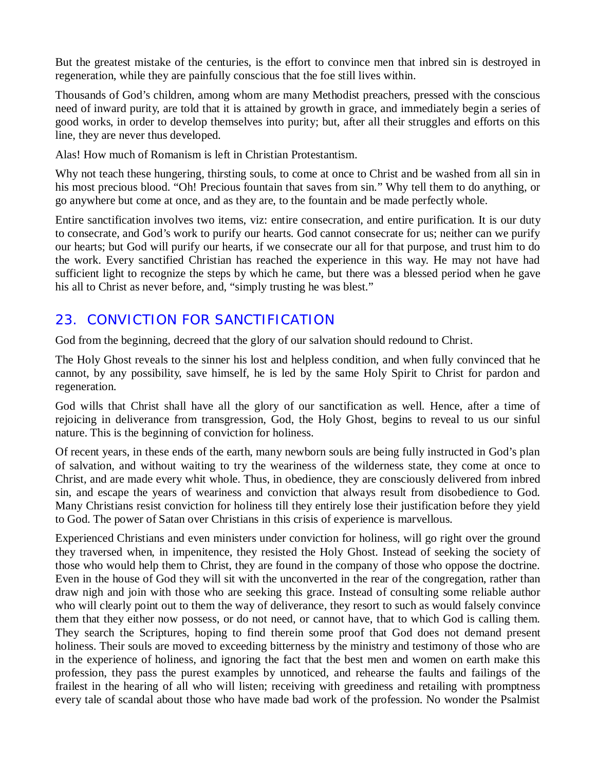But the greatest mistake of the centuries, is the effort to convince men that inbred sin is destroyed in regeneration, while they are painfully conscious that the foe still lives within.

Thousands of God's children, among whom are many Methodist preachers, pressed with the conscious need of inward purity, are told that it is attained by growth in grace, and immediately begin a series of good works, in order to develop themselves into purity; but, after all their struggles and efforts on this line, they are never thus developed.

Alas! How much of Romanism is left in Christian Protestantism.

Why not teach these hungering, thirsting souls, to come at once to Christ and be washed from all sin in his most precious blood. "Oh! Precious fountain that saves from sin." Why tell them to do anything, or go anywhere but come at once, and as they are, to the fountain and be made perfectly whole.

Entire sanctification involves two items, viz: entire consecration, and entire purification. It is our duty to consecrate, and God's work to purify our hearts. God cannot consecrate for us; neither can we purify our hearts; but God will purify our hearts, if we consecrate our all for that purpose, and trust him to do the work. Every sanctified Christian has reached the experience in this way. He may not have had sufficient light to recognize the steps by which he came, but there was a blessed period when he gave his all to Christ as never before, and, "simply trusting he was blest."

## 23. CONVICTION FOR SANCTIFICATION

God from the beginning, decreed that the glory of our salvation should redound to Christ.

The Holy Ghost reveals to the sinner his lost and helpless condition, and when fully convinced that he cannot, by any possibility, save himself, he is led by the same Holy Spirit to Christ for pardon and regeneration.

God wills that Christ shall have all the glory of our sanctification as well. Hence, after a time of rejoicing in deliverance from transgression, God, the Holy Ghost, begins to reveal to us our sinful nature. This is the beginning of conviction for holiness.

Of recent years, in these ends of the earth, many newborn souls are being fully instructed in God's plan of salvation, and without waiting to try the weariness of the wilderness state, they come at once to Christ, and are made every whit whole. Thus, in obedience, they are consciously delivered from inbred sin, and escape the years of weariness and conviction that always result from disobedience to God. Many Christians resist conviction for holiness till they entirely lose their justification before they yield to God. The power of Satan over Christians in this crisis of experience is marvellous.

Experienced Christians and even ministers under conviction for holiness, will go right over the ground they traversed when, in impenitence, they resisted the Holy Ghost. Instead of seeking the society of those who would help them to Christ, they are found in the company of those who oppose the doctrine. Even in the house of God they will sit with the unconverted in the rear of the congregation, rather than draw nigh and join with those who are seeking this grace. Instead of consulting some reliable author who will clearly point out to them the way of deliverance, they resort to such as would falsely convince them that they either now possess, or do not need, or cannot have, that to which God is calling them. They search the Scriptures, hoping to find therein some proof that God does not demand present holiness. Their souls are moved to exceeding bitterness by the ministry and testimony of those who are in the experience of holiness, and ignoring the fact that the best men and women on earth make this profession, they pass the purest examples by unnoticed, and rehearse the faults and failings of the frailest in the hearing of all who will listen; receiving with greediness and retailing with promptness every tale of scandal about those who have made bad work of the profession. No wonder the Psalmist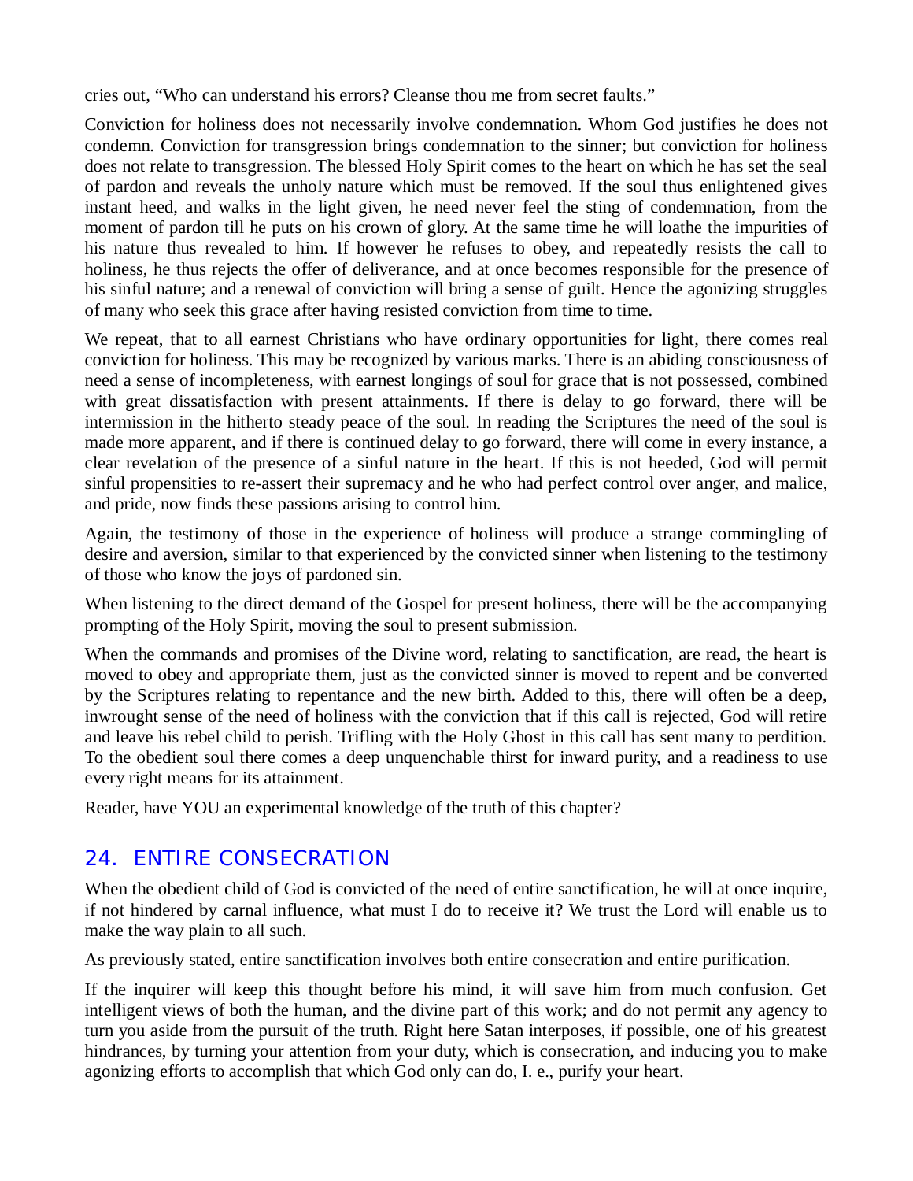cries out, “Who can understand his errors? Cleanse thou me from secret faults.”

Conviction for holiness does not necessarily involve condemnation. Whom God justifies he does not condemn. Conviction for transgression brings condemnation to the sinner; but conviction for holiness does not relate to transgression. The blessed Holy Spirit comes to the heart on which he has set the seal of pardon and reveals the unholy nature which must be removed. If the soul thus enlightened gives instant heed, and walks in the light given, he need never feel the sting of condemnation, from the moment of pardon till he puts on his crown of glory. At the same time he will loathe the impurities of his nature thus revealed to him. If however he refuses to obey, and repeatedly resists the call to holiness, he thus rejects the offer of deliverance, and at once becomes responsible for the presence of his sinful nature; and a renewal of conviction will bring a sense of guilt. Hence the agonizing struggles of many who seek this grace after having resisted conviction from time to time.

We repeat, that to all earnest Christians who have ordinary opportunities for light, there comes real conviction for holiness. This may be recognized by various marks. There is an abiding consciousness of need a sense of incompleteness, with earnest longings of soul for grace that is not possessed, combined with great dissatisfaction with present attainments. If there is delay to go forward, there will be intermission in the hitherto steady peace of the soul. In reading the Scriptures the need of the soul is made more apparent, and if there is continued delay to go forward, there will come in every instance, a clear revelation of the presence of a sinful nature in the heart. If this is not heeded, God will permit sinful propensities to re-assert their supremacy and he who had perfect control over anger, and malice, and pride, now finds these passions arising to control him.

Again, the testimony of those in the experience of holiness will produce a strange commingling of desire and aversion, similar to that experienced by the convicted sinner when listening to the testimony of those who know the joys of pardoned sin.

When listening to the direct demand of the Gospel for present holiness, there will be the accompanying prompting of the Holy Spirit, moving the soul to present submission.

When the commands and promises of the Divine word, relating to sanctification, are read, the heart is moved to obey and appropriate them, just as the convicted sinner is moved to repent and be converted by the Scriptures relating to repentance and the new birth. Added to this, there will often be a deep, inwrought sense of the need of holiness with the conviction that if this call is rejected, God will retire and leave his rebel child to perish. Trifling with the Holy Ghost in this call has sent many to perdition. To the obedient soul there comes a deep unquenchable thirst for inward purity, and a readiness to use every right means for its attainment.

Reader, have YOU an experimental knowledge of the truth of this chapter?

## 24. ENTIRE CONSECRATION

When the obedient child of God is convicted of the need of entire sanctification, he will at once inquire, if not hindered by carnal influence, what must I do to receive it? We trust the Lord will enable us to make the way plain to all such.

As previously stated, entire sanctification involves both entire consecration and entire purification.

If the inquirer will keep this thought before his mind, it will save him from much confusion. Get intelligent views of both the human, and the divine part of this work; and do not permit any agency to turn you aside from the pursuit of the truth. Right here Satan interposes, if possible, one of his greatest hindrances, by turning your attention from your duty, which is consecration, and inducing you to make agonizing efforts to accomplish that which God only can do, I. e., purify your heart.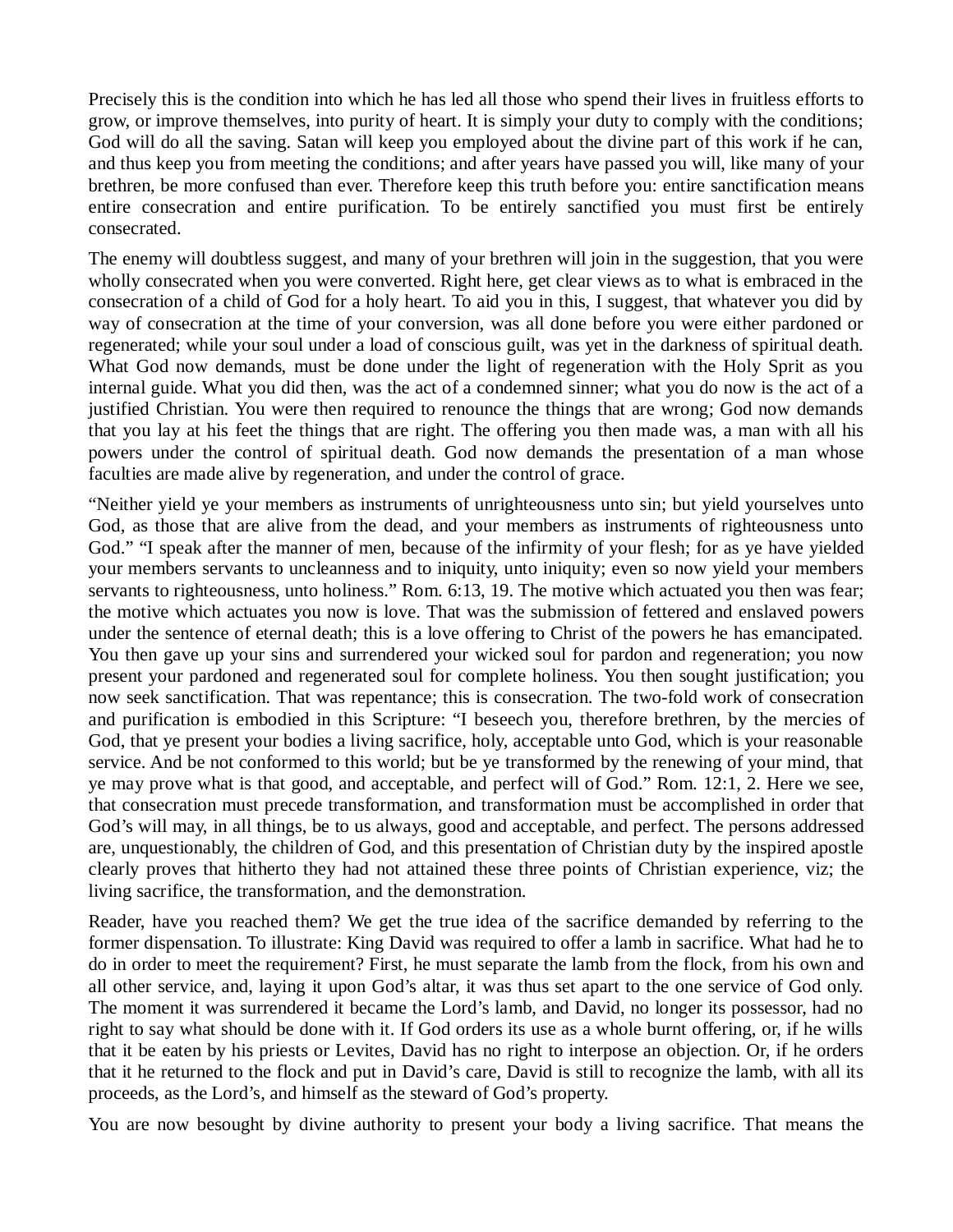Precisely this is the condition into which he has led all those who spend their lives in fruitless efforts to grow, or improve themselves, into purity of heart. It is simply your duty to comply with the conditions; God will do all the saving. Satan will keep you employed about the divine part of this work if he can, and thus keep you from meeting the conditions; and after years have passed you will, like many of your brethren, be more confused than ever. Therefore keep this truth before you: entire sanctification means entire consecration and entire purification. To be entirely sanctified you must first be entirely consecrated.

The enemy will doubtless suggest, and many of your brethren will join in the suggestion, that you were wholly consecrated when you were converted. Right here, get clear views as to what is embraced in the consecration of a child of God for a holy heart. To aid you in this, I suggest, that whatever you did by way of consecration at the time of your conversion, was all done before you were either pardoned or regenerated; while your soul under a load of conscious guilt, was yet in the darkness of spiritual death. What God now demands, must be done under the light of regeneration with the Holy Sprit as you internal guide. What you did then, was the act of a condemned sinner; what you do now is the act of a justified Christian. You were then required to renounce the things that are wrong; God now demands that you lay at his feet the things that are right. The offering you then made was, a man with all his powers under the control of spiritual death. God now demands the presentation of a man whose faculties are made alive by regeneration, and under the control of grace.

"Neither yield ye your members as instruments of unrighteousness unto sin; but yield yourselves unto God, as those that are alive from the dead, and your members as instruments of righteousness unto God." "I speak after the manner of men, because of the infirmity of your flesh; for as ye have yielded your members servants to uncleanness and to iniquity, unto iniquity; even so now yield your members servants to righteousness, unto holiness." Rom. 6:13, 19. The motive which actuated you then was fear; the motive which actuates you now is love. That was the submission of fettered and enslaved powers under the sentence of eternal death; this is a love offering to Christ of the powers he has emancipated. You then gave up your sins and surrendered your wicked soul for pardon and regeneration; you now present your pardoned and regenerated soul for complete holiness. You then sought justification; you now seek sanctification. That was repentance; this is consecration. The two-fold work of consecration and purification is embodied in this Scripture: "I beseech you, therefore brethren, by the mercies of God, that ye present your bodies a living sacrifice, holy, acceptable unto God, which is your reasonable service. And be not conformed to this world; but be ye transformed by the renewing of your mind, that ye may prove what is that good, and acceptable, and perfect will of God." Rom. 12:1, 2. Here we see, that consecration must precede transformation, and transformation must be accomplished in order that God's will may, in all things, be to us always, good and acceptable, and perfect. The persons addressed are, unquestionably, the children of God, and this presentation of Christian duty by the inspired apostle clearly proves that hitherto they had not attained these three points of Christian experience, viz; the living sacrifice, the transformation, and the demonstration.

Reader, have you reached them? We get the true idea of the sacrifice demanded by referring to the former dispensation. To illustrate: King David was required to offer a lamb in sacrifice. What had he to do in order to meet the requirement? First, he must separate the lamb from the flock, from his own and all other service, and, laying it upon God's altar, it was thus set apart to the one service of God only. The moment it was surrendered it became the Lord's lamb, and David, no longer its possessor, had no right to say what should be done with it. If God orders its use as a whole burnt offering, or, if he wills that it be eaten by his priests or Levites, David has no right to interpose an objection. Or, if he orders that it he returned to the flock and put in David's care, David is still to recognize the lamb, with all its proceeds, as the Lord's, and himself as the steward of God's property.

You are now besought by divine authority to present your body a living sacrifice. That means the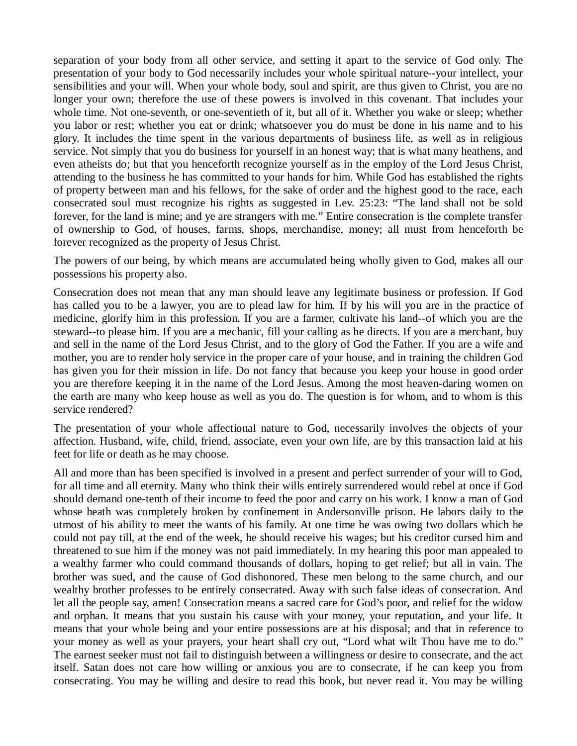separation of your body from all other service, and setting it apart to the service of God only. The presentation of your body to God necessarily includes your whole spiritual nature--your intellect, your sensibilities and your will. When your whole body, soul and spirit, are thus given to Christ, you are no longer your own; therefore the use of these powers is involved in this covenant. That includes your whole time. Not one-seventh, or one-seventieth of it, but all of it. Whether you wake or sleep; whether you labor or rest; whether you eat or drink; whatsoever you do must be done in his name and to his glory. It includes the time spent in the various departments of business life, as well as in religious service. Not simply that you do business for yourself in an honest way; that is what many heathens, and even atheists do; but that you henceforth recognize yourself as in the employ of the Lord Jesus Christ, attending to the business he has committed to your hands for him. While God has established the rights of property between man and his fellows, for the sake of order and the highest good to the race, each consecrated soul must recognize his rights as suggested in Lev. 25:23: "The land shall not be sold forever, for the land is mine; and ye are strangers with me." Entire consecration is the complete transfer of ownership to God, of houses, farms, shops, merchandise, money; all must from henceforth be forever recognized as the property of Jesus Christ.

The powers of our being, by which means are accumulated being wholly given to God, makes all our possessions his property also.

Consecration does not mean that any man should leave any legitimate business or profession. If God has called you to be a lawyer, you are to plead law for him. If by his will you are in the practice of medicine, glorify him in this profession. If you are a farmer, cultivate his land--of which you are the steward--to please him. If you are a mechanic, fill your calling as he directs. If you are a merchant, buy and sell in the name of the Lord Jesus Christ, and to the glory of God the Father. If you are a wife and mother, you are to render holy service in the proper care of your house, and in training the children God has given you for their mission in life. Do not fancy that because you keep your house in good order you are therefore keeping it in the name of the Lord Jesus. Among the most heaven-daring women on the earth are many who keep house as well as you do. The question is for whom, and to whom is this service rendered?

The presentation of your whole affectional nature to God, necessarily involves the objects of your affection. Husband, wife, child, friend, associate, even your own life, are by this transaction laid at his feet for life or death as he may choose.

All and more than has been specified is involved in a present and perfect surrender of your will to God, for all time and all eternity. Many who think their wills entirely surrendered would rebel at once if God should demand one-tenth of their income to feed the poor and carry on his work. I know a man of God whose heath was completely broken by confinement in Andersonville prison. He labors daily to the utmost of his ability to meet the wants of his family. At one time he was owing two dollars which he could not pay till, at the end of the week, he should receive his wages; but his creditor cursed him and threatened to sue him if the money was not paid immediately. In my hearing this poor man appealed to a wealthy farmer who could command thousands of dollars, hoping to get relief; but all in vain. The brother was sued, and the cause of God dishonored. These men belong to the same church, and our wealthy brother professes to be entirely consecrated. Away with such false ideas of consecration. And let all the people say, amen! Consecration means a sacred care for God's poor, and relief for the widow and orphan. It means that you sustain his cause with your money, your reputation, and your life. It means that your whole being and your entire possessions are at his disposal; and that in reference to your money as well as your prayers, your heart shall cry out, "Lord what wilt Thou have me to do." The earnest seeker must not fail to distinguish between a willingness or desire to consecrate, and the act itself. Satan does not care how willing or anxious you are to consecrate, if he can keep you from consecrating. You may be willing and desire to read this book, but never read it. You may be willing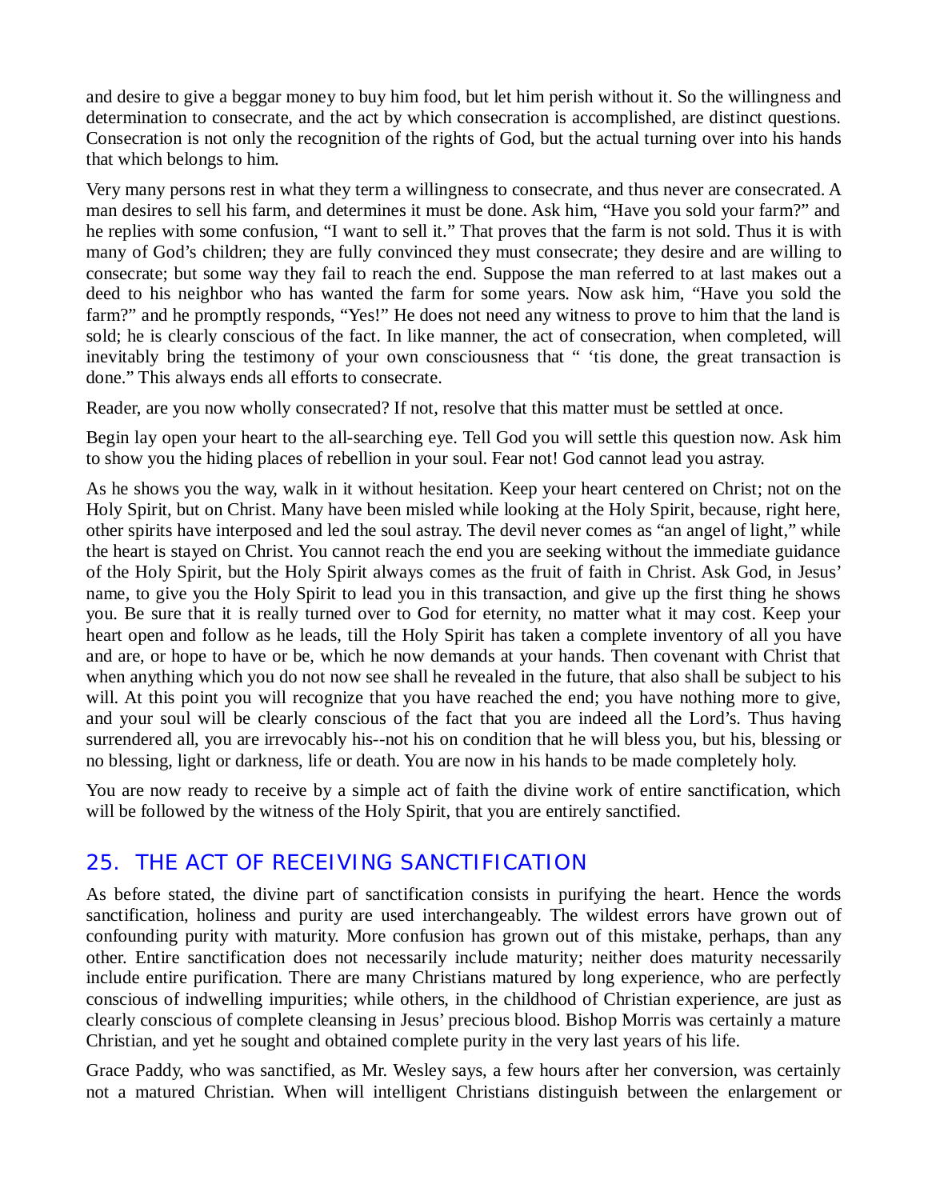and desire to give a beggar money to buy him food, but let him perish without it. So the willingness and determination to consecrate, and the act by which consecration is accomplished, are distinct questions. Consecration is not only the recognition of the rights of God, but the actual turning over into his hands that which belongs to him.

Very many persons rest in what they term a willingness to consecrate, and thus never are consecrated. A man desires to sell his farm, and determines it must be done. Ask him, "Have you sold your farm?" and he replies with some confusion, "I want to sell it." That proves that the farm is not sold. Thus it is with many of God's children; they are fully convinced they must consecrate; they desire and are willing to consecrate; but some way they fail to reach the end. Suppose the man referred to at last makes out a deed to his neighbor who has wanted the farm for some years. Now ask him, "Have you sold the farm?" and he promptly responds, "Yes!" He does not need any witness to prove to him that the land is sold; he is clearly conscious of the fact. In like manner, the act of consecration, when completed, will inevitably bring the testimony of your own consciousness that " 'tis done, the great transaction is done." This always ends all efforts to consecrate.

Reader, are you now wholly consecrated? If not, resolve that this matter must be settled at once.

Begin lay open your heart to the all-searching eye. Tell God you will settle this question now. Ask him to show you the hiding places of rebellion in your soul. Fear not! God cannot lead you astray.

As he shows you the way, walk in it without hesitation. Keep your heart centered on Christ; not on the Holy Spirit, but on Christ. Many have been misled while looking at the Holy Spirit, because, right here, other spirits have interposed and led the soul astray. The devil never comes as "an angel of light," while the heart is stayed on Christ. You cannot reach the end you are seeking without the immediate guidance of the Holy Spirit, but the Holy Spirit always comes as the fruit of faith in Christ. Ask God, in Jesus' name, to give you the Holy Spirit to lead you in this transaction, and give up the first thing he shows you. Be sure that it is really turned over to God for eternity, no matter what it may cost. Keep your heart open and follow as he leads, till the Holy Spirit has taken a complete inventory of all you have and are, or hope to have or be, which he now demands at your hands. Then covenant with Christ that when anything which you do not now see shall he revealed in the future, that also shall be subject to his will. At this point you will recognize that you have reached the end; you have nothing more to give, and your soul will be clearly conscious of the fact that you are indeed all the Lord's. Thus having surrendered all, you are irrevocably his--not his on condition that he will bless you, but his, blessing or no blessing, light or darkness, life or death. You are now in his hands to be made completely holy.

You are now ready to receive by a simple act of faith the divine work of entire sanctification, which will be followed by the witness of the Holy Spirit, that you are entirely sanctified.

## 25. THE ACT OF RECEIVING SANCTIFICATION

As before stated, the divine part of sanctification consists in purifying the heart. Hence the words sanctification, holiness and purity are used interchangeably. The wildest errors have grown out of confounding purity with maturity. More confusion has grown out of this mistake, perhaps, than any other. Entire sanctification does not necessarily include maturity; neither does maturity necessarily include entire purification. There are many Christians matured by long experience, who are perfectly conscious of indwelling impurities; while others, in the childhood of Christian experience, are just as clearly conscious of complete cleansing in Jesus' precious blood. Bishop Morris was certainly a mature Christian, and yet he sought and obtained complete purity in the very last years of his life.

Grace Paddy, who was sanctified, as Mr. Wesley says, a few hours after her conversion, was certainly not a matured Christian. When will intelligent Christians distinguish between the enlargement or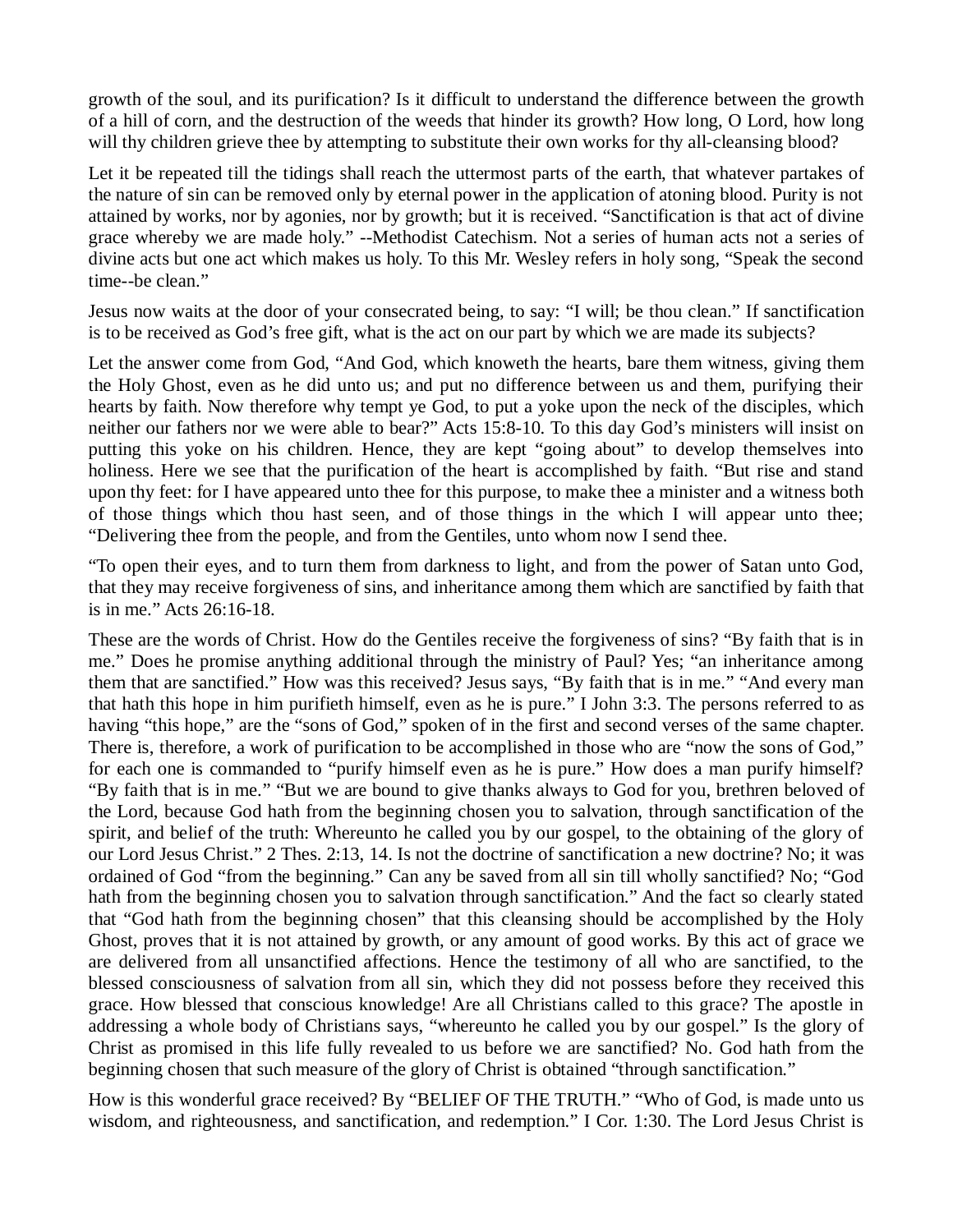growth of the soul, and its purification? Is it difficult to understand the difference between the growth of a hill of corn, and the destruction of the weeds that hinder its growth? How long, O Lord, how long will thy children grieve thee by attempting to substitute their own works for thy all-cleansing blood?

Let it be repeated till the tidings shall reach the uttermost parts of the earth, that whatever partakes of the nature of sin can be removed only by eternal power in the application of atoning blood. Purity is not attained by works, nor by agonies, nor by growth; but it is received. "Sanctification is that act of divine grace whereby we are made holy." --Methodist Catechism. Not a series of human acts not a series of divine acts but one act which makes us holy. To this Mr. Wesley refers in holy song, "Speak the second time--be clean."

Jesus now waits at the door of your consecrated being, to say: "I will; be thou clean." If sanctification is to be received as God's free gift, what is the act on our part by which we are made its subjects?

Let the answer come from God, "And God, which knoweth the hearts, bare them witness, giving them the Holy Ghost, even as he did unto us; and put no difference between us and them, purifying their hearts by faith. Now therefore why tempt ye God, to put a yoke upon the neck of the disciples, which neither our fathers nor we were able to bear?" Acts 15:8-10. To this day God's ministers will insist on putting this yoke on his children. Hence, they are kept "going about" to develop themselves into holiness. Here we see that the purification of the heart is accomplished by faith. "But rise and stand upon thy feet: for I have appeared unto thee for this purpose, to make thee a minister and a witness both of those things which thou hast seen, and of those things in the which I will appear unto thee; "Delivering thee from the people, and from the Gentiles, unto whom now I send thee.

"To open their eyes, and to turn them from darkness to light, and from the power of Satan unto God, that they may receive forgiveness of sins, and inheritance among them which are sanctified by faith that is in me." Acts 26:16-18.

These are the words of Christ. How do the Gentiles receive the forgiveness of sins? "By faith that is in me." Does he promise anything additional through the ministry of Paul? Yes; "an inheritance among them that are sanctified." How was this received? Jesus says, "By faith that is in me." "And every man that hath this hope in him purifieth himself, even as he is pure." I John 3:3. The persons referred to as having "this hope," are the "sons of God," spoken of in the first and second verses of the same chapter. There is, therefore, a work of purification to be accomplished in those who are "now the sons of God," for each one is commanded to "purify himself even as he is pure." How does a man purify himself? "By faith that is in me." "But we are bound to give thanks always to God for you, brethren beloved of the Lord, because God hath from the beginning chosen you to salvation, through sanctification of the spirit, and belief of the truth: Whereunto he called you by our gospel, to the obtaining of the glory of our Lord Jesus Christ." 2 Thes. 2:13, 14. Is not the doctrine of sanctification a new doctrine? No; it was ordained of God "from the beginning." Can any be saved from all sin till wholly sanctified? No; "God hath from the beginning chosen you to salvation through sanctification." And the fact so clearly stated that "God hath from the beginning chosen" that this cleansing should be accomplished by the Holy Ghost, proves that it is not attained by growth, or any amount of good works. By this act of grace we are delivered from all unsanctified affections. Hence the testimony of all who are sanctified, to the blessed consciousness of salvation from all sin, which they did not possess before they received this grace. How blessed that conscious knowledge! Are all Christians called to this grace? The apostle in addressing a whole body of Christians says, "whereunto he called you by our gospel." Is the glory of Christ as promised in this life fully revealed to us before we are sanctified? No. God hath from the beginning chosen that such measure of the glory of Christ is obtained "through sanctification."

How is this wonderful grace received? By "BELIEF OF THE TRUTH." "Who of God, is made unto us wisdom, and righteousness, and sanctification, and redemption." I Cor. 1:30. The Lord Jesus Christ is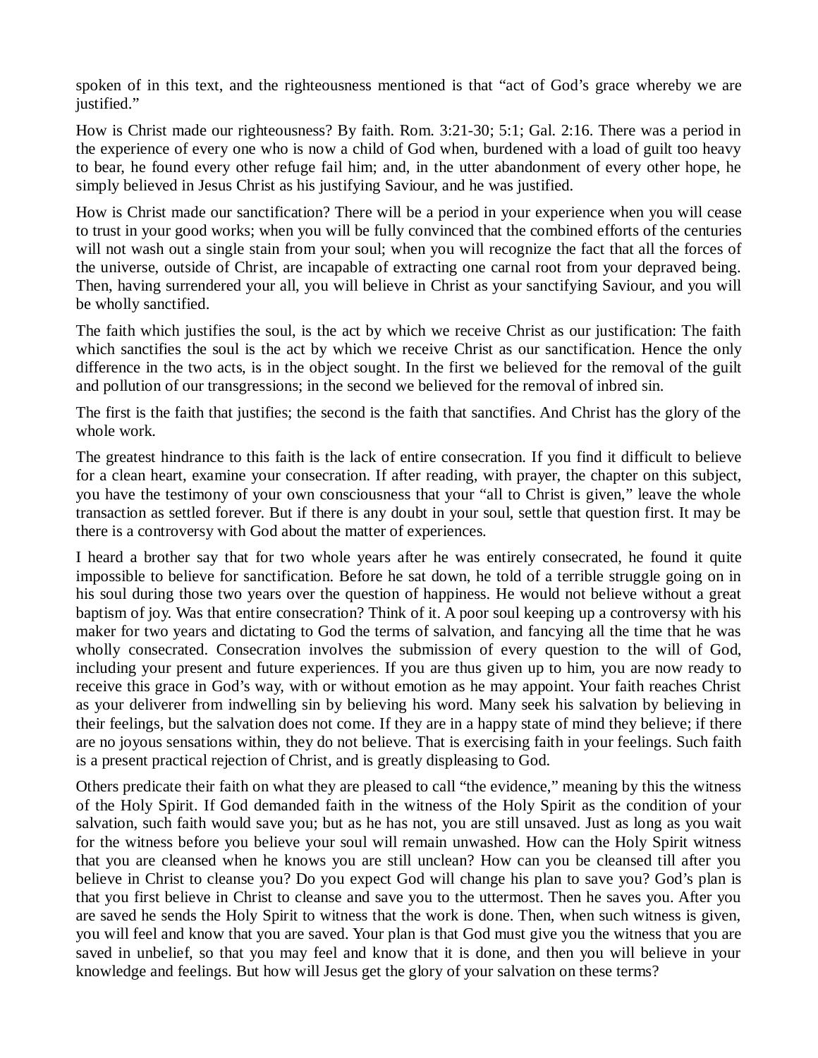spoken of in this text, and the righteousness mentioned is that "act of God's grace whereby we are justified."

How is Christ made our righteousness? By faith. Rom. 3:21-30; 5:1; Gal. 2:16. There was a period in the experience of every one who is now a child of God when, burdened with a load of guilt too heavy to bear, he found every other refuge fail him; and, in the utter abandonment of every other hope, he simply believed in Jesus Christ as his justifying Saviour, and he was justified.

How is Christ made our sanctification? There will be a period in your experience when you will cease to trust in your good works; when you will be fully convinced that the combined efforts of the centuries will not wash out a single stain from your soul; when you will recognize the fact that all the forces of the universe, outside of Christ, are incapable of extracting one carnal root from your depraved being. Then, having surrendered your all, you will believe in Christ as your sanctifying Saviour, and you will be wholly sanctified.

The faith which justifies the soul, is the act by which we receive Christ as our justification: The faith which sanctifies the soul is the act by which we receive Christ as our sanctification. Hence the only difference in the two acts, is in the object sought. In the first we believed for the removal of the guilt and pollution of our transgressions; in the second we believed for the removal of inbred sin.

The first is the faith that justifies; the second is the faith that sanctifies. And Christ has the glory of the whole work.

The greatest hindrance to this faith is the lack of entire consecration. If you find it difficult to believe for a clean heart, examine your consecration. If after reading, with prayer, the chapter on this subject, you have the testimony of your own consciousness that your "all to Christ is given," leave the whole transaction as settled forever. But if there is any doubt in your soul, settle that question first. It may be there is a controversy with God about the matter of experiences.

I heard a brother say that for two whole years after he was entirely consecrated, he found it quite impossible to believe for sanctification. Before he sat down, he told of a terrible struggle going on in his soul during those two years over the question of happiness. He would not believe without a great baptism of joy. Was that entire consecration? Think of it. A poor soul keeping up a controversy with his maker for two years and dictating to God the terms of salvation, and fancying all the time that he was wholly consecrated. Consecration involves the submission of every question to the will of God, including your present and future experiences. If you are thus given up to him, you are now ready to receive this grace in God's way, with or without emotion as he may appoint. Your faith reaches Christ as your deliverer from indwelling sin by believing his word. Many seek his salvation by believing in their feelings, but the salvation does not come. If they are in a happy state of mind they believe; if there are no joyous sensations within, they do not believe. That is exercising faith in your feelings. Such faith is a present practical rejection of Christ, and is greatly displeasing to God.

Others predicate their faith on what they are pleased to call "the evidence," meaning by this the witness of the Holy Spirit. If God demanded faith in the witness of the Holy Spirit as the condition of your salvation, such faith would save you; but as he has not, you are still unsaved. Just as long as you wait for the witness before you believe your soul will remain unwashed. How can the Holy Spirit witness that you are cleansed when he knows you are still unclean? How can you be cleansed till after you believe in Christ to cleanse you? Do you expect God will change his plan to save you? God's plan is that you first believe in Christ to cleanse and save you to the uttermost. Then he saves you. After you are saved he sends the Holy Spirit to witness that the work is done. Then, when such witness is given, you will feel and know that you are saved. Your plan is that God must give you the witness that you are saved in unbelief, so that you may feel and know that it is done, and then you will believe in your knowledge and feelings. But how will Jesus get the glory of your salvation on these terms?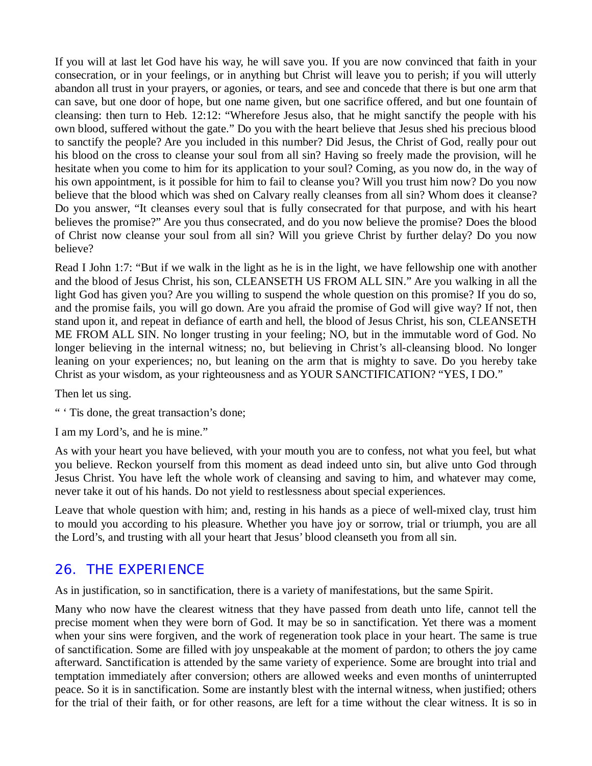If you will at last let God have his way, he will save you. If you are now convinced that faith in your consecration, or in your feelings, or in anything but Christ will leave you to perish; if you will utterly abandon all trust in your prayers, or agonies, or tears, and see and concede that there is but one arm that can save, but one door of hope, but one name given, but one sacrifice offered, and but one fountain of cleansing: then turn to Heb. 12:12: “Wherefore Jesus also, that he might sanctify the people with his own blood, suffered without the gate.” Do you with the heart believe that Jesus shed his precious blood to sanctify the people? Are you included in this number? Did Jesus, the Christ of God, really pour out his blood on the cross to cleanse your soul from all sin? Having so freely made the provision, will he hesitate when you come to him for its application to your soul? Coming, as you now do, in the way of his own appointment, is it possible for him to fail to cleanse you? Will you trust him now? Do you now believe that the blood which was shed on Calvary really cleanses from all sin? Whom does it cleanse? Do you answer, “It cleanses every soul that is fully consecrated for that purpose, and with his heart believes the promise?” Are you thus consecrated, and do you now believe the promise? Does the blood of Christ now cleanse your soul from all sin? Will you grieve Christ by further delay? Do you now believe?

Read I John 1:7: “But if we walk in the light as he is in the light, we have fellowship one with another and the blood of Jesus Christ, his son, CLEANSETH US FROM ALL SIN.” Are you walking in all the light God has given you? Are you willing to suspend the whole question on this promise? If you do so, and the promise fails, you will go down. Are you afraid the promise of God will give way? If not, then stand upon it, and repeat in defiance of earth and hell, the blood of Jesus Christ, his son, CLEANSETH ME FROM ALL SIN. No longer trusting in your feeling; NO, but in the immutable word of God. No longer believing in the internal witness; no, but believing in Christ’s all-cleansing blood. No longer leaning on your experiences; no, but leaning on the arm that is mighty to save. Do you hereby take Christ as your wisdom, as your righteousness and as YOUR SANCTIFICATION? “YES, I DO.”

Then let us sing.

“ ‘ Tis done, the great transaction’s done;

I am my Lord’s, and he is mine.”

As with your heart you have believed, with your mouth you are to confess, not what you feel, but what you believe. Reckon yourself from this moment as dead indeed unto sin, but alive unto God through Jesus Christ. You have left the whole work of cleansing and saving to him, and whatever may come, never take it out of his hands. Do not yield to restlessness about special experiences.

Leave that whole question with him; and, resting in his hands as a piece of well-mixed clay, trust him to mould you according to his pleasure. Whether you have joy or sorrow, trial or triumph, you are all the Lord’s, and trusting with all your heart that Jesus’ blood cleanseth you from all sin.

## 26. THE EXPERIENCE

As in justification, so in sanctification, there is a variety of manifestations, but the same Spirit.

Many who now have the clearest witness that they have passed from death unto life, cannot tell the precise moment when they were born of God. It may be so in sanctification. Yet there was a moment when your sins were forgiven, and the work of regeneration took place in your heart. The same is true of sanctification. Some are filled with joy unspeakable at the moment of pardon; to others the joy came afterward. Sanctification is attended by the same variety of experience. Some are brought into trial and temptation immediately after conversion; others are allowed weeks and even months of uninterrupted peace. So it is in sanctification. Some are instantly blest with the internal witness, when justified; others for the trial of their faith, or for other reasons, are left for a time without the clear witness. It is so in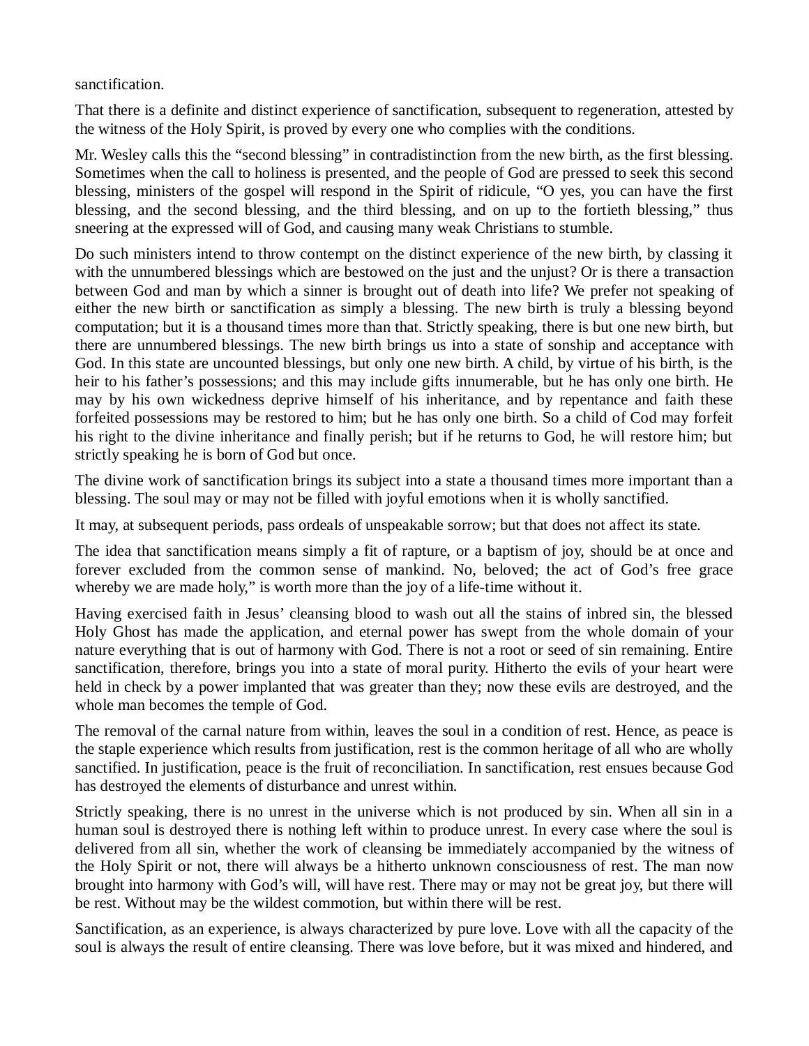sanctification.

That there is a definite and distinct experience of sanctification, subsequent to regeneration, attested by the witness of the Holy Spirit, is proved by every one who complies with the conditions.

Mr. Wesley calls this the "second blessing" in contradistinction from the new birth, as the first blessing. Sometimes when the call to holiness is presented, and the people of God are pressed to seek this second blessing, ministers of the gospel will respond in the Spirit of ridicule, "O yes, you can have the first blessing, and the second blessing, and the third blessing, and on up to the fortieth blessing," thus sneering at the expressed will of God, and causing many weak Christians to stumble.

Do such ministers intend to throw contempt on the distinct experience of the new birth, by classing it with the unnumbered blessings which are bestowed on the just and the unjust? Or is there a transaction between God and man by which a sinner is brought out of death into life? We prefer not speaking of either the new birth or sanctification as simply a blessing. The new birth is truly a blessing beyond computation; but it is a thousand times more than that. Strictly speaking, there is but one new birth, but there are unnumbered blessings. The new birth brings us into a state of sonship and acceptance with God. In this state are uncounted blessings, but only one new birth. A child, by virtue of his birth, is the heir to his father's possessions; and this may include gifts innumerable, but he has only one birth. He may by his own wickedness deprive himself of his inheritance, and by repentance and faith these forfeited possessions may be restored to him; but he has only one birth. So a child of Cod may forfeit his right to the divine inheritance and finally perish; but if he returns to God, he will restore him; but strictly speaking he is born of God but once.

The divine work of sanctification brings its subject into a state a thousand times more important than a blessing. The soul may or may not be filled with joyful emotions when it is wholly sanctified.

It may, at subsequent periods, pass ordeals of unspeakable sorrow; but that does not affect its state.

The idea that sanctification means simply a fit of rapture, or a baptism of joy, should be at once and forever excluded from the common sense of mankind. No, beloved; the act of God's free grace whereby we are made holy," is worth more than the joy of a life-time without it.

Having exercised faith in Jesus' cleansing blood to wash out all the stains of inbred sin, the blessed Holy Ghost has made the application, and eternal power has swept from the whole domain of your nature everything that is out of harmony with God. There is not a root or seed of sin remaining. Entire sanctification, therefore, brings you into a state of moral purity. Hitherto the evils of your heart were held in check by a power implanted that was greater than they; now these evils are destroyed, and the whole man becomes the temple of God.

The removal of the carnal nature from within, leaves the soul in a condition of rest. Hence, as peace is the staple experience which results from justification, rest is the common heritage of all who are wholly sanctified. In justification, peace is the fruit of reconciliation. In sanctification, rest ensues because God has destroyed the elements of disturbance and unrest within.

Strictly speaking, there is no unrest in the universe which is not produced by sin. When all sin in a human soul is destroyed there is nothing left within to produce unrest. In every case where the soul is delivered from all sin, whether the work of cleansing be immediately accompanied by the witness of the Holy Spirit or not, there will always be a hitherto unknown consciousness of rest. The man now brought into harmony with God's will, will have rest. There may or may not be great joy, but there will be rest. Without may be the wildest commotion, but within there will be rest.

Sanctification, as an experience, is always characterized by pure love. Love with all the capacity of the soul is always the result of entire cleansing. There was love before, but it was mixed and hindered, and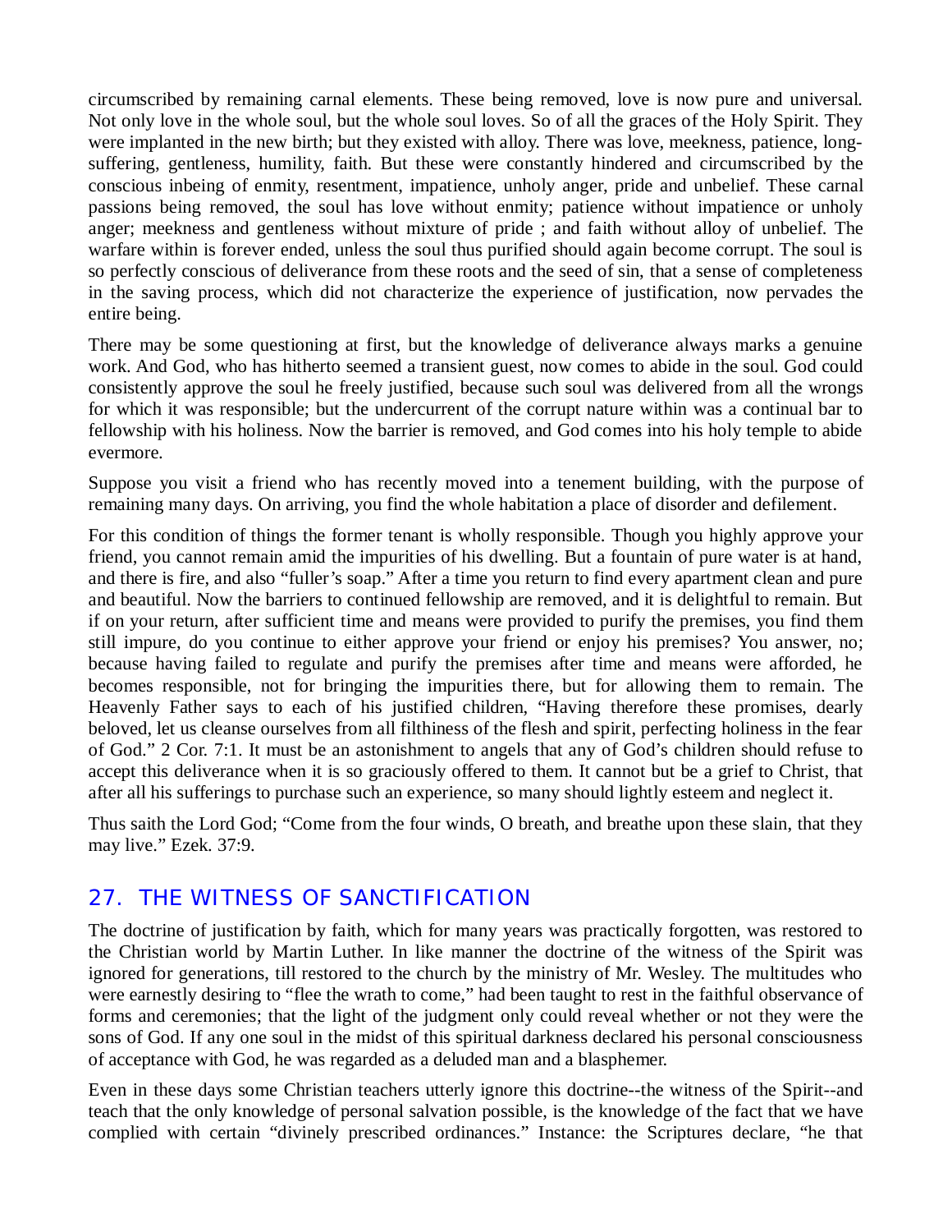circumscribed by remaining carnal elements. These being removed, love is now pure and universal. Not only love in the whole soul, but the whole soul loves. So of all the graces of the Holy Spirit. They were implanted in the new birth; but they existed with alloy. There was love, meekness, patience, long-suffering, gentleness, humility, faith. But these were constantly hindered and circumscribed by the conscious inbeing of enmity, resentment, impatience, unholy anger, pride and unbelief. These carnal passions being removed, the soul has love without enmity; patience without impatience or unholy anger; meekness and gentleness without mixture of pride ; and faith without alloy of unbelief. The warfare within is forever ended, unless the soul thus purified should again become corrupt. The soul is so perfectly conscious of deliverance from these roots and the seed of sin, that a sense of completeness in the saving process, which did not characterize the experience of justification, now pervades the entire being.

There may be some questioning at first, but the knowledge of deliverance always marks a genuine work. And God, who has hitherto seemed a transient guest, now comes to abide in the soul. God could consistently approve the soul he freely justified, because such soul was delivered from all the wrongs for which it was responsible; but the undercurrent of the corrupt nature within was a continual bar to fellowship with his holiness. Now the barrier is removed, and God comes into his holy temple to abide evermore.

Suppose you visit a friend who has recently moved into a tenement building, with the purpose of remaining many days. On arriving, you find the whole habitation a place of disorder and defilement.

For this condition of things the former tenant is wholly responsible. Though you highly approve your friend, you cannot remain amid the impurities of his dwelling. But a fountain of pure water is at hand, and there is fire, and also "fuller's soap." After a time you return to find every apartment clean and pure and beautiful. Now the barriers to continued fellowship are removed, and it is delightful to remain. But if on your return, after sufficient time and means were provided to purify the premises, you find them still impure, do you continue to either approve your friend or enjoy his premises? You answer, no; because having failed to regulate and purify the premises after time and means were afforded, he becomes responsible, not for bringing the impurities there, but for allowing them to remain. The Heavenly Father says to each of his justified children, "Having therefore these promises, dearly beloved, let us cleanse ourselves from all filthiness of the flesh and spirit, perfecting holiness in the fear of God." 2 Cor. 7:1. It must be an astonishment to angels that any of God's children should refuse to accept this deliverance when it is so graciously offered to them. It cannot but be a grief to Christ, that after all his sufferings to purchase such an experience, so many should lightly esteem and neglect it.

Thus saith the Lord God; "Come from the four winds, O breath, and breathe upon these slain, that they may live." Ezek. 37:9.

## 27. THE WITNESS OF SANCTIFICATION

The doctrine of justification by faith, which for many years was practically forgotten, was restored to the Christian world by Martin Luther. In like manner the doctrine of the witness of the Spirit was ignored for generations, till restored to the church by the ministry of Mr. Wesley. The multitudes who were earnestly desiring to "flee the wrath to come," had been taught to rest in the faithful observance of forms and ceremonies; that the light of the judgment only could reveal whether or not they were the sons of God. If any one soul in the midst of this spiritual darkness declared his personal consciousness of acceptance with God, he was regarded as a deluded man and a blasphemer.

Even in these days some Christian teachers utterly ignore this doctrine--the witness of the Spirit--and teach that the only knowledge of personal salvation possible, is the knowledge of the fact that we have complied with certain "divinely prescribed ordinances." Instance: the Scriptures declare, "he that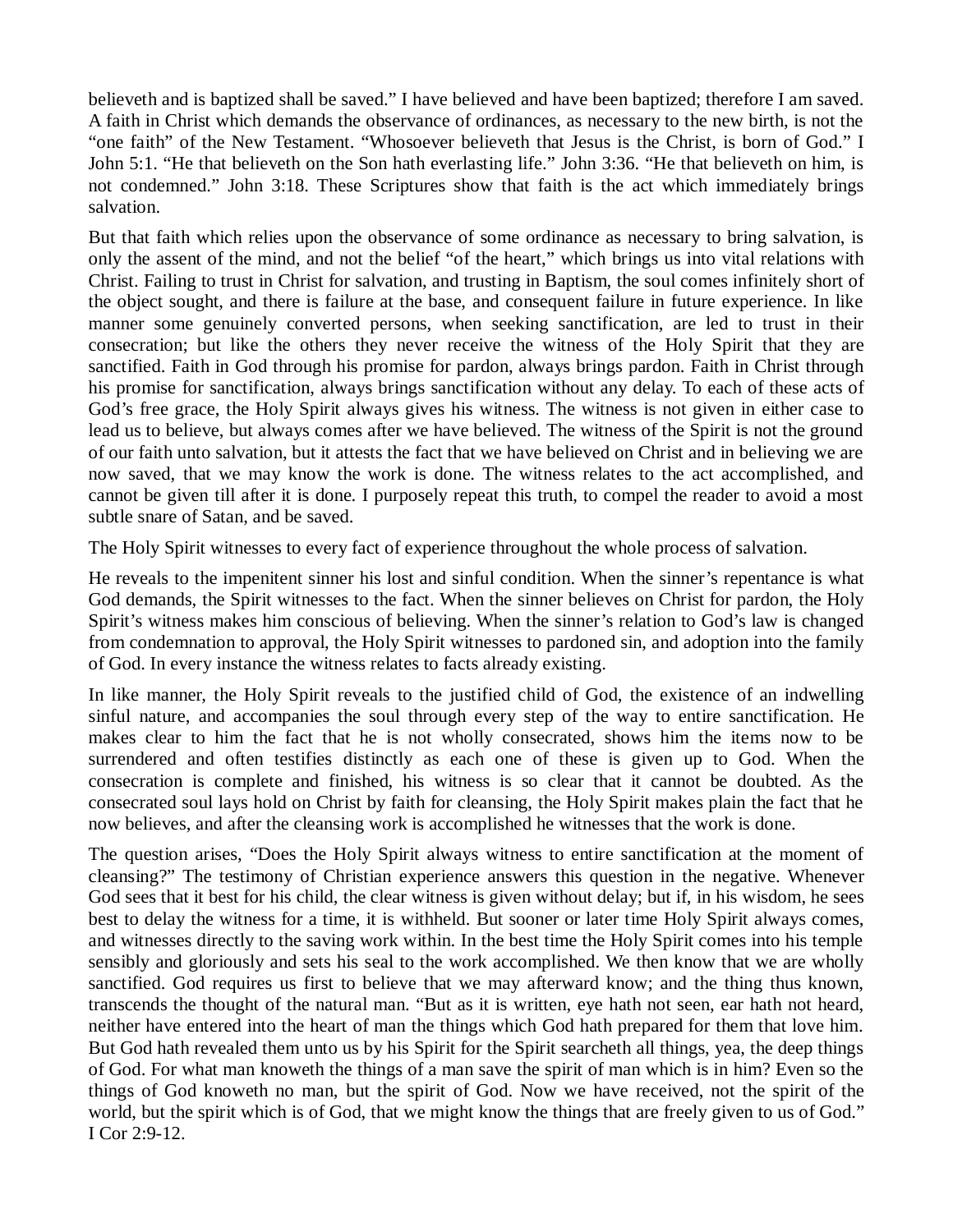believeth and is baptized shall be saved." I have believed and have been baptized; therefore I am saved. A faith in Christ which demands the observance of ordinances, as necessary to the new birth, is not the "one faith" of the New Testament. "Whosoever believeth that Jesus is the Christ, is born of God." I John 5:1. "He that believeth on the Son hath everlasting life." John 3:36. "He that believeth on him, is not condemned." John 3:18. These Scriptures show that faith is the act which immediately brings salvation.

But that faith which relies upon the observance of some ordinance as necessary to bring salvation, is only the assent of the mind, and not the belief "of the heart," which brings us into vital relations with Christ. Failing to trust in Christ for salvation, and trusting in Baptism, the soul comes infinitely short of the object sought, and there is failure at the base, and consequent failure in future experience. In like manner some genuinely converted persons, when seeking sanctification, are led to trust in their consecration; but like the others they never receive the witness of the Holy Spirit that they are sanctified. Faith in God through his promise for pardon, always brings pardon. Faith in Christ through his promise for sanctification, always brings sanctification without any delay. To each of these acts of God's free grace, the Holy Spirit always gives his witness. The witness is not given in either case to lead us to believe, but always comes after we have believed. The witness of the Spirit is not the ground of our faith unto salvation, but it attests the fact that we have believed on Christ and in believing we are now saved, that we may know the work is done. The witness relates to the act accomplished, and cannot be given till after it is done. I purposely repeat this truth, to compel the reader to avoid a most subtle snare of Satan, and be saved.

The Holy Spirit witnesses to every fact of experience throughout the whole process of salvation.

He reveals to the impenitent sinner his lost and sinful condition. When the sinner's repentance is what God demands, the Spirit witnesses to the fact. When the sinner believes on Christ for pardon, the Holy Spirit's witness makes him conscious of believing. When the sinner's relation to God's law is changed from condemnation to approval, the Holy Spirit witnesses to pardoned sin, and adoption into the family of God. In every instance the witness relates to facts already existing.

In like manner, the Holy Spirit reveals to the justified child of God, the existence of an indwelling sinful nature, and accompanies the soul through every step of the way to entire sanctification. He makes clear to him the fact that he is not wholly consecrated, shows him the items now to be surrendered and often testifies distinctly as each one of these is given up to God. When the consecration is complete and finished, his witness is so clear that it cannot be doubted. As the consecrated soul lays hold on Christ by faith for cleansing, the Holy Spirit makes plain the fact that he now believes, and after the cleansing work is accomplished he witnesses that the work is done.

The question arises, "Does the Holy Spirit always witness to entire sanctification at the moment of cleansing?" The testimony of Christian experience answers this question in the negative. Whenever God sees that it best for his child, the clear witness is given without delay; but if, in his wisdom, he sees best to delay the witness for a time, it is withheld. But sooner or later time Holy Spirit always comes, and witnesses directly to the saving work within. In the best time the Holy Spirit comes into his temple sensibly and gloriously and sets his seal to the work accomplished. We then know that we are wholly sanctified. God requires us first to believe that we may afterward know; and the thing thus known, transcends the thought of the natural man. "But as it is written, eye hath not seen, ear hath not heard, neither have entered into the heart of man the things which God hath prepared for them that love him. But God hath revealed them unto us by his Spirit for the Spirit searcheth all things, yea, the deep things of God. For what man knoweth the things of a man save the spirit of man which is in him? Even so the things of God knoweth no man, but the spirit of God. Now we have received, not the spirit of the world, but the spirit which is of God, that we might know the things that are freely given to us of God." I Cor 2:9-12.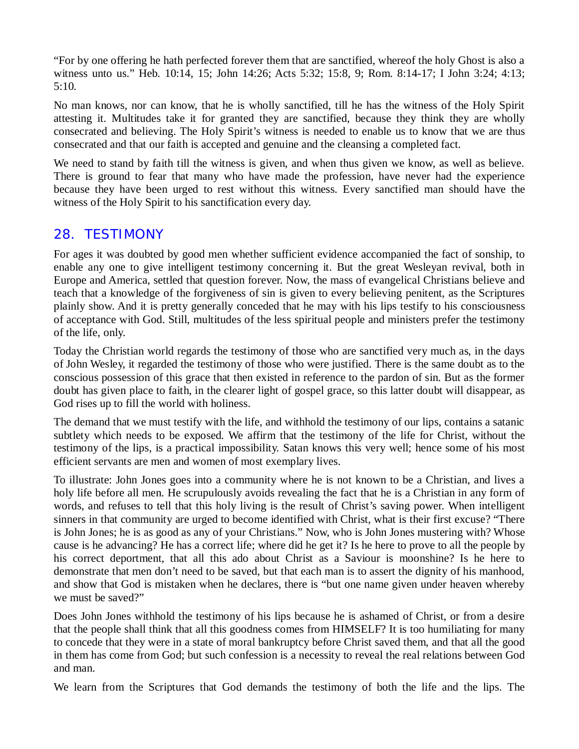"For by one offering he hath perfected forever them that are sanctified, whereof the holy Ghost is also a witness unto us." Heb. 10:14, 15; John 14:26; Acts 5:32; 15:8, 9; Rom. 8:14-17; I John 3:24; 4:13; 5:10.

No man knows, nor can know, that he is wholly sanctified, till he has the witness of the Holy Spirit attesting it. Multitudes take it for granted they are sanctified, because they think they are wholly consecrated and believing. The Holy Spirit's witness is needed to enable us to know that we are thus consecrated and that our faith is accepted and genuine and the cleansing a completed fact.

We need to stand by faith till the witness is given, and when thus given we know, as well as believe. There is ground to fear that many who have made the profession, have never had the experience because they have been urged to rest without this witness. Every sanctified man should have the witness of the Holy Spirit to his sanctification every day.

## 28. TESTIMONY

For ages it was doubted by good men whether sufficient evidence accompanied the fact of sonship, to enable any one to give intelligent testimony concerning it. But the great Wesleyan revival, both in Europe and America, settled that question forever. Now, the mass of evangelical Christians believe and teach that a knowledge of the forgiveness of sin is given to every believing penitent, as the Scriptures plainly show. And it is pretty generally conceded that he may with his lips testify to his consciousness of acceptance with God. Still, multitudes of the less spiritual people and ministers prefer the testimony of the life, only.

Today the Christian world regards the testimony of those who are sanctified very much as, in the days of John Wesley, it regarded the testimony of those who were justified. There is the same doubt as to the conscious possession of this grace that then existed in reference to the pardon of sin. But as the former doubt has given place to faith, in the clearer light of gospel grace, so this latter doubt will disappear, as God rises up to fill the world with holiness.

The demand that we must testify with the life, and withhold the testimony of our lips, contains a satanic subtlety which needs to be exposed. We affirm that the testimony of the life for Christ, without the testimony of the lips, is a practical impossibility. Satan knows this very well; hence some of his most efficient servants are men and women of most exemplary lives.

To illustrate: John Jones goes into a community where he is not known to be a Christian, and lives a holy life before all men. He scrupulously avoids revealing the fact that he is a Christian in any form of words, and refuses to tell that this holy living is the result of Christ's saving power. When intelligent sinners in that community are urged to become identified with Christ, what is their first excuse? "There is John Jones; he is as good as any of your Christians." Now, who is John Jones mustering with? Whose cause is he advancing? He has a correct life; where did he get it? Is he here to prove to all the people by his correct deportment, that all this ado about Christ as a Saviour is moonshine? Is he here to demonstrate that men don't need to be saved, but that each man is to assert the dignity of his manhood, and show that God is mistaken when he declares, there is "but one name given under heaven whereby we must be saved?"

Does John Jones withhold the testimony of his lips because he is ashamed of Christ, or from a desire that the people shall think that all this goodness comes from HIMSELF? It is too humiliating for many to concede that they were in a state of moral bankruptcy before Christ saved them, and that all the good in them has come from God; but such confession is a necessity to reveal the real relations between God and man.

We learn from the Scriptures that God demands the testimony of both the life and the lips. The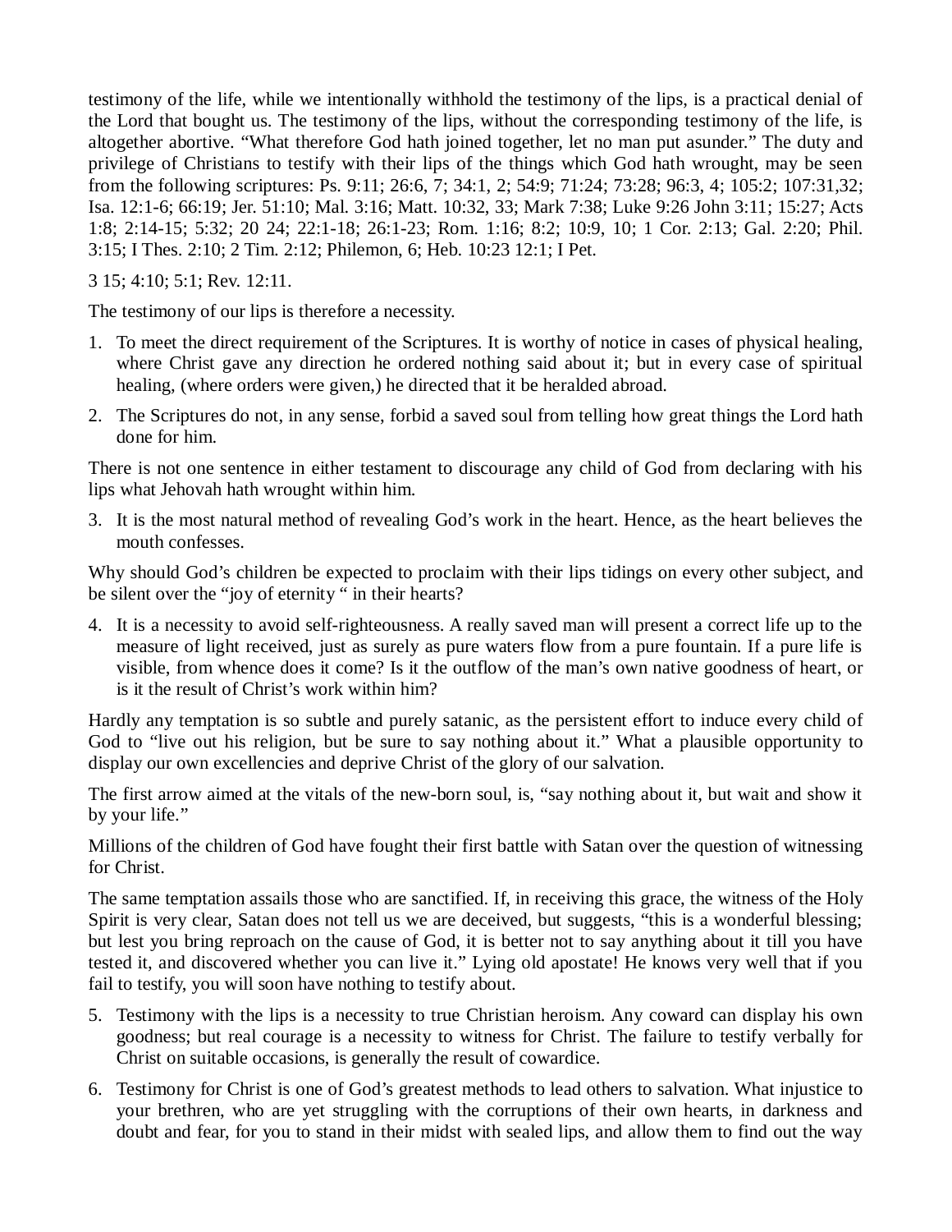testimony of the life, while we intentionally withhold the testimony of the lips, is a practical denial of the Lord that bought us. The testimony of the lips, without the corresponding testimony of the life, is altogether abortive. “What therefore God hath joined together, let no man put asunder.” The duty and privilege of Christians to testify with their lips of the things which God hath wrought, may be seen from the following scriptures: Ps. 9:11; 26:6, 7; 34:1, 2; 54:9; 71:24; 73:28; 96:3, 4; 105:2; 107:31,32; Isa. 12:1-6; 66:19; Jer. 51:10; Mal. 3:16; Matt. 10:32, 33; Mark 7:38; Luke 9:26 John 3:11; 15:27; Acts 1:8; 2:14-15; 5:32; 20 24; 22:1-18; 26:1-23; Rom. 1:16; 8:2; 10:9, 10; 1 Cor. 2:13; Gal. 2:20; Phil. 3:15; I Thes. 2:10; 2 Tim. 2:12; Philemon, 6; Heb. 10:23 12:1; I Pet.

3 15; 4:10; 5:1; Rev. 12:11.

The testimony of our lips is therefore a necessity.

1. To meet the direct requirement of the Scriptures. It is worthy of notice in cases of physical healing, where Christ gave any direction he ordered nothing said about it; but in every case of spiritual healing, (where orders were given,) he directed that it be heralded abroad.
2. The Scriptures do not, in any sense, forbid a saved soul from telling how great things the Lord hath done for him.

There is not one sentence in either testament to discourage any child of God from declaring with his lips what Jehovah hath wrought within him.

3. It is the most natural method of revealing God’s work in the heart. Hence, as the heart believes the mouth confesses.

Why should God’s children be expected to proclaim with their lips tidings on every other subject, and be silent over the “joy of eternity “ in their hearts?

4. It is a necessity to avoid self-righteousness. A really saved man will present a correct life up to the measure of light received, just as surely as pure waters flow from a pure fountain. If a pure life is visible, from whence does it come? Is it the outflow of the man’s own native goodness of heart, or is it the result of Christ’s work within him?

Hardly any temptation is so subtle and purely satanic, as the persistent effort to induce every child of God to “live out his religion, but be sure to say nothing about it.” What a plausible opportunity to display our own excellencies and deprive Christ of the glory of our salvation.

The first arrow aimed at the vitals of the new-born soul, is, “say nothing about it, but wait and show it by your life.”

Millions of the children of God have fought their first battle with Satan over the question of witnessing for Christ.

The same temptation assails those who are sanctified. If, in receiving this grace, the witness of the Holy Spirit is very clear, Satan does not tell us we are deceived, but suggests, “this is a wonderful blessing; but lest you bring reproach on the cause of God, it is better not to say anything about it till you have tested it, and discovered whether you can live it.” Lying old apostate! He knows very well that if you fail to testify, you will soon have nothing to testify about.

5. Testimony with the lips is a necessity to true Christian heroism. Any coward can display his own goodness; but real courage is a necessity to witness for Christ. The failure to testify verbally for Christ on suitable occasions, is generally the result of cowardice.
6. Testimony for Christ is one of God’s greatest methods to lead others to salvation. What injustice to your brethren, who are yet struggling with the corruptions of their own hearts, in darkness and doubt and fear, for you to stand in their midst with sealed lips, and allow them to find out the way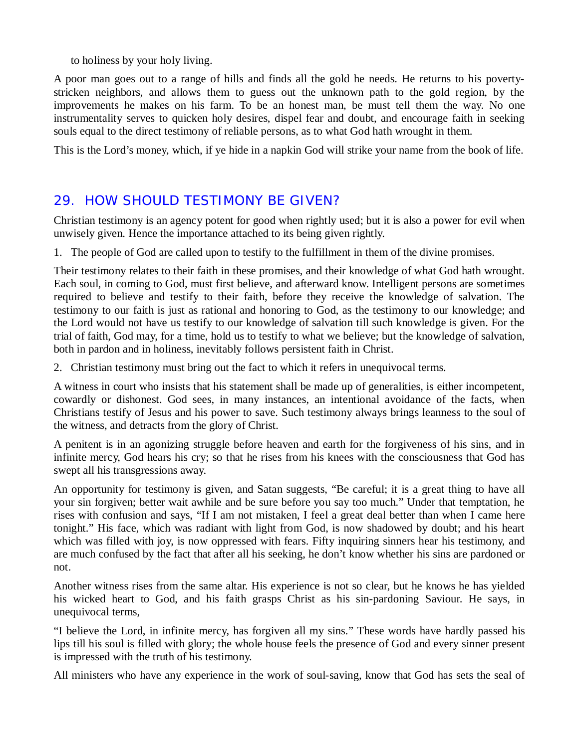to holiness by your holy living.

A poor man goes out to a range of hills and finds all the gold he needs. He returns to his poverty-stricken neighbors, and allows them to guess out the unknown path to the gold region, by the improvements he makes on his farm. To be an honest man, be must tell them the way. No one instrumentality serves to quicken holy desires, dispel fear and doubt, and encourage faith in seeking souls equal to the direct testimony of reliable persons, as to what God hath wrought in them.

This is the Lord's money, which, if ye hide in a napkin God will strike your name from the book of life.

## 29. HOW SHOULD TESTIMONY BE GIVEN?

Christian testimony is an agency potent for good when rightly used; but it is also a power for evil when unwisely given. Hence the importance attached to its being given rightly.

1. The people of God are called upon to testify to the fulfillment in them of the divine promises.

Their testimony relates to their faith in these promises, and their knowledge of what God hath wrought. Each soul, in coming to God, must first believe, and afterward know. Intelligent persons are sometimes required to believe and testify to their faith, before they receive the knowledge of salvation. The testimony to our faith is just as rational and honoring to God, as the testimony to our knowledge; and the Lord would not have us testify to our knowledge of salvation till such knowledge is given. For the trial of faith, God may, for a time, hold us to testify to what we believe; but the knowledge of salvation, both in pardon and in holiness, inevitably follows persistent faith in Christ.

2. Christian testimony must bring out the fact to which it refers in unequivocal terms.

A witness in court who insists that his statement shall be made up of generalities, is either incompetent, cowardly or dishonest. God sees, in many instances, an intentional avoidance of the facts, when Christians testify of Jesus and his power to save. Such testimony always brings leanness to the soul of the witness, and detracts from the glory of Christ.

A penitent is in an agonizing struggle before heaven and earth for the forgiveness of his sins, and in infinite mercy, God hears his cry; so that he rises from his knees with the consciousness that God has swept all his transgressions away.

An opportunity for testimony is given, and Satan suggests, "Be careful; it is a great thing to have all your sin forgiven; better wait awhile and be sure before you say too much." Under that temptation, he rises with confusion and says, "If I am not mistaken, I feel a great deal better than when I came here tonight." His face, which was radiant with light from God, is now shadowed by doubt; and his heart which was filled with joy, is now oppressed with fears. Fifty inquiring sinners hear his testimony, and are much confused by the fact that after all his seeking, he don't know whether his sins are pardoned or not.

Another witness rises from the same altar. His experience is not so clear, but he knows he has yielded his wicked heart to God, and his faith grasps Christ as his sin-pardoning Saviour. He says, in unequivocal terms,

"I believe the Lord, in infinite mercy, has forgiven all my sins." These words have hardly passed his lips till his soul is filled with glory; the whole house feels the presence of God and every sinner present is impressed with the truth of his testimony.

All ministers who have any experience in the work of soul-saving, know that God has sets the seal of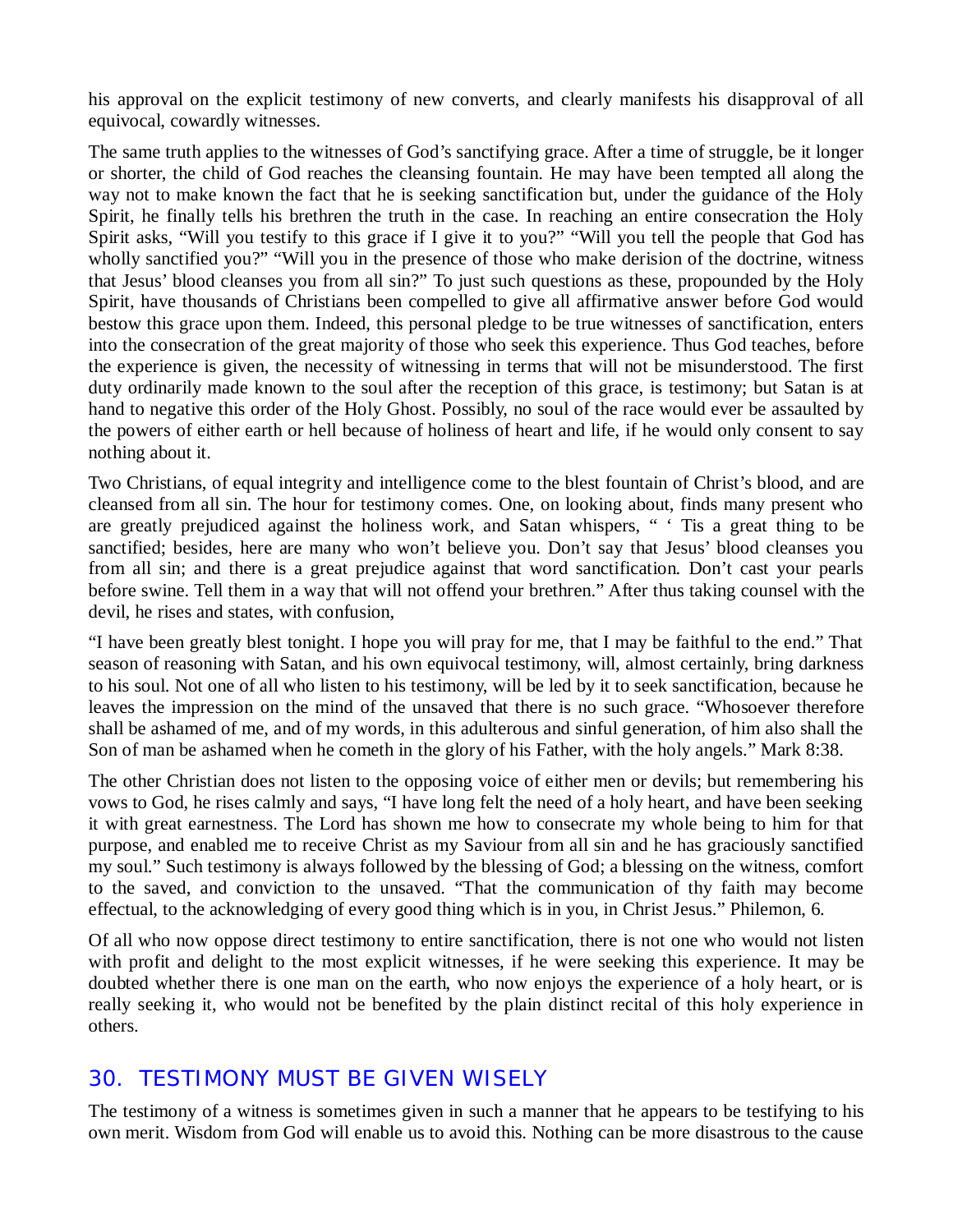his approval on the explicit testimony of new converts, and clearly manifests his disapproval of all equivocal, cowardly witnesses.

The same truth applies to the witnesses of God's sanctifying grace. After a time of struggle, be it longer or shorter, the child of God reaches the cleansing fountain. He may have been tempted all along the way not to make known the fact that he is seeking sanctification but, under the guidance of the Holy Spirit, he finally tells his brethren the truth in the case. In reaching an entire consecration the Holy Spirit asks, "Will you testify to this grace if I give it to you?" "Will you tell the people that God has wholly sanctified you?" "Will you in the presence of those who make derision of the doctrine, witness that Jesus' blood cleanses you from all sin?" To just such questions as these, propounded by the Holy Spirit, have thousands of Christians been compelled to give all affirmative answer before God would bestow this grace upon them. Indeed, this personal pledge to be true witnesses of sanctification, enters into the consecration of the great majority of those who seek this experience. Thus God teaches, before the experience is given, the necessity of witnessing in terms that will not be misunderstood. The first duty ordinarily made known to the soul after the reception of this grace, is testimony; but Satan is at hand to negative this order of the Holy Ghost. Possibly, no soul of the race would ever be assaulted by the powers of either earth or hell because of holiness of heart and life, if he would only consent to say nothing about it.

Two Christians, of equal integrity and intelligence come to the blest fountain of Christ's blood, and are cleansed from all sin. The hour for testimony comes. One, on looking about, finds many present who are greatly prejudiced against the holiness work, and Satan whispers, " ' Tis a great thing to be sanctified; besides, here are many who won't believe you. Don't say that Jesus' blood cleanses you from all sin; and there is a great prejudice against that word sanctification. Don't cast your pearls before swine. Tell them in a way that will not offend your brethren." After thus taking counsel with the devil, he rises and states, with confusion,

"I have been greatly blest tonight. I hope you will pray for me, that I may be faithful to the end." That season of reasoning with Satan, and his own equivocal testimony, will, almost certainly, bring darkness to his soul. Not one of all who listen to his testimony, will be led by it to seek sanctification, because he leaves the impression on the mind of the unsaved that there is no such grace. "Whosoever therefore shall be ashamed of me, and of my words, in this adulterous and sinful generation, of him also shall the Son of man be ashamed when he cometh in the glory of his Father, with the holy angels." Mark 8:38.

The other Christian does not listen to the opposing voice of either men or devils; but remembering his vows to God, he rises calmly and says, "I have long felt the need of a holy heart, and have been seeking it with great earnestness. The Lord has shown me how to consecrate my whole being to him for that purpose, and enabled me to receive Christ as my Saviour from all sin and he has graciously sanctified my soul." Such testimony is always followed by the blessing of God; a blessing on the witness, comfort to the saved, and conviction to the unsaved. "That the communication of thy faith may become effectual, to the acknowledging of every good thing which is in you, in Christ Jesus." Philemon, 6.

Of all who now oppose direct testimony to entire sanctification, there is not one who would not listen with profit and delight to the most explicit witnesses, if he were seeking this experience. It may be doubted whether there is one man on the earth, who now enjoys the experience of a holy heart, or is really seeking it, who would not be benefited by the plain distinct recital of this holy experience in others.

## 30. TESTIMONY MUST BE GIVEN WISELY

The testimony of a witness is sometimes given in such a manner that he appears to be testifying to his own merit. Wisdom from God will enable us to avoid this. Nothing can be more disastrous to the cause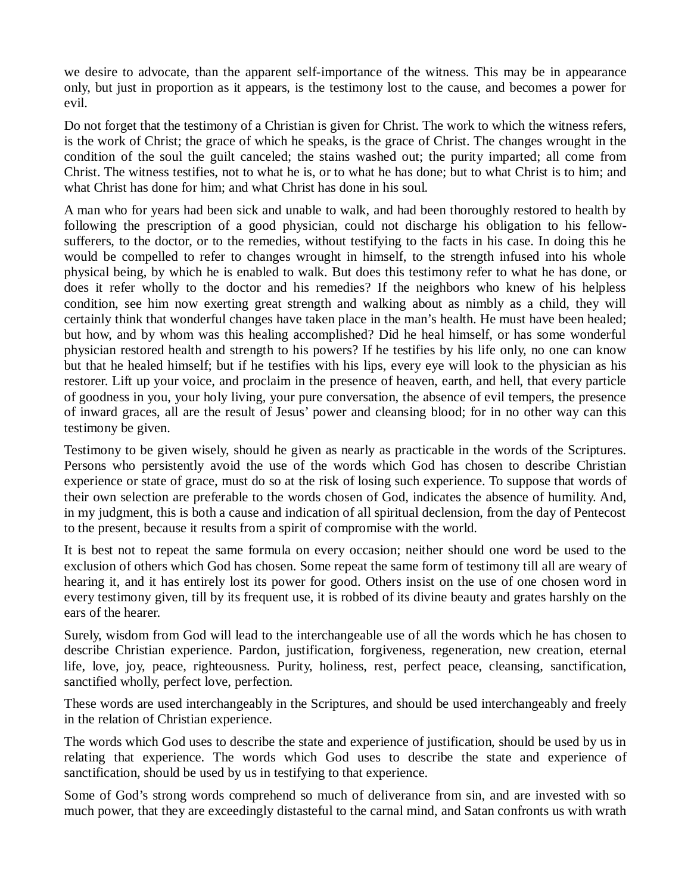we desire to advocate, than the apparent self-importance of the witness. This may be in appearance only, but just in proportion as it appears, is the testimony lost to the cause, and becomes a power for evil.

Do not forget that the testimony of a Christian is given for Christ. The work to which the witness refers, is the work of Christ; the grace of which he speaks, is the grace of Christ. The changes wrought in the condition of the soul the guilt canceled; the stains washed out; the purity imparted; all come from Christ. The witness testifies, not to what he is, or to what he has done; but to what Christ is to him; and what Christ has done for him; and what Christ has done in his soul.

A man who for years had been sick and unable to walk, and had been thoroughly restored to health by following the prescription of a good physician, could not discharge his obligation to his fellow-sufferers, to the doctor, or to the remedies, without testifying to the facts in his case. In doing this he would be compelled to refer to changes wrought in himself, to the strength infused into his whole physical being, by which he is enabled to walk. But does this testimony refer to what he has done, or does it refer wholly to the doctor and his remedies? If the neighbors who knew of his helpless condition, see him now exerting great strength and walking about as nimbly as a child, they will certainly think that wonderful changes have taken place in the man's health. He must have been healed; but how, and by whom was this healing accomplished? Did he heal himself, or has some wonderful physician restored health and strength to his powers? If he testifies by his life only, no one can know but that he healed himself; but if he testifies with his lips, every eye will look to the physician as his restorer. Lift up your voice, and proclaim in the presence of heaven, earth, and hell, that every particle of goodness in you, your holy living, your pure conversation, the absence of evil tempers, the presence of inward graces, all are the result of Jesus' power and cleansing blood; for in no other way can this testimony be given.

Testimony to be given wisely, should he given as nearly as practicable in the words of the Scriptures. Persons who persistently avoid the use of the words which God has chosen to describe Christian experience or state of grace, must do so at the risk of losing such experience. To suppose that words of their own selection are preferable to the words chosen of God, indicates the absence of humility. And, in my judgment, this is both a cause and indication of all spiritual declension, from the day of Pentecost to the present, because it results from a spirit of compromise with the world.

It is best not to repeat the same formula on every occasion; neither should one word be used to the exclusion of others which God has chosen. Some repeat the same form of testimony till all are weary of hearing it, and it has entirely lost its power for good. Others insist on the use of one chosen word in every testimony given, till by its frequent use, it is robbed of its divine beauty and grates harshly on the ears of the hearer.

Surely, wisdom from God will lead to the interchangeable use of all the words which he has chosen to describe Christian experience. Pardon, justification, forgiveness, regeneration, new creation, eternal life, love, joy, peace, righteousness. Purity, holiness, rest, perfect peace, cleansing, sanctification, sanctified wholly, perfect love, perfection.

These words are used interchangeably in the Scriptures, and should be used interchangeably and freely in the relation of Christian experience.

The words which God uses to describe the state and experience of justification, should be used by us in relating that experience. The words which God uses to describe the state and experience of sanctification, should be used by us in testifying to that experience.

Some of God's strong words comprehend so much of deliverance from sin, and are invested with so much power, that they are exceedingly distasteful to the carnal mind, and Satan confronts us with wrath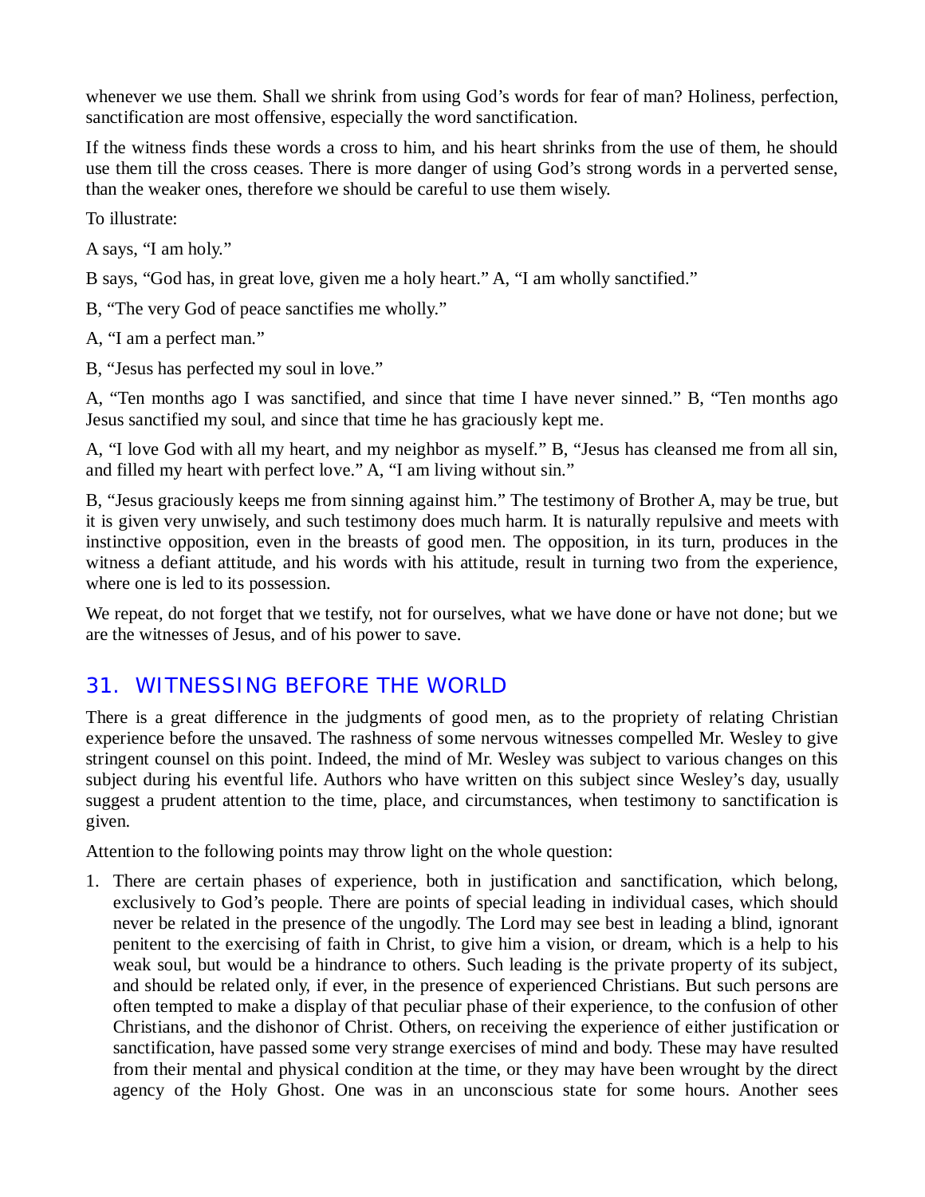whenever we use them. Shall we shrink from using God's words for fear of man? Holiness, perfection, sanctification are most offensive, especially the word sanctification.

If the witness finds these words a cross to him, and his heart shrinks from the use of them, he should use them till the cross ceases. There is more danger of using God's strong words in a perverted sense, than the weaker ones, therefore we should be careful to use them wisely.

To illustrate:

A says, "I am holy."

B says, "God has, in great love, given me a holy heart." A, "I am wholly sanctified."

B, "The very God of peace sanctifies me wholly."

A, "I am a perfect man."

B, "Jesus has perfected my soul in love."

A, "Ten months ago I was sanctified, and since that time I have never sinned." B, "Ten months ago Jesus sanctified my soul, and since that time he has graciously kept me.

A, "I love God with all my heart, and my neighbor as myself." B, "Jesus has cleansed me from all sin, and filled my heart with perfect love." A, "I am living without sin."

B, "Jesus graciously keeps me from sinning against him." The testimony of Brother A, may be true, but it is given very unwisely, and such testimony does much harm. It is naturally repulsive and meets with instinctive opposition, even in the breasts of good men. The opposition, in its turn, produces in the witness a defiant attitude, and his words with his attitude, result in turning two from the experience, where one is led to its possession.

We repeat, do not forget that we testify, not for ourselves, what we have done or have not done; but we are the witnesses of Jesus, and of his power to save.

## 31. WITNESSING BEFORE THE WORLD

There is a great difference in the judgments of good men, as to the propriety of relating Christian experience before the unsaved. The rashness of some nervous witnesses compelled Mr. Wesley to give stringent counsel on this point. Indeed, the mind of Mr. Wesley was subject to various changes on this subject during his eventful life. Authors who have written on this subject since Wesley's day, usually suggest a prudent attention to the time, place, and circumstances, when testimony to sanctification is given.

Attention to the following points may throw light on the whole question:

1. There are certain phases of experience, both in justification and sanctification, which belong, exclusively to God's people. There are points of special leading in individual cases, which should never be related in the presence of the ungodly. The Lord may see best in leading a blind, ignorant penitent to the exercising of faith in Christ, to give him a vision, or dream, which is a help to his weak soul, but would be a hindrance to others. Such leading is the private property of its subject, and should be related only, if ever, in the presence of experienced Christians. But such persons are often tempted to make a display of that peculiar phase of their experience, to the confusion of other Christians, and the dishonor of Christ. Others, on receiving the experience of either justification or sanctification, have passed some very strange exercises of mind and body. These may have resulted from their mental and physical condition at the time, or they may have been wrought by the direct agency of the Holy Ghost. One was in an unconscious state for some hours. Another sees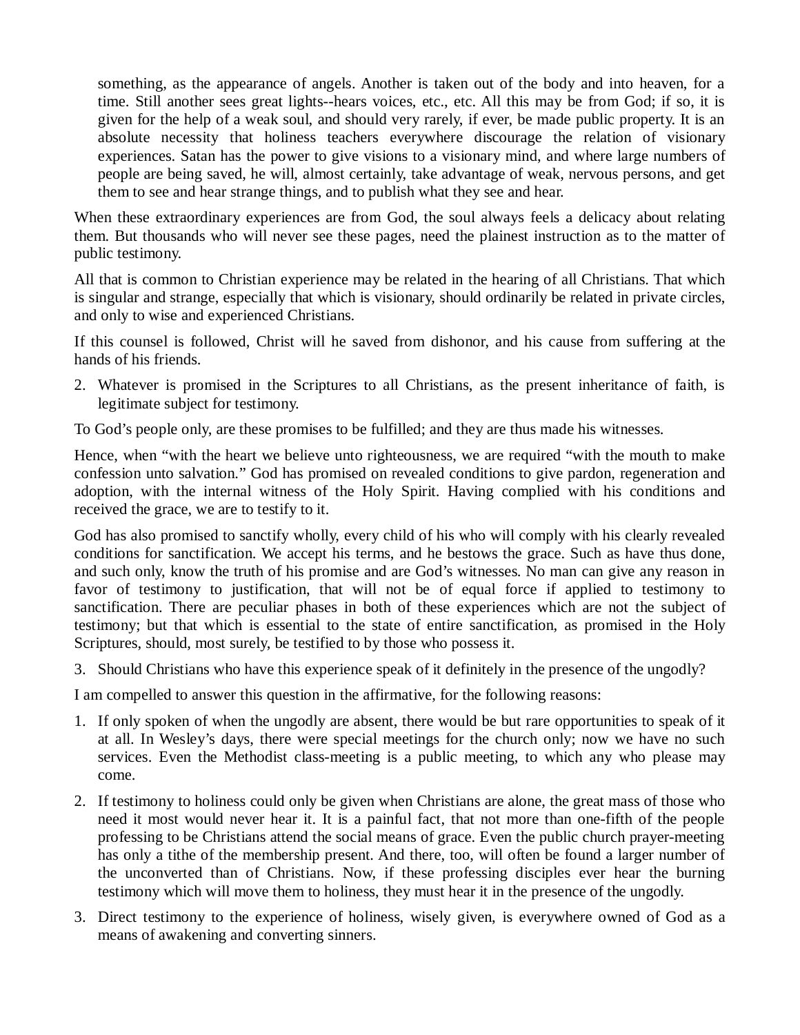something, as the appearance of angels. Another is taken out of the body and into heaven, for a time. Still another sees great lights--hears voices, etc., etc. All this may be from God; if so, it is given for the help of a weak soul, and should very rarely, if ever, be made public property. It is an absolute necessity that holiness teachers everywhere discourage the relation of visionary experiences. Satan has the power to give visions to a visionary mind, and where large numbers of people are being saved, he will, almost certainly, take advantage of weak, nervous persons, and get them to see and hear strange things, and to publish what they see and hear.

When these extraordinary experiences are from God, the soul always feels a delicacy about relating them. But thousands who will never see these pages, need the plainest instruction as to the matter of public testimony.

All that is common to Christian experience may be related in the hearing of all Christians. That which is singular and strange, especially that which is visionary, should ordinarily be related in private circles, and only to wise and experienced Christians.

If this counsel is followed, Christ will he saved from dishonor, and his cause from suffering at the hands of his friends.

2. Whatever is promised in the Scriptures to all Christians, as the present inheritance of faith, is legitimate subject for testimony.

To God’s people only, are these promises to be fulfilled; and they are thus made his witnesses.

Hence, when “with the heart we believe unto righteousness, we are required “with the mouth to make confession unto salvation.” God has promised on revealed conditions to give pardon, regeneration and adoption, with the internal witness of the Holy Spirit. Having complied with his conditions and received the grace, we are to testify to it.

God has also promised to sanctify wholly, every child of his who will comply with his clearly revealed conditions for sanctification. We accept his terms, and he bestows the grace. Such as have thus done, and such only, know the truth of his promise and are God’s witnesses. No man can give any reason in favor of testimony to justification, that will not be of equal force if applied to testimony to sanctification. There are peculiar phases in both of these experiences which are not the subject of testimony; but that which is essential to the state of entire sanctification, as promised in the Holy Scriptures, should, most surely, be testified to by those who possess it.

3. Should Christians who have this experience speak of it definitely in the presence of the ungodly?

I am compelled to answer this question in the affirmative, for the following reasons:

1. If only spoken of when the ungodly are absent, there would be but rare opportunities to speak of it at all. In Wesley’s days, there were special meetings for the church only; now we have no such services. Even the Methodist class-meeting is a public meeting, to which any who please may come.
2. If testimony to holiness could only be given when Christians are alone, the great mass of those who need it most would never hear it. It is a painful fact, that not more than one-fifth of the people professing to be Christians attend the social means of grace. Even the public church prayer-meeting has only a tithe of the membership present. And there, too, will often be found a larger number of the unconverted than of Christians. Now, if these professing disciples ever hear the burning testimony which will move them to holiness, they must hear it in the presence of the ungodly.
3. Direct testimony to the experience of holiness, wisely given, is everywhere owned of God as a means of awakening and converting sinners.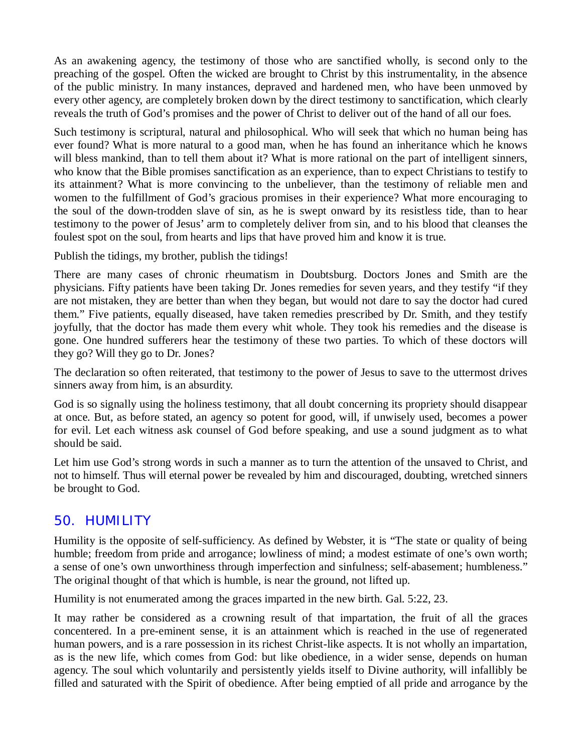As an awakening agency, the testimony of those who are sanctified wholly, is second only to the preaching of the gospel. Often the wicked are brought to Christ by this instrumentality, in the absence of the public ministry. In many instances, depraved and hardened men, who have been unmoved by every other agency, are completely broken down by the direct testimony to sanctification, which clearly reveals the truth of God's promises and the power of Christ to deliver out of the hand of all our foes.

Such testimony is scriptural, natural and philosophical. Who will seek that which no human being has ever found? What is more natural to a good man, when he has found an inheritance which he knows will bless mankind, than to tell them about it? What is more rational on the part of intelligent sinners, who know that the Bible promises sanctification as an experience, than to expect Christians to testify to its attainment? What is more convincing to the unbeliever, than the testimony of reliable men and women to the fulfillment of God's gracious promises in their experience? What more encouraging to the soul of the down-trodden slave of sin, as he is swept onward by its resistless tide, than to hear testimony to the power of Jesus' arm to completely deliver from sin, and to his blood that cleanses the foulest spot on the soul, from hearts and lips that have proved him and know it is true.

Publish the tidings, my brother, publish the tidings!

There are many cases of chronic rheumatism in Doubtsburg. Doctors Jones and Smith are the physicians. Fifty patients have been taking Dr. Jones remedies for seven years, and they testify "if they are not mistaken, they are better than when they began, but would not dare to say the doctor had cured them." Five patients, equally diseased, have taken remedies prescribed by Dr. Smith, and they testify joyfully, that the doctor has made them every whit whole. They took his remedies and the disease is gone. One hundred sufferers hear the testimony of these two parties. To which of these doctors will they go? Will they go to Dr. Jones?

The declaration so often reiterated, that testimony to the power of Jesus to save to the uttermost drives sinners away from him, is an absurdity.

God is so signally using the holiness testimony, that all doubt concerning its propriety should disappear at once. But, as before stated, an agency so potent for good, will, if unwisely used, becomes a power for evil. Let each witness ask counsel of God before speaking, and use a sound judgment as to what should be said.

Let him use God's strong words in such a manner as to turn the attention of the unsaved to Christ, and not to himself. Thus will eternal power be revealed by him and discouraged, doubting, wretched sinners be brought to God.

## 50. HUMILITY

Humility is the opposite of self-sufficiency. As defined by Webster, it is "The state or quality of being humble; freedom from pride and arrogance; lowliness of mind; a modest estimate of one's own worth; a sense of one's own unworthiness through imperfection and sinfulness; self-abasement; humbleness." The original thought of that which is humble, is near the ground, not lifted up.

Humility is not enumerated among the graces imparted in the new birth. Gal. 5:22, 23.

It may rather be considered as a crowning result of that impartation, the fruit of all the graces concentered. In a pre-eminent sense, it is an attainment which is reached in the use of regenerated human powers, and is a rare possession in its richest Christ-like aspects. It is not wholly an impartation, as is the new life, which comes from God: but like obedience, in a wider sense, depends on human agency. The soul which voluntarily and persistently yields itself to Divine authority, will infallibly be filled and saturated with the Spirit of obedience. After being emptied of all pride and arrogance by the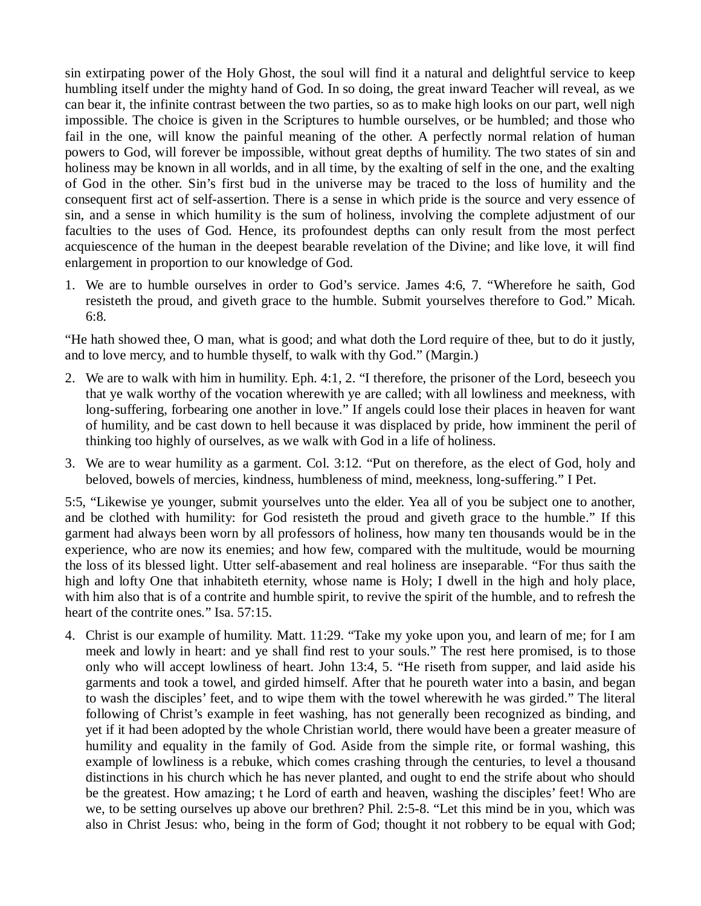sin extirpating power of the Holy Ghost, the soul will find it a natural and delightful service to keep humbling itself under the mighty hand of God. In so doing, the great inward Teacher will reveal, as we can bear it, the infinite contrast between the two parties, so as to make high looks on our part, well nigh impossible. The choice is given in the Scriptures to humble ourselves, or be humbled; and those who fail in the one, will know the painful meaning of the other. A perfectly normal relation of human powers to God, will forever be impossible, without great depths of humility. The two states of sin and holiness may be known in all worlds, and in all time, by the exalting of self in the one, and the exalting of God in the other. Sin's first bud in the universe may be traced to the loss of humility and the consequent first act of self-assertion. There is a sense in which pride is the source and very essence of sin, and a sense in which humility is the sum of holiness, involving the complete adjustment of our faculties to the uses of God. Hence, its profoundest depths can only result from the most perfect acquiescence of the human in the deepest bearable revelation of the Divine; and like love, it will find enlargement in proportion to our knowledge of God.

1. We are to humble ourselves in order to God's service. James 4:6, 7. "Wherefore he saith, God resisteth the proud, and giveth grace to the humble. Submit yourselves therefore to God." Micah. 6:8.

"He hath showed thee, O man, what is good; and what doth the Lord require of thee, but to do it justly, and to love mercy, and to humble thyself, to walk with thy God." (Margin.)

2. We are to walk with him in humility. Eph. 4:1, 2. "I therefore, the prisoner of the Lord, beseech you that ye walk worthy of the vocation wherewith ye are called; with all lowliness and meekness, with long-suffering, forbearing one another in love." If angels could lose their places in heaven for want of humility, and be cast down to hell because it was displaced by pride, how imminent the peril of thinking too highly of ourselves, as we walk with God in a life of holiness.

3. We are to wear humility as a garment. Col. 3:12. "Put on therefore, as the elect of God, holy and beloved, bowels of mercies, kindness, humbleness of mind, meekness, long-suffering." I Pet.

5:5, "Likewise ye younger, submit yourselves unto the elder. Yea all of you be subject one to another, and be clothed with humility: for God resisteth the proud and giveth grace to the humble." If this garment had always been worn by all professors of holiness, how many ten thousands would be in the experience, who are now its enemies; and how few, compared with the multitude, would be mourning the loss of its blessed light. Utter self-abasement and real holiness are inseparable. "For thus saith the high and lofty One that inhabiteth eternity, whose name is Holy; I dwell in the high and holy place, with him also that is of a contrite and humble spirit, to revive the spirit of the humble, and to refresh the heart of the contrite ones." Isa. 57:15.

4. Christ is our example of humility. Matt. 11:29. "Take my yoke upon you, and learn of me; for I am meek and lowly in heart: and ye shall find rest to your souls." The rest here promised, is to those only who will accept lowliness of heart. John 13:4, 5. "He riseth from supper, and laid aside his garments and took a towel, and girded himself. After that he poureth water into a basin, and began to wash the disciples' feet, and to wipe them with the towel wherewith he was girded." The literal following of Christ's example in feet washing, has not generally been recognized as binding, and yet if it had been adopted by the whole Christian world, there would have been a greater measure of humility and equality in the family of God. Aside from the simple rite, or formal washing, this example of lowliness is a rebuke, which comes crashing through the centuries, to level a thousand distinctions in his church which he has never planted, and ought to end the strife about who should be the greatest. How amazing; t he Lord of earth and heaven, washing the disciples' feet! Who are we, to be setting ourselves up above our brethren? Phil. 2:5-8. "Let this mind be in you, which was also in Christ Jesus: who, being in the form of God; thought it not robbery to be equal with God;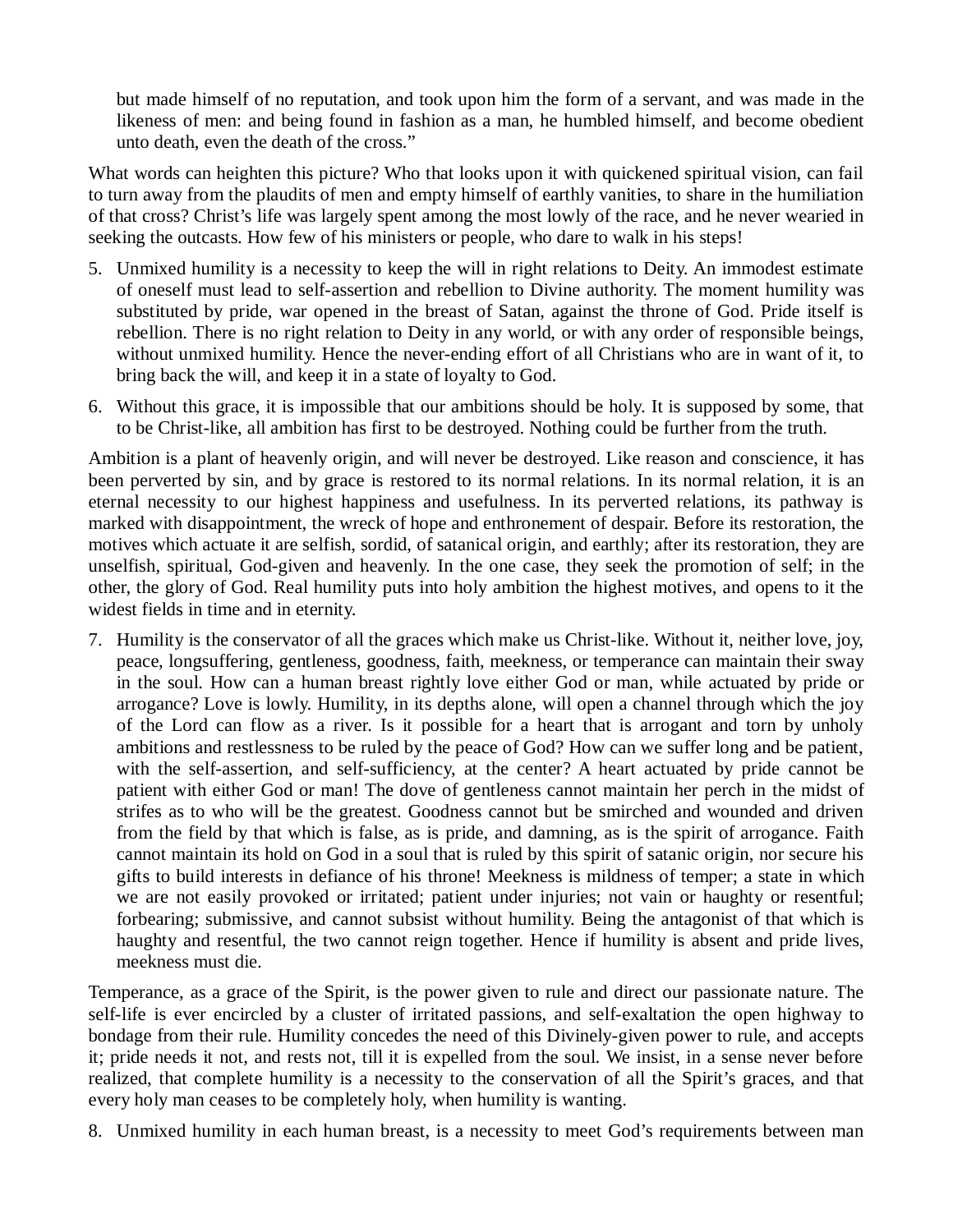> but made himself of no reputation, and took upon him the form of a servant, and was made in the likeness of men: and being found in fashion as a man, he humbled himself, and become obedient unto death, even the death of the cross."

What words can heighten this picture? Who that looks upon it with quickened spiritual vision, can fail to turn away from the plaudits of men and empty himself of earthly vanities, to share in the humiliation of that cross? Christ's life was largely spent among the most lowly of the race, and he never wearied in seeking the outcasts. How few of his ministers or people, who dare to walk in his steps!

5. Unmixed humility is a necessity to keep the will in right relations to Deity. An immodest estimate of oneself must lead to self-assertion and rebellion to Divine authority. The moment humility was substituted by pride, war opened in the breast of Satan, against the throne of God. Pride itself is rebellion. There is no right relation to Deity in any world, or with any order of responsible beings, without unmixed humility. Hence the never-ending effort of all Christians who are in want of it, to bring back the will, and keep it in a state of loyalty to God.
6. Without this grace, it is impossible that our ambitions should be holy. It is supposed by some, that to be Christ-like, all ambition has first to be destroyed. Nothing could be further from the truth.

Ambition is a plant of heavenly origin, and will never be destroyed. Like reason and conscience, it has been perverted by sin, and by grace is restored to its normal relations. In its normal relation, it is an eternal necessity to our highest happiness and usefulness. In its perverted relations, its pathway is marked with disappointment, the wreck of hope and enthronement of despair. Before its restoration, the motives which actuate it are selfish, sordid, of satanical origin, and earthly; after its restoration, they are unselfish, spiritual, God-given and heavenly. In the one case, they seek the promotion of self; in the other, the glory of God. Real humility puts into holy ambition the highest motives, and opens to it the widest fields in time and in eternity.

7. Humility is the conservator of all the graces which make us Christ-like. Without it, neither love, joy, peace, longsuffering, gentleness, goodness, faith, meekness, or temperance can maintain their sway in the soul. How can a human breast rightly love either God or man, while actuated by pride or arrogance? Love is lowly. Humility, in its depths alone, will open a channel through which the joy of the Lord can flow as a river. Is it possible for a heart that is arrogant and torn by unholy ambitions and restlessness to be ruled by the peace of God? How can we suffer long and be patient, with the self-assertion, and self-sufficiency, at the center? A heart actuated by pride cannot be patient with either God or man! The dove of gentleness cannot maintain her perch in the midst of strifes as to who will be the greatest. Goodness cannot but be smirched and wounded and driven from the field by that which is false, as is pride, and damning, as is the spirit of arrogance. Faith cannot maintain its hold on God in a soul that is ruled by this spirit of satanic origin, nor secure his gifts to build interests in defiance of his throne! Meekness is mildness of temper; a state in which we are not easily provoked or irritated; patient under injuries; not vain or haughty or resentful; forbearing; submissive, and cannot subsist without humility. Being the antagonist of that which is haughty and resentful, the two cannot reign together. Hence if humility is absent and pride lives, meekness must die.

Temperance, as a grace of the Spirit, is the power given to rule and direct our passionate nature. The self-life is ever encircled by a cluster of irritated passions, and self-exaltation the open highway to bondage from their rule. Humility concedes the need of this Divinely-given power to rule, and accepts it; pride needs it not, and rests not, till it is expelled from the soul. We insist, in a sense never before realized, that complete humility is a necessity to the conservation of all the Spirit's graces, and that every holy man ceases to be completely holy, when humility is wanting.

8. Unmixed humility in each human breast, is a necessity to meet God's requirements between man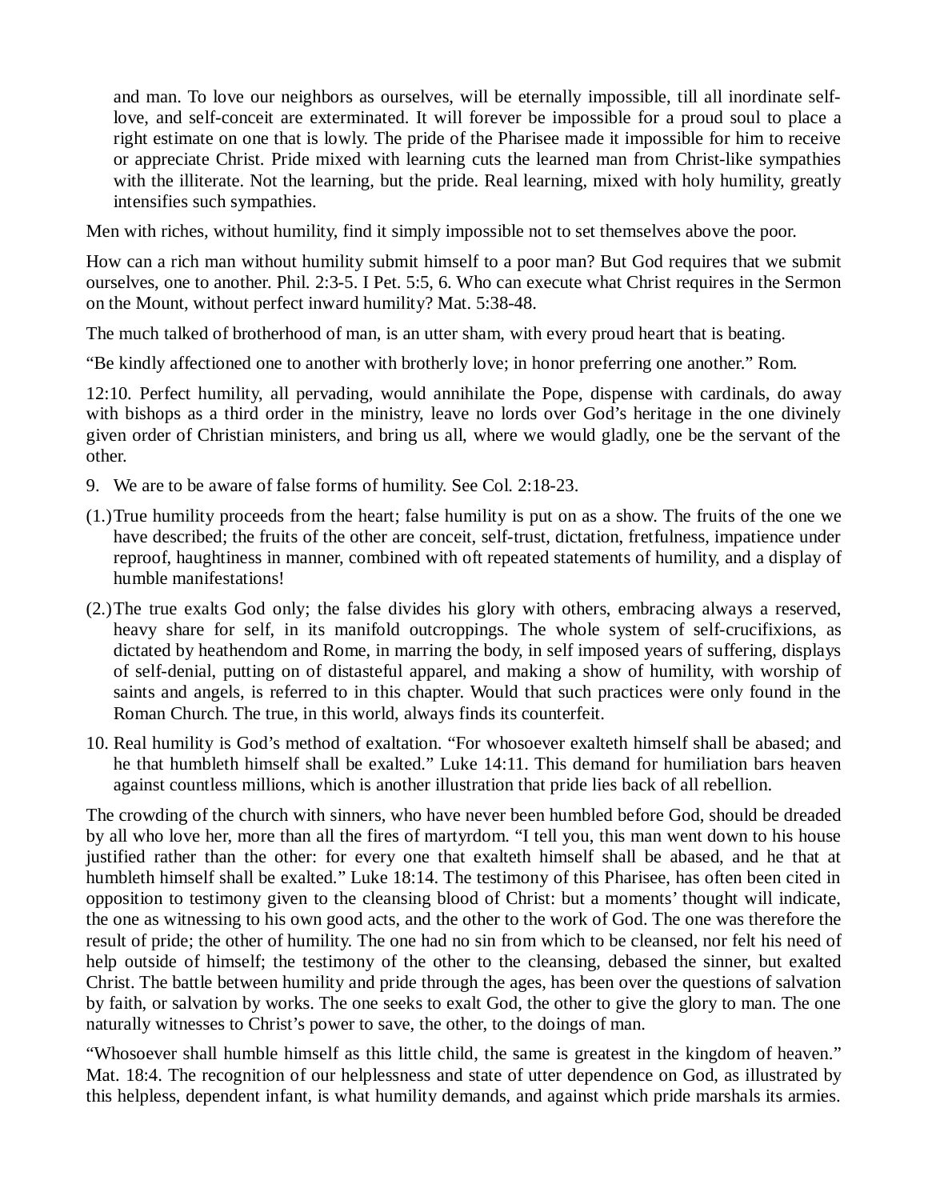and man. To love our neighbors as ourselves, will be eternally impossible, till all inordinate self-love, and self-conceit are exterminated. It will forever be impossible for a proud soul to place a right estimate on one that is lowly. The pride of the Pharisee made it impossible for him to receive or appreciate Christ. Pride mixed with learning cuts the learned man from Christ-like sympathies with the illiterate. Not the learning, but the pride. Real learning, mixed with holy humility, greatly intensifies such sympathies.

Men with riches, without humility, find it simply impossible not to set themselves above the poor.

How can a rich man without humility submit himself to a poor man? But God requires that we submit ourselves, one to another. Phil. 2:3-5. I Pet. 5:5, 6. Who can execute what Christ requires in the Sermon on the Mount, without perfect inward humility? Mat. 5:38-48.

The much talked of brotherhood of man, is an utter sham, with every proud heart that is beating.

"Be kindly affectioned one to another with brotherly love; in honor preferring one another." Rom. 12:10. Perfect humility, all pervading, would annihilate the Pope, dispense with cardinals, do away with bishops as a third order in the ministry, leave no lords over God's heritage in the one divinely given order of Christian ministers, and bring us all, where we would gladly, one be the servant of the other.

9. We are to be aware of false forms of humility. See Col. 2:18-23.

(1.) True humility proceeds from the heart; false humility is put on as a show. The fruits of the one we have described; the fruits of the other are conceit, self-trust, dictation, fretfulness, impatience under reproof, haughtiness in manner, combined with oft repeated statements of humility, and a display of humble manifestations!

(2.) The true exalts God only; the false divides his glory with others, embracing always a reserved, heavy share for self, in its manifold outcroppings. The whole system of self-crucifixions, as dictated by heathendom and Rome, in marring the body, in self imposed years of suffering, displays of self-denial, putting on of distasteful apparel, and making a show of humility, with worship of saints and angels, is referred to in this chapter. Would that such practices were only found in the Roman Church. The true, in this world, always finds its counterfeit.

10. Real humility is God's method of exaltation. "For whosoever exalteth himself shall be abased; and he that humbleth himself shall be exalted." Luke 14:11. This demand for humiliation bars heaven against countless millions, which is another illustration that pride lies back of all rebellion.

The crowding of the church with sinners, who have never been humbled before God, should be dreaded by all who love her, more than all the fires of martyrdom. "I tell you, this man went down to his house justified rather than the other: for every one that exalteth himself shall be abased, and he that at humbleth himself shall be exalted." Luke 18:14. The testimony of this Pharisee, has often been cited in opposition to testimony given to the cleansing blood of Christ: but a moments' thought will indicate, the one as witnessing to his own good acts, and the other to the work of God. The one was therefore the result of pride; the other of humility. The one had no sin from which to be cleansed, nor felt his need of help outside of himself; the testimony of the other to the cleansing, debased the sinner, but exalted Christ. The battle between humility and pride through the ages, has been over the questions of salvation by faith, or salvation by works. The one seeks to exalt God, the other to give the glory to man. The one naturally witnesses to Christ's power to save, the other, to the doings of man.

"Whosoever shall humble himself as this little child, the same is greatest in the kingdom of heaven." Mat. 18:4. The recognition of our helplessness and state of utter dependence on God, as illustrated by this helpless, dependent infant, is what humility demands, and against which pride marshals its armies.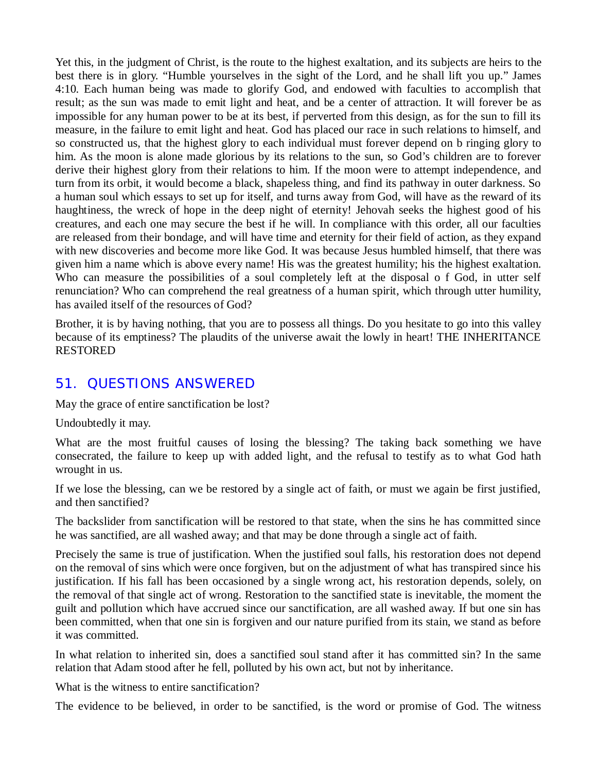Yet this, in the judgment of Christ, is the route to the highest exaltation, and its subjects are heirs to the best there is in glory. "Humble yourselves in the sight of the Lord, and he shall lift you up." James 4:10. Each human being was made to glorify God, and endowed with faculties to accomplish that result; as the sun was made to emit light and heat, and be a center of attraction. It will forever be as impossible for any human power to be at its best, if perverted from this design, as for the sun to fill its measure, in the failure to emit light and heat. God has placed our race in such relations to himself, and so constructed us, that the highest glory to each individual must forever depend on b ringing glory to him. As the moon is alone made glorious by its relations to the sun, so God's children are to forever derive their highest glory from their relations to him. If the moon were to attempt independence, and turn from its orbit, it would become a black, shapeless thing, and find its pathway in outer darkness. So a human soul which essays to set up for itself, and turns away from God, will have as the reward of its haughtiness, the wreck of hope in the deep night of eternity! Jehovah seeks the highest good of his creatures, and each one may secure the best if he will. In compliance with this order, all our faculties are released from their bondage, and will have time and eternity for their field of action, as they expand with new discoveries and become more like God. It was because Jesus humbled himself, that there was given him a name which is above every name! His was the greatest humility; his the highest exaltation. Who can measure the possibilities of a soul completely left at the disposal o f God, in utter self renunciation? Who can comprehend the real greatness of a human spirit, which through utter humility, has availed itself of the resources of God?

Brother, it is by having nothing, that you are to possess all things. Do you hesitate to go into this valley because of its emptiness? The plaudits of the universe await the lowly in heart! THE INHERITANCE RESTORED

## 51. QUESTIONS ANSWERED

May the grace of entire sanctification be lost?

Undoubtedly it may.

What are the most fruitful causes of losing the blessing? The taking back something we have consecrated, the failure to keep up with added light, and the refusal to testify as to what God hath wrought in us.

If we lose the blessing, can we be restored by a single act of faith, or must we again be first justified, and then sanctified?

The backslider from sanctification will be restored to that state, when the sins he has committed since he was sanctified, are all washed away; and that may be done through a single act of faith.

Precisely the same is true of justification. When the justified soul falls, his restoration does not depend on the removal of sins which were once forgiven, but on the adjustment of what has transpired since his justification. If his fall has been occasioned by a single wrong act, his restoration depends, solely, on the removal of that single act of wrong. Restoration to the sanctified state is inevitable, the moment the guilt and pollution which have accrued since our sanctification, are all washed away. If but one sin has been committed, when that one sin is forgiven and our nature purified from its stain, we stand as before it was committed.

In what relation to inherited sin, does a sanctified soul stand after it has committed sin? In the same relation that Adam stood after he fell, polluted by his own act, but not by inheritance.

What is the witness to entire sanctification?

The evidence to be believed, in order to be sanctified, is the word or promise of God. The witness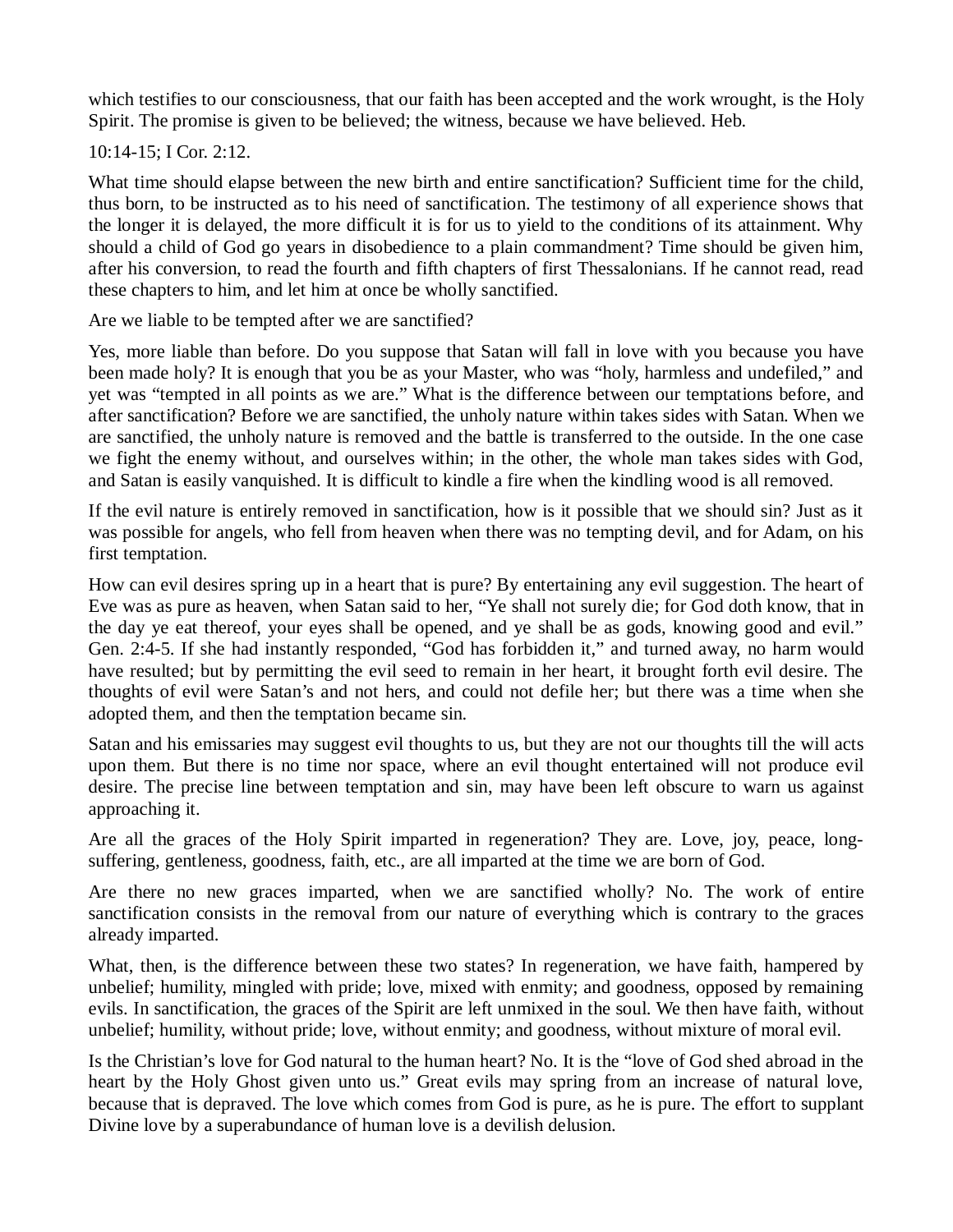which testifies to our consciousness, that our faith has been accepted and the work wrought, is the Holy Spirit. The promise is given to be believed; the witness, because we have believed. Heb.

10:14-15; I Cor. 2:12.

What time should elapse between the new birth and entire sanctification? Sufficient time for the child, thus born, to be instructed as to his need of sanctification. The testimony of all experience shows that the longer it is delayed, the more difficult it is for us to yield to the conditions of its attainment. Why should a child of God go years in disobedience to a plain commandment? Time should be given him, after his conversion, to read the fourth and fifth chapters of first Thessalonians. If he cannot read, read these chapters to him, and let him at once be wholly sanctified.

Are we liable to be tempted after we are sanctified?

Yes, more liable than before. Do you suppose that Satan will fall in love with you because you have been made holy? It is enough that you be as your Master, who was "holy, harmless and undefiled," and yet was "tempted in all points as we are." What is the difference between our temptations before, and after sanctification? Before we are sanctified, the unholy nature within takes sides with Satan. When we are sanctified, the unholy nature is removed and the battle is transferred to the outside. In the one case we fight the enemy without, and ourselves within; in the other, the whole man takes sides with God, and Satan is easily vanquished. It is difficult to kindle a fire when the kindling wood is all removed.

If the evil nature is entirely removed in sanctification, how is it possible that we should sin? Just as it was possible for angels, who fell from heaven when there was no tempting devil, and for Adam, on his first temptation.

How can evil desires spring up in a heart that is pure? By entertaining any evil suggestion. The heart of Eve was as pure as heaven, when Satan said to her, "Ye shall not surely die; for God doth know, that in the day ye eat thereof, your eyes shall be opened, and ye shall be as gods, knowing good and evil." Gen. 2:4-5. If she had instantly responded, "God has forbidden it," and turned away, no harm would have resulted; but by permitting the evil seed to remain in her heart, it brought forth evil desire. The thoughts of evil were Satan's and not hers, and could not defile her; but there was a time when she adopted them, and then the temptation became sin.

Satan and his emissaries may suggest evil thoughts to us, but they are not our thoughts till the will acts upon them. But there is no time nor space, where an evil thought entertained will not produce evil desire. The precise line between temptation and sin, may have been left obscure to warn us against approaching it.

Are all the graces of the Holy Spirit imparted in regeneration? They are. Love, joy, peace, long-suffering, gentleness, goodness, faith, etc., are all imparted at the time we are born of God.

Are there no new graces imparted, when we are sanctified wholly? No. The work of entire sanctification consists in the removal from our nature of everything which is contrary to the graces already imparted.

What, then, is the difference between these two states? In regeneration, we have faith, hampered by unbelief; humility, mingled with pride; love, mixed with enmity; and goodness, opposed by remaining evils. In sanctification, the graces of the Spirit are left unmixed in the soul. We then have faith, without unbelief; humility, without pride; love, without enmity; and goodness, without mixture of moral evil.

Is the Christian's love for God natural to the human heart? No. It is the "love of God shed abroad in the heart by the Holy Ghost given unto us." Great evils may spring from an increase of natural love, because that is depraved. The love which comes from God is pure, as he is pure. The effort to supplant Divine love by a superabundance of human love is a devilish delusion.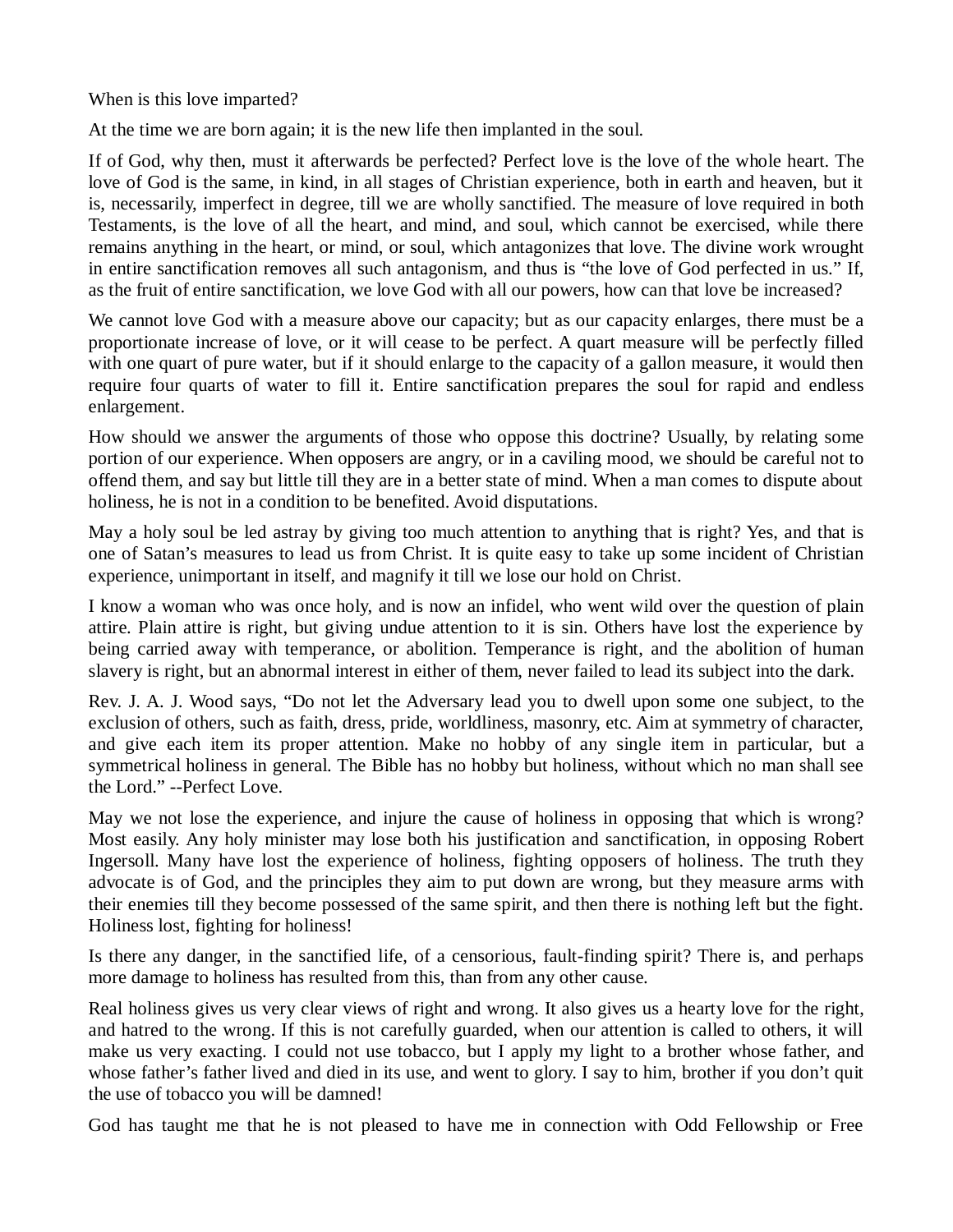When is this love imparted?

At the time we are born again; it is the new life then implanted in the soul.

If of God, why then, must it afterwards be perfected? Perfect love is the love of the whole heart. The love of God is the same, in kind, in all stages of Christian experience, both in earth and heaven, but it is, necessarily, imperfect in degree, till we are wholly sanctified. The measure of love required in both Testaments, is the love of all the heart, and mind, and soul, which cannot be exercised, while there remains anything in the heart, or mind, or soul, which antagonizes that love. The divine work wrought in entire sanctification removes all such antagonism, and thus is "the love of God perfected in us." If, as the fruit of entire sanctification, we love God with all our powers, how can that love be increased?

We cannot love God with a measure above our capacity; but as our capacity enlarges, there must be a proportionate increase of love, or it will cease to be perfect. A quart measure will be perfectly filled with one quart of pure water, but if it should enlarge to the capacity of a gallon measure, it would then require four quarts of water to fill it. Entire sanctification prepares the soul for rapid and endless enlargement.

How should we answer the arguments of those who oppose this doctrine? Usually, by relating some portion of our experience. When opposers are angry, or in a caviling mood, we should be careful not to offend them, and say but little till they are in a better state of mind. When a man comes to dispute about holiness, he is not in a condition to be benefited. Avoid disputations.

May a holy soul be led astray by giving too much attention to anything that is right? Yes, and that is one of Satan's measures to lead us from Christ. It is quite easy to take up some incident of Christian experience, unimportant in itself, and magnify it till we lose our hold on Christ.

I know a woman who was once holy, and is now an infidel, who went wild over the question of plain attire. Plain attire is right, but giving undue attention to it is sin. Others have lost the experience by being carried away with temperance, or abolition. Temperance is right, and the abolition of human slavery is right, but an abnormal interest in either of them, never failed to lead its subject into the dark.

Rev. J. A. J. Wood says, "Do not let the Adversary lead you to dwell upon some one subject, to the exclusion of others, such as faith, dress, pride, worldliness, masonry, etc. Aim at symmetry of character, and give each item its proper attention. Make no hobby of any single item in particular, but a symmetrical holiness in general. The Bible has no hobby but holiness, without which no man shall see the Lord." --Perfect Love.

May we not lose the experience, and injure the cause of holiness in opposing that which is wrong? Most easily. Any holy minister may lose both his justification and sanctification, in opposing Robert Ingersoll. Many have lost the experience of holiness, fighting opposers of holiness. The truth they advocate is of God, and the principles they aim to put down are wrong, but they measure arms with their enemies till they become possessed of the same spirit, and then there is nothing left but the fight. Holiness lost, fighting for holiness!

Is there any danger, in the sanctified life, of a censorious, fault-finding spirit? There is, and perhaps more damage to holiness has resulted from this, than from any other cause.

Real holiness gives us very clear views of right and wrong. It also gives us a hearty love for the right, and hatred to the wrong. If this is not carefully guarded, when our attention is called to others, it will make us very exacting. I could not use tobacco, but I apply my light to a brother whose father, and whose father's father lived and died in its use, and went to glory. I say to him, brother if you don't quit the use of tobacco you will be damned!

God has taught me that he is not pleased to have me in connection with Odd Fellowship or Free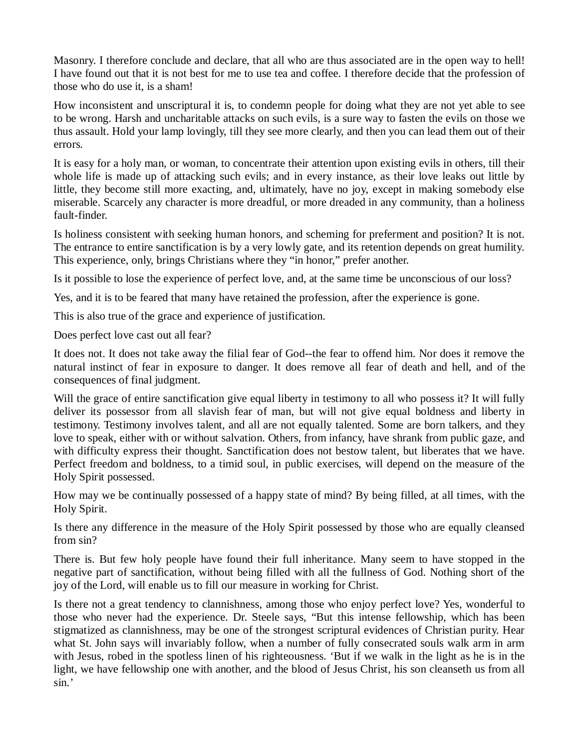Masonry. I therefore conclude and declare, that all who are thus associated are in the open way to hell! I have found out that it is not best for me to use tea and coffee. I therefore decide that the profession of those who do use it, is a sham!

How inconsistent and unscriptural it is, to condemn people for doing what they are not yet able to see to be wrong. Harsh and uncharitable attacks on such evils, is a sure way to fasten the evils on those we thus assault. Hold your lamp lovingly, till they see more clearly, and then you can lead them out of their errors.

It is easy for a holy man, or woman, to concentrate their attention upon existing evils in others, till their whole life is made up of attacking such evils; and in every instance, as their love leaks out little by little, they become still more exacting, and, ultimately, have no joy, except in making somebody else miserable. Scarcely any character is more dreadful, or more dreaded in any community, than a holiness fault-finder.

Is holiness consistent with seeking human honors, and scheming for preferment and position? It is not. The entrance to entire sanctification is by a very lowly gate, and its retention depends on great humility. This experience, only, brings Christians where they "in honor," prefer another.

Is it possible to lose the experience of perfect love, and, at the same time be unconscious of our loss?

Yes, and it is to be feared that many have retained the profession, after the experience is gone.

This is also true of the grace and experience of justification.

Does perfect love cast out all fear?

It does not. It does not take away the filial fear of God--the fear to offend him. Nor does it remove the natural instinct of fear in exposure to danger. It does remove all fear of death and hell, and of the consequences of final judgment.

Will the grace of entire sanctification give equal liberty in testimony to all who possess it? It will fully deliver its possessor from all slavish fear of man, but will not give equal boldness and liberty in testimony. Testimony involves talent, and all are not equally talented. Some are born talkers, and they love to speak, either with or without salvation. Others, from infancy, have shrank from public gaze, and with difficulty express their thought. Sanctification does not bestow talent, but liberates that we have. Perfect freedom and boldness, to a timid soul, in public exercises, will depend on the measure of the Holy Spirit possessed.

How may we be continually possessed of a happy state of mind? By being filled, at all times, with the Holy Spirit.

Is there any difference in the measure of the Holy Spirit possessed by those who are equally cleansed from sin?

There is. But few holy people have found their full inheritance. Many seem to have stopped in the negative part of sanctification, without being filled with all the fullness of God. Nothing short of the joy of the Lord, will enable us to fill our measure in working for Christ.

Is there not a great tendency to clannishness, among those who enjoy perfect love? Yes, wonderful to those who never had the experience. Dr. Steele says, "But this intense fellowship, which has been stigmatized as clannishness, may be one of the strongest scriptural evidences of Christian purity. Hear what St. John says will invariably follow, when a number of fully consecrated souls walk arm in arm with Jesus, robed in the spotless linen of his righteousness. 'But if we walk in the light as he is in the light, we have fellowship one with another, and the blood of Jesus Christ, his son cleanseth us from all sin.'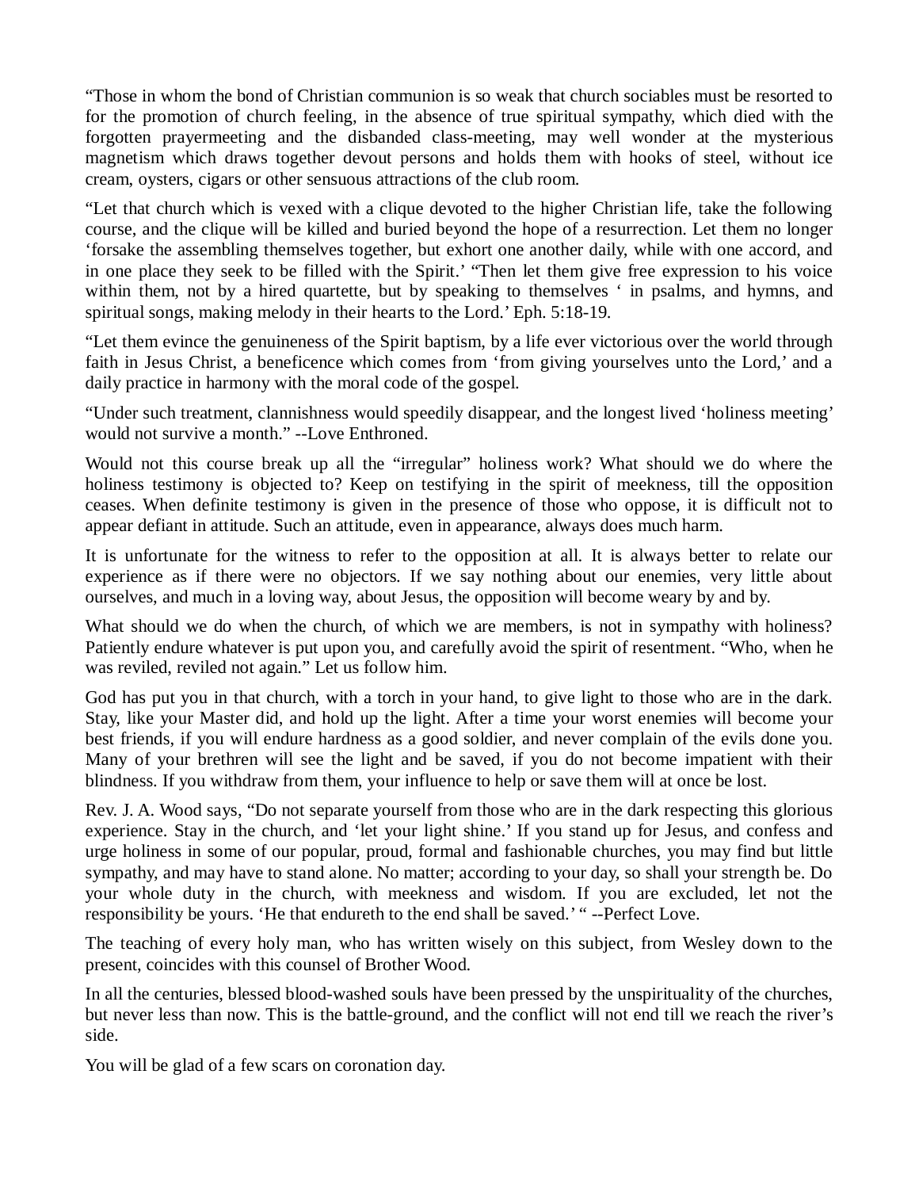"Those in whom the bond of Christian communion is so weak that church sociables must be resorted to for the promotion of church feeling, in the absence of true spiritual sympathy, which died with the forgotten prayermeeting and the disbanded class-meeting, may well wonder at the mysterious magnetism which draws together devout persons and holds them with hooks of steel, without ice cream, oysters, cigars or other sensuous attractions of the club room.

"Let that church which is vexed with a clique devoted to the higher Christian life, take the following course, and the clique will be killed and buried beyond the hope of a resurrection. Let them no longer 'forsake the assembling themselves together, but exhort one another daily, while with one accord, and in one place they seek to be filled with the Spirit.' "Then let them give free expression to his voice within them, not by a hired quartette, but by speaking to themselves ' in psalms, and hymns, and spiritual songs, making melody in their hearts to the Lord.' Eph. 5:18-19.

"Let them evince the genuineness of the Spirit baptism, by a life ever victorious over the world through faith in Jesus Christ, a beneficence which comes from 'from giving yourselves unto the Lord,' and a daily practice in harmony with the moral code of the gospel.

"Under such treatment, clannishness would speedily disappear, and the longest lived 'holiness meeting' would not survive a month." --Love Enthroned.

Would not this course break up all the "irregular" holiness work? What should we do where the holiness testimony is objected to? Keep on testifying in the spirit of meekness, till the opposition ceases. When definite testimony is given in the presence of those who oppose, it is difficult not to appear defiant in attitude. Such an attitude, even in appearance, always does much harm.

It is unfortunate for the witness to refer to the opposition at all. It is always better to relate our experience as if there were no objectors. If we say nothing about our enemies, very little about ourselves, and much in a loving way, about Jesus, the opposition will become weary by and by.

What should we do when the church, of which we are members, is not in sympathy with holiness? Patiently endure whatever is put upon you, and carefully avoid the spirit of resentment. "Who, when he was reviled, reviled not again." Let us follow him.

God has put you in that church, with a torch in your hand, to give light to those who are in the dark. Stay, like your Master did, and hold up the light. After a time your worst enemies will become your best friends, if you will endure hardness as a good soldier, and never complain of the evils done you. Many of your brethren will see the light and be saved, if you do not become impatient with their blindness. If you withdraw from them, your influence to help or save them will at once be lost.

Rev. J. A. Wood says, "Do not separate yourself from those who are in the dark respecting this glorious experience. Stay in the church, and 'let your light shine.' If you stand up for Jesus, and confess and urge holiness in some of our popular, proud, formal and fashionable churches, you may find but little sympathy, and may have to stand alone. No matter; according to your day, so shall your strength be. Do your whole duty in the church, with meekness and wisdom. If you are excluded, let not the responsibility be yours. 'He that endureth to the end shall be saved.' " --Perfect Love.

The teaching of every holy man, who has written wisely on this subject, from Wesley down to the present, coincides with this counsel of Brother Wood.

In all the centuries, blessed blood-washed souls have been pressed by the unspirituality of the churches, but never less than now. This is the battle-ground, and the conflict will not end till we reach the river's side.

You will be glad of a few scars on coronation day.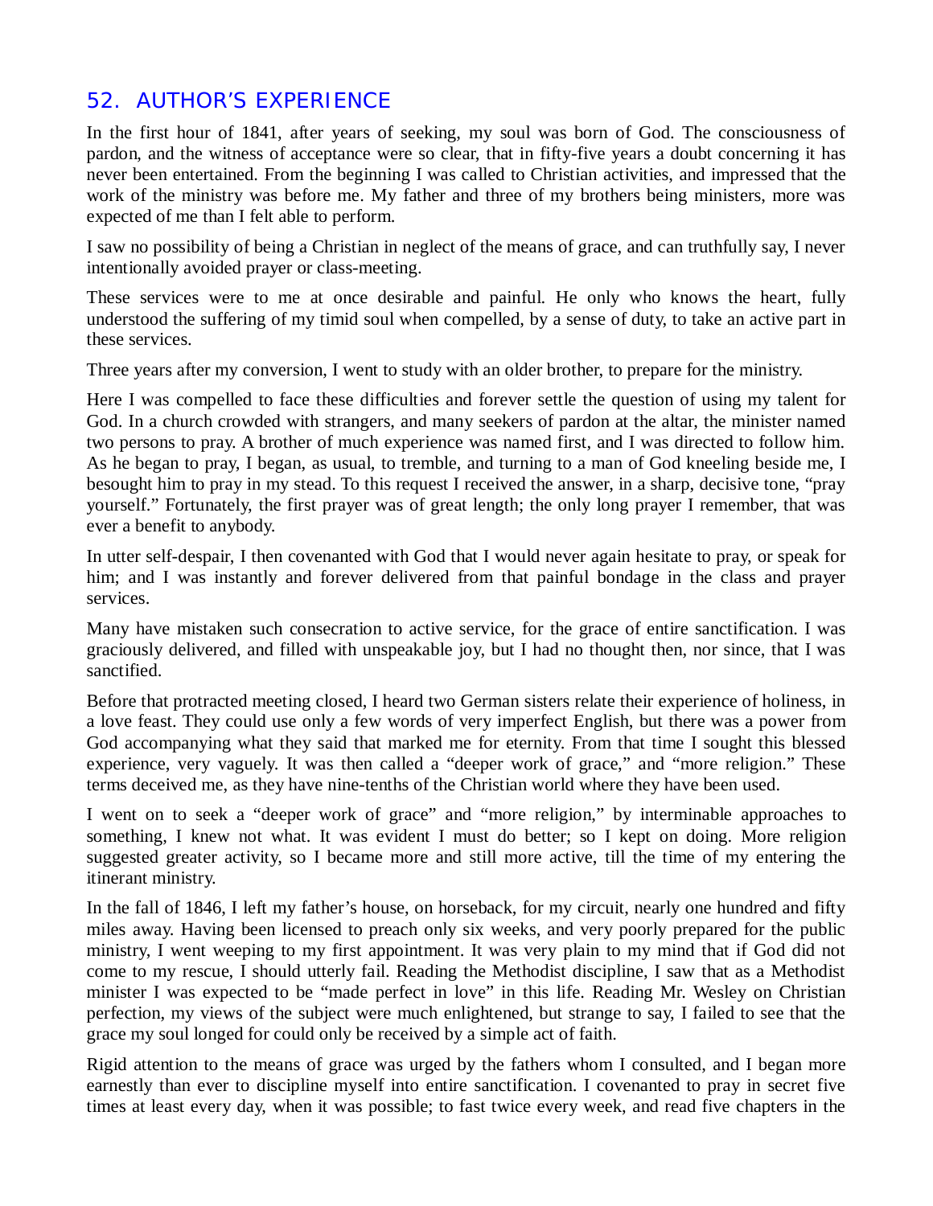## 52. AUTHOR’S EXPERIENCE

In the first hour of 1841, after years of seeking, my soul was born of God. The consciousness of pardon, and the witness of acceptance were so clear, that in fifty-five years a doubt concerning it has never been entertained. From the beginning I was called to Christian activities, and impressed that the work of the ministry was before me. My father and three of my brothers being ministers, more was expected of me than I felt able to perform.

I saw no possibility of being a Christian in neglect of the means of grace, and can truthfully say, I never intentionally avoided prayer or class-meeting.

These services were to me at once desirable and painful. He only who knows the heart, fully understood the suffering of my timid soul when compelled, by a sense of duty, to take an active part in these services.

Three years after my conversion, I went to study with an older brother, to prepare for the ministry.

Here I was compelled to face these difficulties and forever settle the question of using my talent for God. In a church crowded with strangers, and many seekers of pardon at the altar, the minister named two persons to pray. A brother of much experience was named first, and I was directed to follow him. As he began to pray, I began, as usual, to tremble, and turning to a man of God kneeling beside me, I besought him to pray in my stead. To this request I received the answer, in a sharp, decisive tone, “pray yourself.” Fortunately, the first prayer was of great length; the only long prayer I remember, that was ever a benefit to anybody.

In utter self-despair, I then covenanted with God that I would never again hesitate to pray, or speak for him; and I was instantly and forever delivered from that painful bondage in the class and prayer services.

Many have mistaken such consecration to active service, for the grace of entire sanctification. I was graciously delivered, and filled with unspeakable joy, but I had no thought then, nor since, that I was sanctified.

Before that protracted meeting closed, I heard two German sisters relate their experience of holiness, in a love feast. They could use only a few words of very imperfect English, but there was a power from God accompanying what they said that marked me for eternity. From that time I sought this blessed experience, very vaguely. It was then called a “deeper work of grace,” and “more religion.” These terms deceived me, as they have nine-tenths of the Christian world where they have been used.

I went on to seek a “deeper work of grace” and “more religion,” by interminable approaches to something, I knew not what. It was evident I must do better; so I kept on doing. More religion suggested greater activity, so I became more and still more active, till the time of my entering the itinerant ministry.

In the fall of 1846, I left my father’s house, on horseback, for my circuit, nearly one hundred and fifty miles away. Having been licensed to preach only six weeks, and very poorly prepared for the public ministry, I went weeping to my first appointment. It was very plain to my mind that if God did not come to my rescue, I should utterly fail. Reading the Methodist discipline, I saw that as a Methodist minister I was expected to be “made perfect in love” in this life. Reading Mr. Wesley on Christian perfection, my views of the subject were much enlightened, but strange to say, I failed to see that the grace my soul longed for could only be received by a simple act of faith.

Rigid attention to the means of grace was urged by the fathers whom I consulted, and I began more earnestly than ever to discipline myself into entire sanctification. I covenanted to pray in secret five times at least every day, when it was possible; to fast twice every week, and read five chapters in the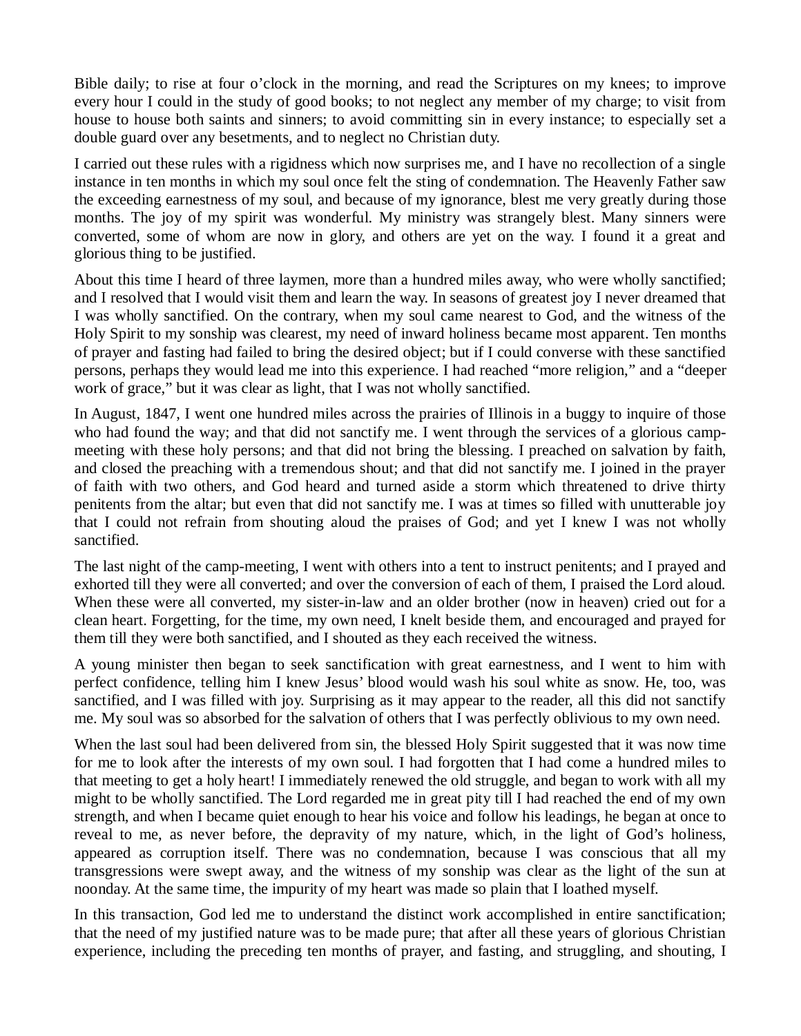Bible daily; to rise at four o'clock in the morning, and read the Scriptures on my knees; to improve every hour I could in the study of good books; to not neglect any member of my charge; to visit from house to house both saints and sinners; to avoid committing sin in every instance; to especially set a double guard over any besetments, and to neglect no Christian duty.

I carried out these rules with a rigidness which now surprises me, and I have no recollection of a single instance in ten months in which my soul once felt the sting of condemnation. The Heavenly Father saw the exceeding earnestness of my soul, and because of my ignorance, blest me very greatly during those months. The joy of my spirit was wonderful. My ministry was strangely blest. Many sinners were converted, some of whom are now in glory, and others are yet on the way. I found it a great and glorious thing to be justified.

About this time I heard of three laymen, more than a hundred miles away, who were wholly sanctified; and I resolved that I would visit them and learn the way. In seasons of greatest joy I never dreamed that I was wholly sanctified. On the contrary, when my soul came nearest to God, and the witness of the Holy Spirit to my sonship was clearest, my need of inward holiness became most apparent. Ten months of prayer and fasting had failed to bring the desired object; but if I could converse with these sanctified persons, perhaps they would lead me into this experience. I had reached "more religion," and a "deeper work of grace," but it was clear as light, that I was not wholly sanctified.

In August, 1847, I went one hundred miles across the prairies of Illinois in a buggy to inquire of those who had found the way; and that did not sanctify me. I went through the services of a glorious camp-meeting with these holy persons; and that did not bring the blessing. I preached on salvation by faith, and closed the preaching with a tremendous shout; and that did not sanctify me. I joined in the prayer of faith with two others, and God heard and turned aside a storm which threatened to drive thirty penitents from the altar; but even that did not sanctify me. I was at times so filled with unutterable joy that I could not refrain from shouting aloud the praises of God; and yet I knew I was not wholly sanctified.

The last night of the camp-meeting, I went with others into a tent to instruct penitents; and I prayed and exhorted till they were all converted; and over the conversion of each of them, I praised the Lord aloud. When these were all converted, my sister-in-law and an older brother (now in heaven) cried out for a clean heart. Forgetting, for the time, my own need, I knelt beside them, and encouraged and prayed for them till they were both sanctified, and I shouted as they each received the witness.

A young minister then began to seek sanctification with great earnestness, and I went to him with perfect confidence, telling him I knew Jesus' blood would wash his soul white as snow. He, too, was sanctified, and I was filled with joy. Surprising as it may appear to the reader, all this did not sanctify me. My soul was so absorbed for the salvation of others that I was perfectly oblivious to my own need.

When the last soul had been delivered from sin, the blessed Holy Spirit suggested that it was now time for me to look after the interests of my own soul. I had forgotten that I had come a hundred miles to that meeting to get a holy heart! I immediately renewed the old struggle, and began to work with all my might to be wholly sanctified. The Lord regarded me in great pity till I had reached the end of my own strength, and when I became quiet enough to hear his voice and follow his leadings, he began at once to reveal to me, as never before, the depravity of my nature, which, in the light of God's holiness, appeared as corruption itself. There was no condemnation, because I was conscious that all my transgressions were swept away, and the witness of my sonship was clear as the light of the sun at noonday. At the same time, the impurity of my heart was made so plain that I loathed myself.

In this transaction, God led me to understand the distinct work accomplished in entire sanctification; that the need of my justified nature was to be made pure; that after all these years of glorious Christian experience, including the preceding ten months of prayer, and fasting, and struggling, and shouting, I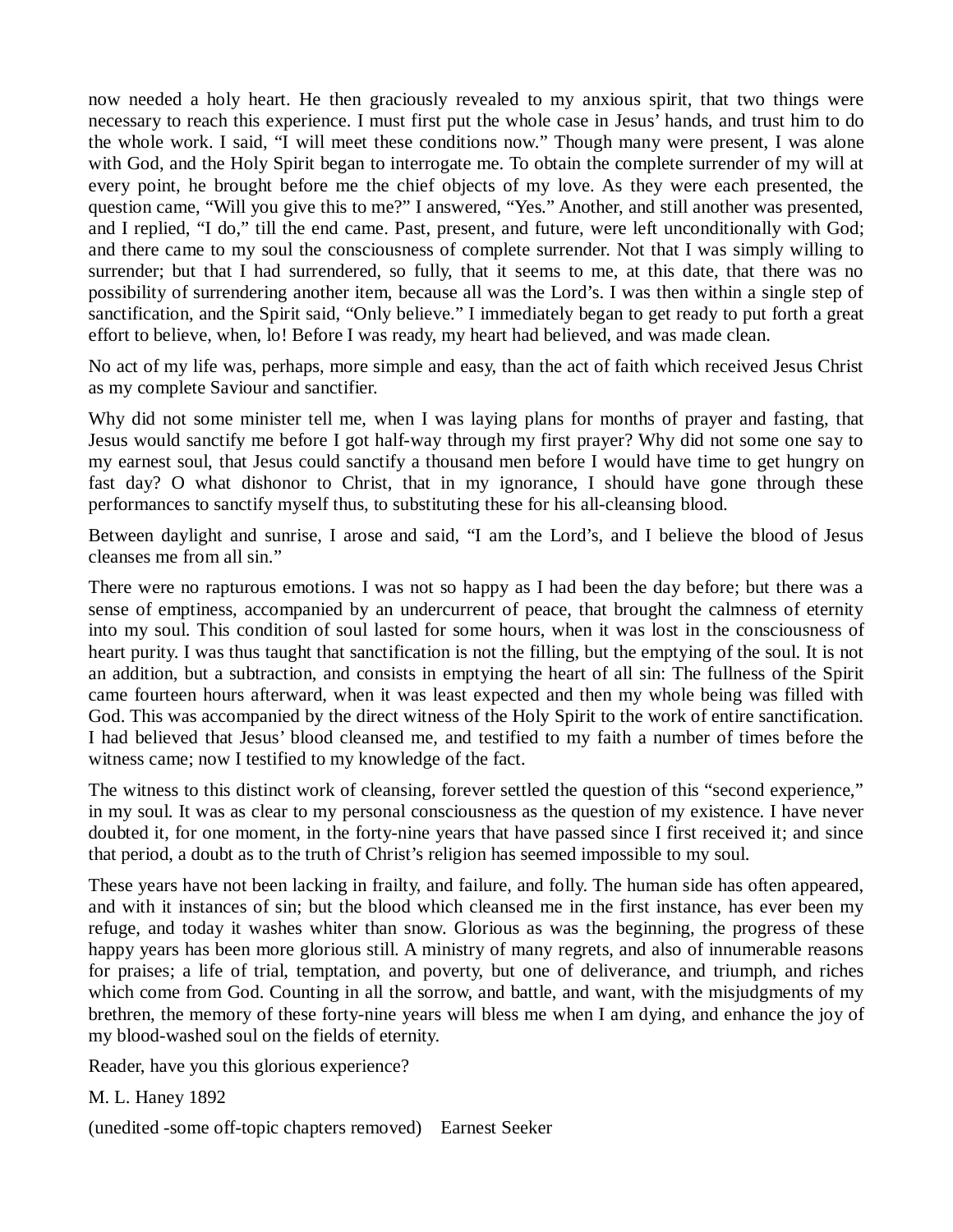now needed a holy heart. He then graciously revealed to my anxious spirit, that two things were necessary to reach this experience. I must first put the whole case in Jesus' hands, and trust him to do the whole work. I said, "I will meet these conditions now." Though many were present, I was alone with God, and the Holy Spirit began to interrogate me. To obtain the complete surrender of my will at every point, he brought before me the chief objects of my love. As they were each presented, the question came, "Will you give this to me?" I answered, "Yes." Another, and still another was presented, and I replied, "I do," till the end came. Past, present, and future, were left unconditionally with God; and there came to my soul the consciousness of complete surrender. Not that I was simply willing to surrender; but that I had surrendered, so fully, that it seems to me, at this date, that there was no possibility of surrendering another item, because all was the Lord's. I was then within a single step of sanctification, and the Spirit said, "Only believe." I immediately began to get ready to put forth a great effort to believe, when, lo! Before I was ready, my heart had believed, and was made clean.

No act of my life was, perhaps, more simple and easy, than the act of faith which received Jesus Christ as my complete Saviour and sanctifier.

Why did not some minister tell me, when I was laying plans for months of prayer and fasting, that Jesus would sanctify me before I got half-way through my first prayer? Why did not some one say to my earnest soul, that Jesus could sanctify a thousand men before I would have time to get hungry on fast day? O what dishonor to Christ, that in my ignorance, I should have gone through these performances to sanctify myself thus, to substituting these for his all-cleansing blood.

Between daylight and sunrise, I arose and said, "I am the Lord's, and I believe the blood of Jesus cleanses me from all sin."

There were no rapturous emotions. I was not so happy as I had been the day before; but there was a sense of emptiness, accompanied by an undercurrent of peace, that brought the calmness of eternity into my soul. This condition of soul lasted for some hours, when it was lost in the consciousness of heart purity. I was thus taught that sanctification is not the filling, but the emptying of the soul. It is not an addition, but a subtraction, and consists in emptying the heart of all sin: The fullness of the Spirit came fourteen hours afterward, when it was least expected and then my whole being was filled with God. This was accompanied by the direct witness of the Holy Spirit to the work of entire sanctification. I had believed that Jesus' blood cleansed me, and testified to my faith a number of times before the witness came; now I testified to my knowledge of the fact.

The witness to this distinct work of cleansing, forever settled the question of this "second experience," in my soul. It was as clear to my personal consciousness as the question of my existence. I have never doubted it, for one moment, in the forty-nine years that have passed since I first received it; and since that period, a doubt as to the truth of Christ's religion has seemed impossible to my soul.

These years have not been lacking in frailty, and failure, and folly. The human side has often appeared, and with it instances of sin; but the blood which cleansed me in the first instance, has ever been my refuge, and today it washes whiter than snow. Glorious as was the beginning, the progress of these happy years has been more glorious still. A ministry of many regrets, and also of innumerable reasons for praises; a life of trial, temptation, and poverty, but one of deliverance, and triumph, and riches which come from God. Counting in all the sorrow, and battle, and want, with the misjudgments of my brethren, the memory of these forty-nine years will bless me when I am dying, and enhance the joy of my blood-washed soul on the fields of eternity.

Reader, have you this glorious experience?

M. L. Haney 1892

(unedited -some off-topic chapters removed)    Earnest Seeker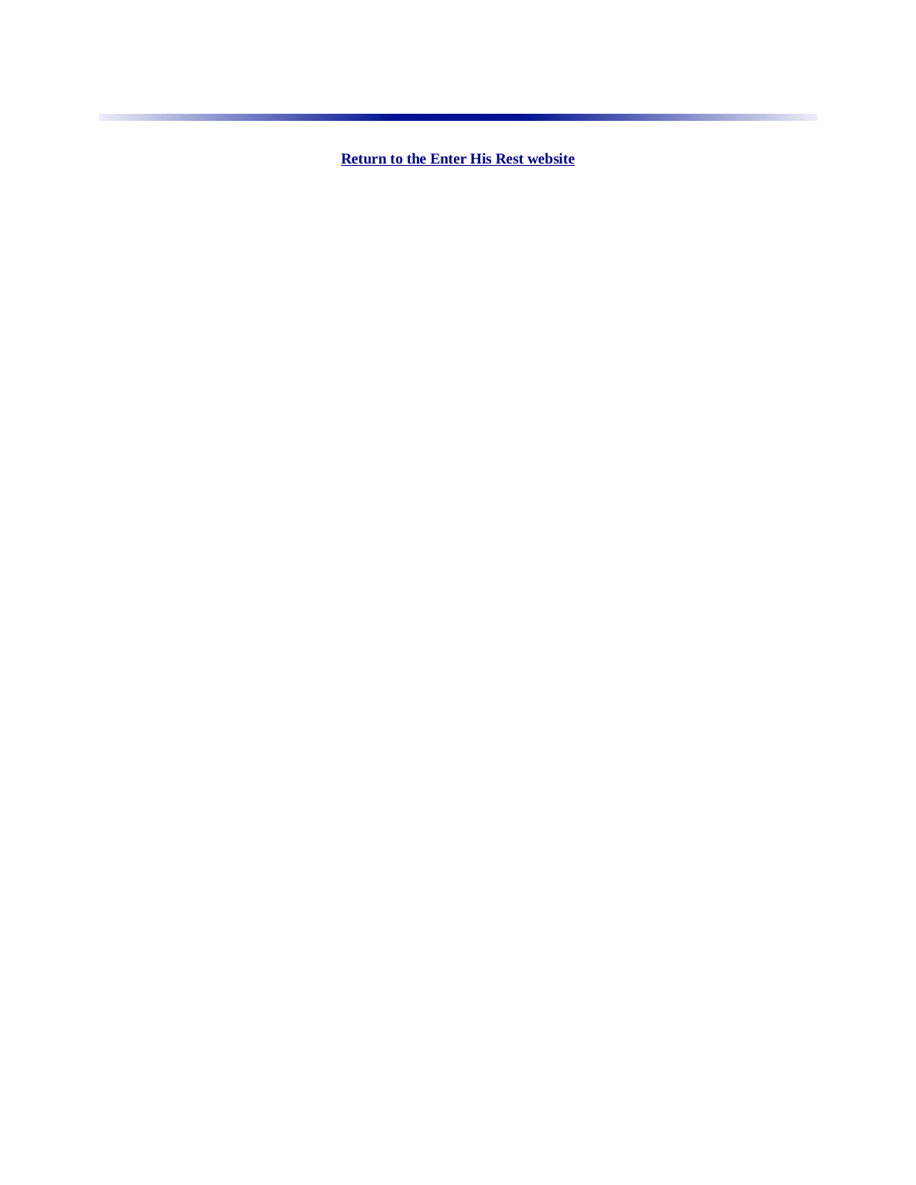---

**[Return to the Enter His Rest website](#)**